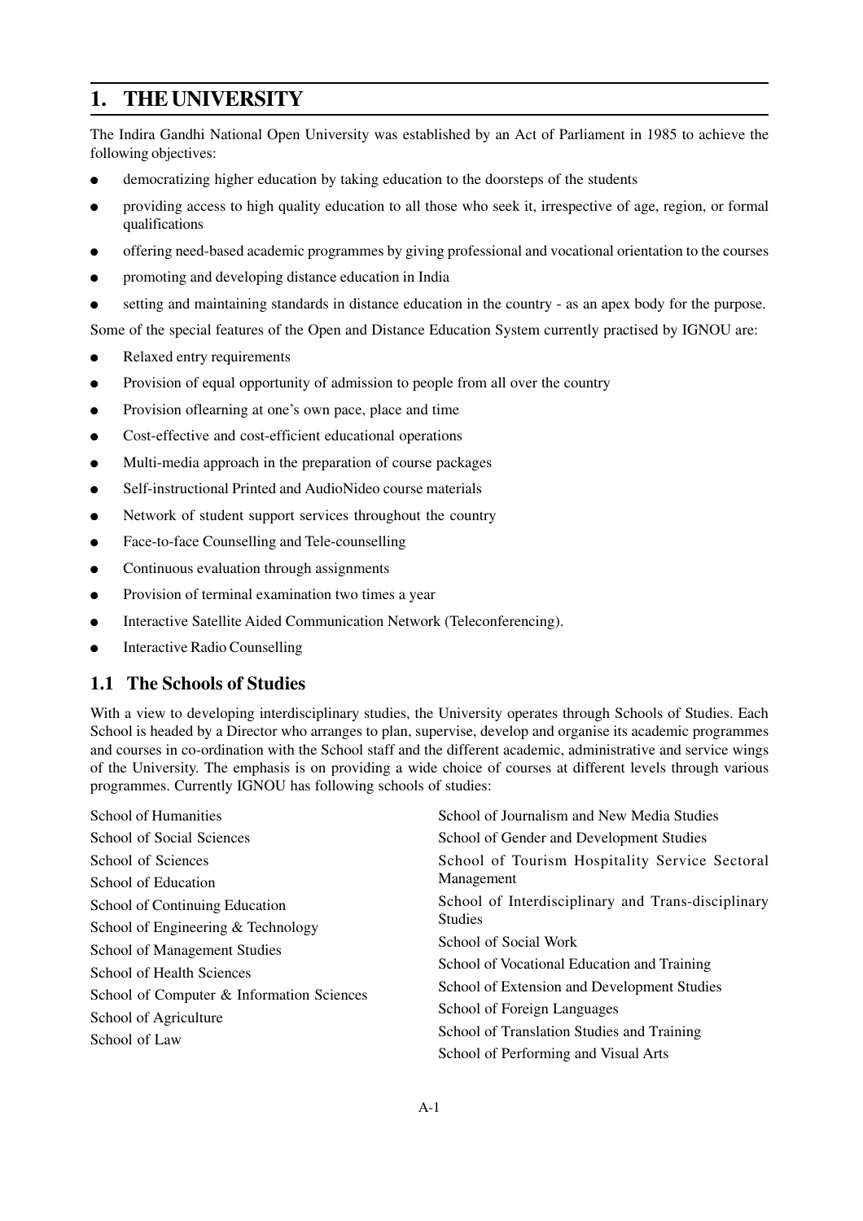# 1. THE UNIVERSITY

The Indira Gandhi National Open University was established by an Act of Parliament in 1985 to achieve the following objectives:

- democratizing higher education by taking education to the doorsteps of the students
- providing access to high quality education to all those who seek it, irrespective of age, region, or formal qualifications
- offering need-based academic programmes by giving professional and vocational orientation to the courses
- promoting and developing distance education in India
- setting and maintaining standards in distance education in the country - as an apex body for the purpose.

Some of the special features of the Open and Distance Education System currently practised by IGNOU are:

- Relaxed entry requirements
- Provision of equal opportunity of admission to people from all over the country
- Provision oflearning at one's own pace, place and time
- Cost-effective and cost-efficient educational operations
- Multi-media approach in the preparation of course packages
- Self-instructional Printed and AudioNideo course materials
- Network of student support services throughout the country
- Face-to-face Counselling and Tele-counselling
- Continuous evaluation through assignments
- Provision of terminal examination two times a year
- Interactive Satellite Aided Communication Network (Teleconferencing).
- Interactive Radio Counselling

## 1.1 The Schools of Studies

With a view to developing interdisciplinary studies, the University operates through Schools of Studies. Each School is headed by a Director who arranges to plan, supervise, develop and organise its academic programmes and courses in co-ordination with the School staff and the different academic, administrative and service wings of the University. The emphasis is on providing a wide choice of courses at different levels through various programmes. Currently IGNOU has following schools of studies:

School of Humanities
School of Social Sciences
School of Sciences
School of Education
School of Continuing Education
School of Engineering & Technology
School of Management Studies
School of Health Sciences
School of Computer & Information Sciences
School of Agriculture
School of Law
School of Journalism and New Media Studies
School of Gender and Development Studies
School of Tourism Hospitality Service Sectoral Management
School of Interdisciplinary and Trans-disciplinary Studies
School of Social Work
School of Vocational Education and Training
School of Extension and Development Studies
School of Foreign Languages
School of Translation Studies and Training
School of Performing and Visual Arts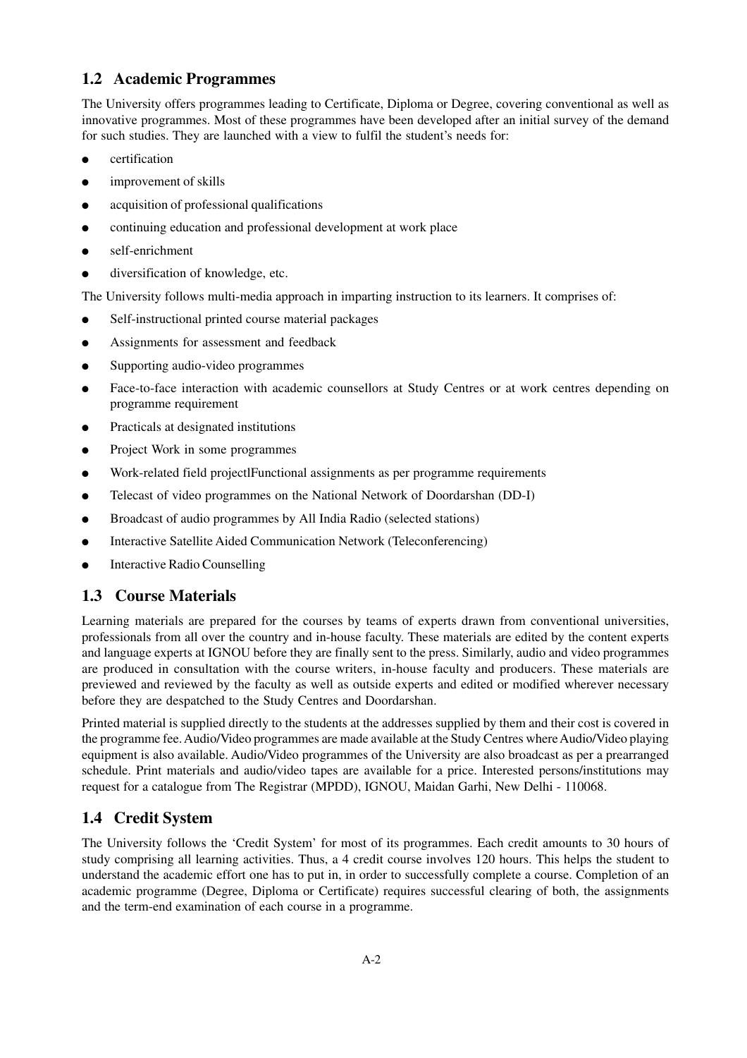## 1.2 Academic Programmes

The University offers programmes leading to Certificate, Diploma or Degree, covering conventional as well as innovative programmes. Most of these programmes have been developed after an initial survey of the demand for such studies. They are launched with a view to fulfil the student's needs for:

- certification
- improvement of skills
- acquisition of professional qualifications
- continuing education and professional development at work place
- self-enrichment
- diversification of knowledge, etc.

The University follows multi-media approach in imparting instruction to its learners. It comprises of:

- Self-instructional printed course material packages
- Assignments for assessment and feedback
- Supporting audio-video programmes
- Face-to-face interaction with academic counsellors at Study Centres or at work centres depending on programme requirement
- Practicals at designated institutions
- Project Work in some programmes
- Work-related field projectlFunctional assignments as per programme requirements
- Telecast of video programmes on the National Network of Doordarshan (DD-I)
- Broadcast of audio programmes by All India Radio (selected stations)
- Interactive Satellite Aided Communication Network (Teleconferencing)
- Interactive Radio Counselling

## 1.3 Course Materials

Learning materials are prepared for the courses by teams of experts drawn from conventional universities, professionals from all over the country and in-house faculty. These materials are edited by the content experts and language experts at IGNOU before they are finally sent to the press. Similarly, audio and video programmes are produced in consultation with the course writers, in-house faculty and producers. These materials are previewed and reviewed by the faculty as well as outside experts and edited or modified wherever necessary before they are despatched to the Study Centres and Doordarshan.

Printed material is supplied directly to the students at the addresses supplied by them and their cost is covered in the programme fee. Audio/Video programmes are made available at the Study Centres where Audio/Video playing equipment is also available. Audio/Video programmes of the University are also broadcast as per a prearranged schedule. Print materials and audio/video tapes are available for a price. Interested persons/institutions may request for a catalogue from The Registrar (MPDD), IGNOU, Maidan Garhi, New Delhi - 110068.

## 1.4 Credit System

The University follows the 'Credit System' for most of its programmes. Each credit amounts to 30 hours of study comprising all learning activities. Thus, a 4 credit course involves 120 hours. This helps the student to understand the academic effort one has to put in, in order to successfully complete a course. Completion of an academic programme (Degree, Diploma or Certificate) requires successful clearing of both, the assignments and the term-end examination of each course in a programme.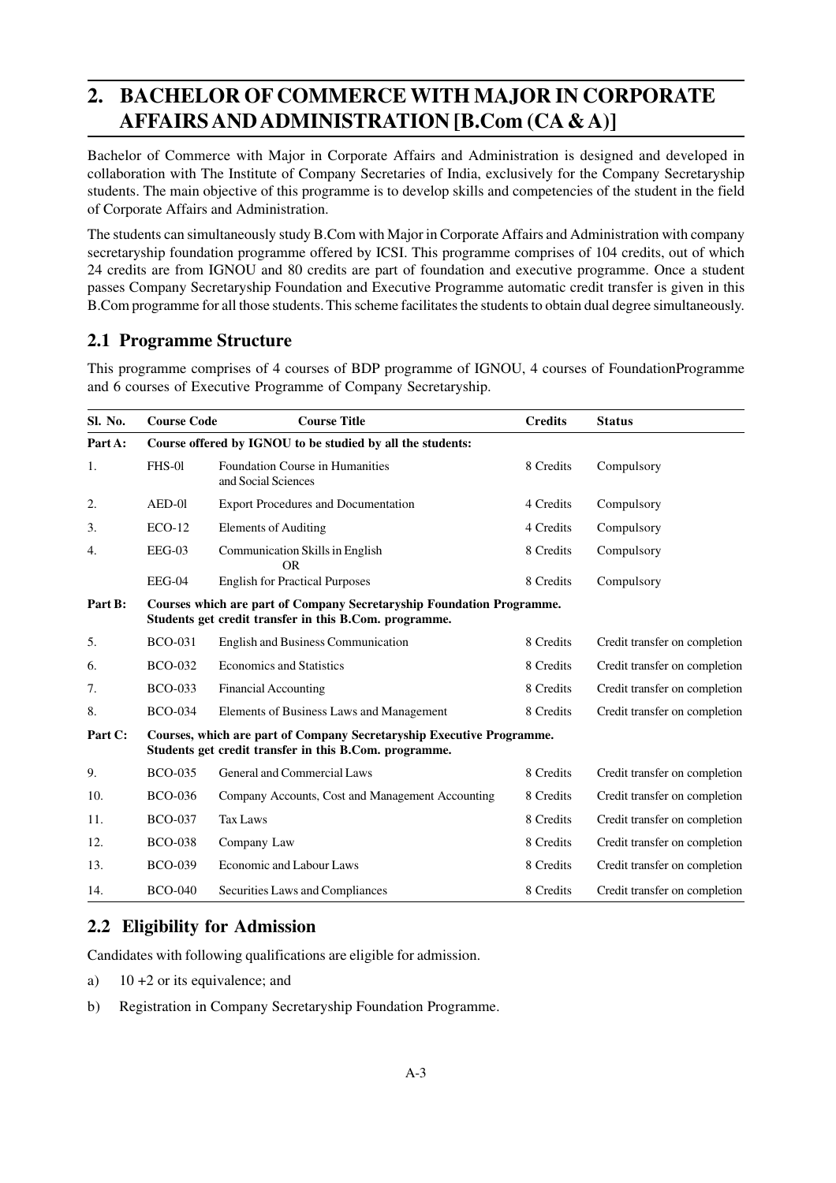## 2. BACHELOR OF COMMERCE WITH MAJOR IN CORPORATE AFFAIRS AND ADMINISTRATION [B.Com (CA & A)]

Bachelor of Commerce with Major in Corporate Affairs and Administration is designed and developed in collaboration with The Institute of Company Secretaries of India, exclusively for the Company Secretaryship students. The main objective of this programme is to develop skills and competencies of the student in the field of Corporate Affairs and Administration.

The students can simultaneously study B.Com with Major in Corporate Affairs and Administration with company secretaryship foundation programme offered by ICSI. This programme comprises of 104 credits, out of which 24 credits are from IGNOU and 80 credits are part of foundation and executive programme. Once a student passes Company Secretaryship Foundation and Executive Programme automatic credit transfer is given in this B.Com programme for all those students. This scheme facilitates the students to obtain dual degree simultaneously.

### 2.1 Programme Structure

This programme comprises of 4 courses of BDP programme of IGNOU, 4 courses of FoundationProgramme and 6 courses of Executive Programme of Company Secretaryship.

| Sl. No. | Course Code | Course Title | Credits | Status |
|---|---|---|---|---|
| **Part A:** | **Course offered by IGNOU to be studied by all the students:** | | | |
| 1. | FHS-0l | Foundation Course in Humanities and Social Sciences | 8 Credits | Compulsory |
| 2. | AED-0l | Export Procedures and Documentation | 4 Credits | Compulsory |
| 3. | ECO-12 | Elements of Auditing | 4 Credits | Compulsory |
| 4. | EEG-03 | Communication Skills in English OR | 8 Credits | Compulsory |
| | EEG-04 | English for Practical Purposes | 8 Credits | Compulsory |
| **Part B:** | **Courses which are part of Company Secretaryship Foundation Programme. Students get credit transfer in this B.Com. programme.** | | | |
| 5. | BCO-031 | English and Business Communication | 8 Credits | Credit transfer on completion |
| 6. | BCO-032 | Economics and Statistics | 8 Credits | Credit transfer on completion |
| 7. | BCO-033 | Financial Accounting | 8 Credits | Credit transfer on completion |
| 8. | BCO-034 | Elements of Business Laws and Management | 8 Credits | Credit transfer on completion |
| **Part C:** | **Courses, which are part of Company Secretaryship Executive Programme. Students get credit transfer in this B.Com. programme.** | | | |
| 9. | BCO-035 | General and Commercial Laws | 8 Credits | Credit transfer on completion |
| 10. | BCO-036 | Company Accounts, Cost and Management Accounting | 8 Credits | Credit transfer on completion |
| 11. | BCO-037 | Tax Laws | 8 Credits | Credit transfer on completion |
| 12. | BCO-038 | Company Law | 8 Credits | Credit transfer on completion |
| 13. | BCO-039 | Economic and Labour Laws | 8 Credits | Credit transfer on completion |
| 14. | BCO-040 | Securities Laws and Compliances | 8 Credits | Credit transfer on completion |

### 2.2 Eligibility for Admission

Candidates with following qualifications are eligible for admission.

a) 10 +2 or its equivalence; and

b) Registration in Company Secretaryship Foundation Programme.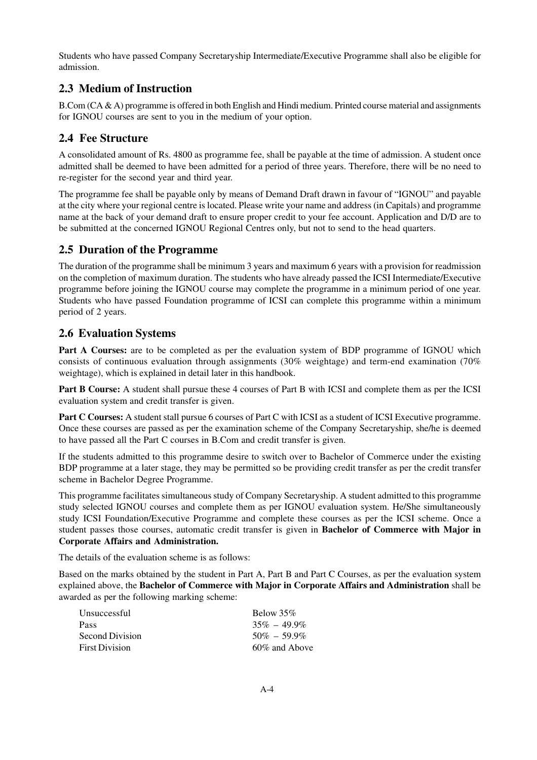Students who have passed Company Secretaryship Intermediate/Executive Programme shall also be eligible for admission.

## 2.3 Medium of Instruction

B.Com (CA & A) programme is offered in both English and Hindi medium. Printed course material and assignments for IGNOU courses are sent to you in the medium of your option.

## 2.4 Fee Structure

A consolidated amount of Rs. 4800 as programme fee, shall be payable at the time of admission. A student once admitted shall be deemed to have been admitted for a period of three years. Therefore, there will be no need to re-register for the second year and third year.

The programme fee shall be payable only by means of Demand Draft drawn in favour of "IGNOU" and payable at the city where your regional centre is located. Please write your name and address (in Capitals) and programme name at the back of your demand draft to ensure proper credit to your fee account. Application and D/D are to be submitted at the concerned IGNOU Regional Centres only, but not to send to the head quarters.

## 2.5 Duration of the Programme

The duration of the programme shall be minimum 3 years and maximum 6 years with a provision for readmission on the completion of maximum duration. The students who have already passed the ICSI Intermediate/Executive programme before joining the IGNOU course may complete the programme in a minimum period of one year. Students who have passed Foundation programme of ICSI can complete this programme within a minimum period of 2 years.

## 2.6 Evaluation Systems

**Part A Courses:** are to be completed as per the evaluation system of BDP programme of IGNOU which consists of continuous evaluation through assignments (30% weightage) and term-end examination (70% weightage), which is explained in detail later in this handbook.

**Part B Course:** A student shall pursue these 4 courses of Part B with ICSI and complete them as per the ICSI evaluation system and credit transfer is given.

**Part C Courses:** A student stall pursue 6 courses of Part C with ICSI as a student of ICSI Executive programme. Once these courses are passed as per the examination scheme of the Company Secretaryship, she/he is deemed to have passed all the Part C courses in B.Com and credit transfer is given.

If the students admitted to this programme desire to switch over to Bachelor of Commerce under the existing BDP programme at a later stage, they may be permitted so be providing credit transfer as per the credit transfer scheme in Bachelor Degree Programme.

This programme facilitates simultaneous study of Company Secretaryship. A student admitted to this programme study selected IGNOU courses and complete them as per IGNOU evaluation system. He/She simultaneously study ICSI Foundation/Executive Programme and complete these courses as per the ICSI scheme. Once a student passes those courses, automatic credit transfer is given in **Bachelor of Commerce with Major in Corporate Affairs and Administration.**

The details of the evaluation scheme is as follows:

Based on the marks obtained by the student in Part A, Part B and Part C Courses, as per the evaluation system explained above, the **Bachelor of Commerce with Major in Corporate Affairs and Administration** shall be awarded as per the following marking scheme:

| | |
|---|---|
| Unsuccessful | Below 35% |
| Pass | 35% – 49.9% |
| Second Division | 50% – 59.9% |
| First Division | 60% and Above |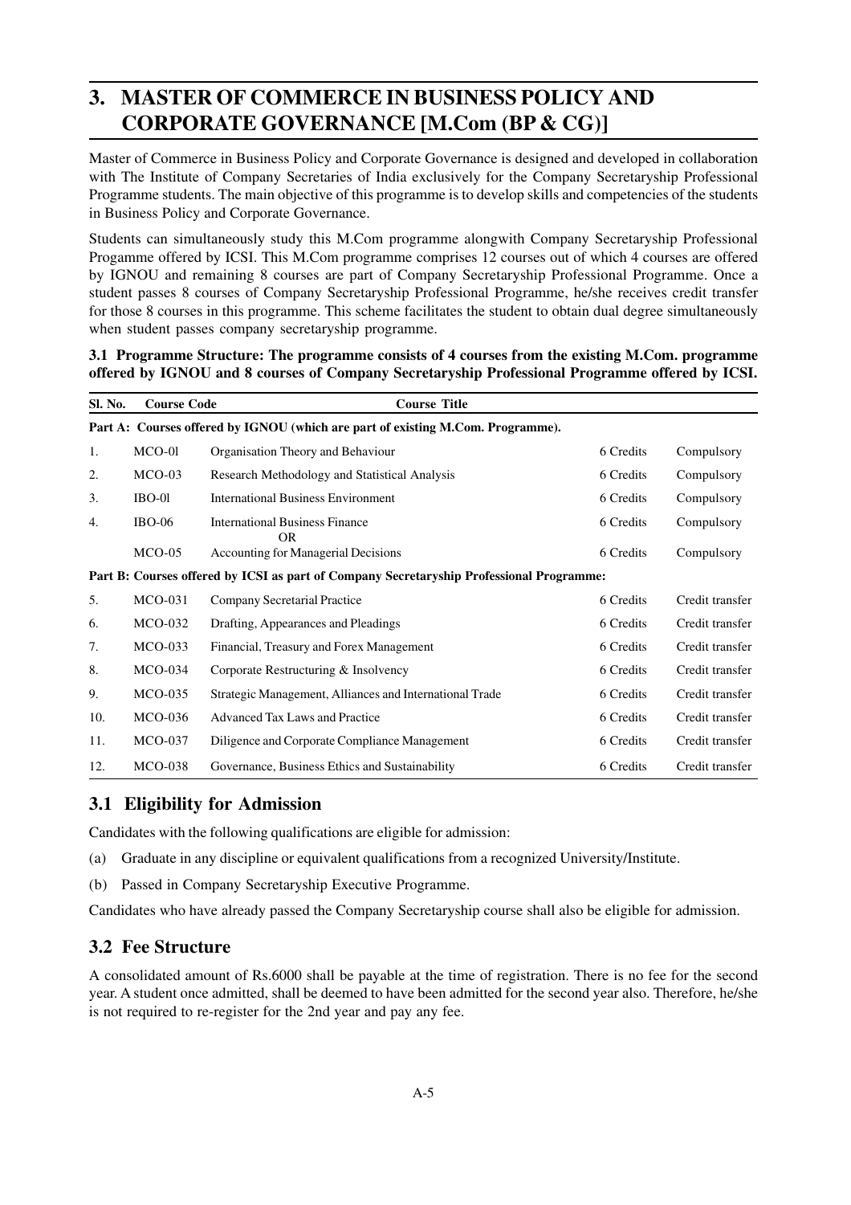# 3. MASTER OF COMMERCE IN BUSINESS POLICY AND CORPORATE GOVERNANCE [M.Com (BP & CG)]

Master of Commerce in Business Policy and Corporate Governance is designed and developed in collaboration with The Institute of Company Secretaries of India exclusively for the Company Secretaryship Professional Programme students. The main objective of this programme is to develop skills and competencies of the students in Business Policy and Corporate Governance.

Students can simultaneously study this M.Com programme alongwith Company Secretaryship Professional Progamme offered by ICSI. This M.Com programme comprises 12 courses out of which 4 courses are offered by IGNOU and remaining 8 courses are part of Company Secretaryship Professional Programme. Once a student passes 8 courses of Company Secretaryship Professional Programme, he/she receives credit transfer for those 8 courses in this programme. This scheme facilitates the student to obtain dual degree simultaneously when student passes company secretaryship programme.

**3.1 Programme Structure: The programme consists of 4 courses from the existing M.Com. programme offered by IGNOU and 8 courses of Company Secretaryship Professional Programme offered by ICSI.**

| Sl. No. | Course Code | Course Title | | |
|---|---|---|---|---|
| **Part A: Courses offered by IGNOU (which are part of existing M.Com. Programme).** | | | | |
| 1. | MCO-0l | Organisation Theory and Behaviour | 6 Credits | Compulsory |
| 2. | MCO-03 | Research Methodology and Statistical Analysis | 6 Credits | Compulsory |
| 3. | IBO-0l | International Business Environment | 6 Credits | Compulsory |
| 4. | IBO-06 | International Business Finance<br>OR | 6 Credits | Compulsory |
| | MCO-05 | Accounting for Managerial Decisions | 6 Credits | Compulsory |
| **Part B: Courses offered by ICSI as part of Company Secretaryship Professional Programme:** | | | | |
| 5. | MCO-031 | Company Secretarial Practice | 6 Credits | Credit transfer |
| 6. | MCO-032 | Drafting, Appearances and Pleadings | 6 Credits | Credit transfer |
| 7. | MCO-033 | Financial, Treasury and Forex Management | 6 Credits | Credit transfer |
| 8. | MCO-034 | Corporate Restructuring & Insolvency | 6 Credits | Credit transfer |
| 9. | MCO-035 | Strategic Management, Alliances and International Trade | 6 Credits | Credit transfer |
| 10. | MCO-036 | Advanced Tax Laws and Practice | 6 Credits | Credit transfer |
| 11. | MCO-037 | Diligence and Corporate Compliance Management | 6 Credits | Credit transfer |
| 12. | MCO-038 | Governance, Business Ethics and Sustainability | 6 Credits | Credit transfer |

## 3.1 Eligibility for Admission

Candidates with the following qualifications are eligible for admission:

(a) Graduate in any discipline or equivalent qualifications from a recognized University/Institute.

(b) Passed in Company Secretaryship Executive Programme.

Candidates who have already passed the Company Secretaryship course shall also be eligible for admission.

## 3.2 Fee Structure

A consolidated amount of Rs.6000 shall be payable at the time of registration. There is no fee for the second year. A student once admitted, shall be deemed to have been admitted for the second year also. Therefore, he/she is not required to re-register for the 2nd year and pay any fee.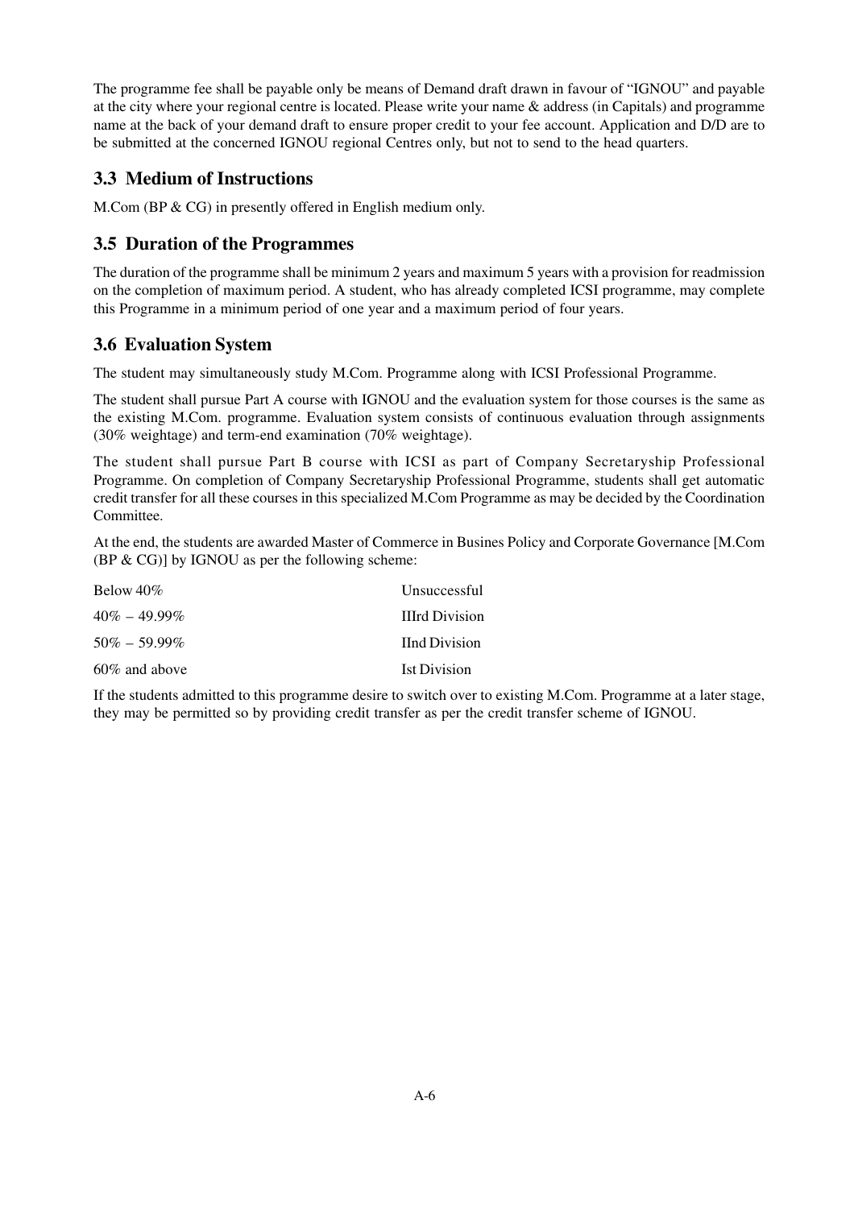The programme fee shall be payable only be means of Demand draft drawn in favour of "IGNOU" and payable at the city where your regional centre is located. Please write your name & address (in Capitals) and programme name at the back of your demand draft to ensure proper credit to your fee account. Application and D/D are to be submitted at the concerned IGNOU regional Centres only, but not to send to the head quarters.

## 3.3 Medium of Instructions

M.Com (BP & CG) in presently offered in English medium only.

## 3.5 Duration of the Programmes

The duration of the programme shall be minimum 2 years and maximum 5 years with a provision for readmission on the completion of maximum period. A student, who has already completed ICSI programme, may complete this Programme in a minimum period of one year and a maximum period of four years.

## 3.6 Evaluation System

The student may simultaneously study M.Com. Programme along with ICSI Professional Programme.

The student shall pursue Part A course with IGNOU and the evaluation system for those courses is the same as the existing M.Com. programme. Evaluation system consists of continuous evaluation through assignments (30% weightage) and term-end examination (70% weightage).

The student shall pursue Part B course with ICSI as part of Company Secretaryship Professional Programme. On completion of Company Secretaryship Professional Programme, students shall get automatic credit transfer for all these courses in this specialized M.Com Programme as may be decided by the Coordination Committee.

At the end, the students are awarded Master of Commerce in Busines Policy and Corporate Governance [M.Com (BP & CG)] by IGNOU as per the following scheme:

| | |
|---|---|
| Below 40% | Unsuccessful |
| 40% – 49.99% | IIIrd Division |
| 50% – 59.99% | IInd Division |
| 60% and above | Ist Division |

If the students admitted to this programme desire to switch over to existing M.Com. Programme at a later stage, they may be permitted so by providing credit transfer as per the credit transfer scheme of IGNOU.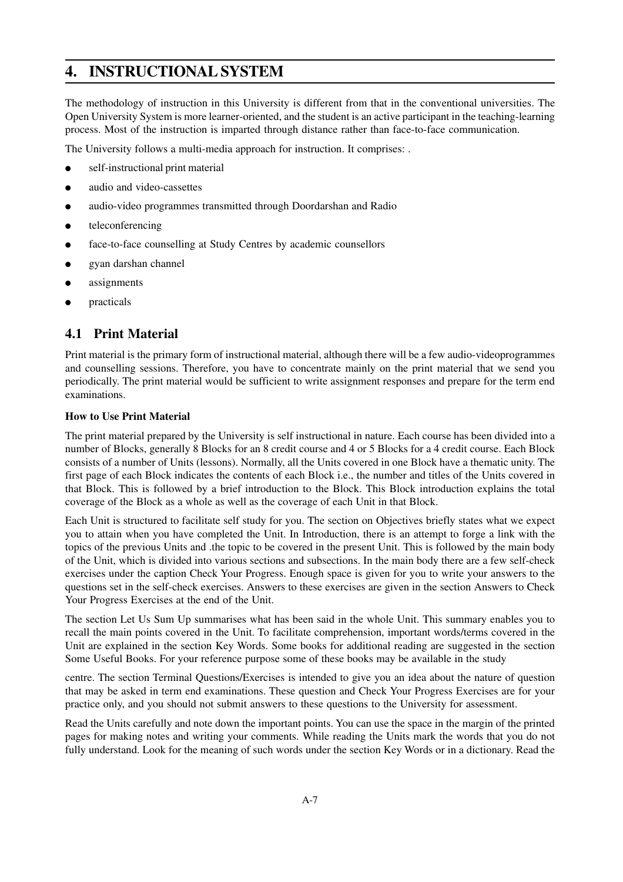# 4. INSTRUCTIONAL SYSTEM

The methodology of instruction in this University is different from that in the conventional universities. The Open University System is more learner-oriented, and the student is an active participant in the teaching-learning process. Most of the instruction is imparted through distance rather than face-to-face communication.

The University follows a multi-media approach for instruction. It comprises: .

- self-instructional print material
- audio and video-cassettes
- audio-video programmes transmitted through Doordarshan and Radio
- teleconferencing
- face-to-face counselling at Study Centres by academic counsellors
- gyan darshan channel
- assignments
- practicals

## 4.1 Print Material

Print material is the primary form of instructional material, although there will be a few audio-videoprogrammes and counselling sessions. Therefore, you have to concentrate mainly on the print material that we send you periodically. The print material would be sufficient to write assignment responses and prepare for the term end examinations.

**How to Use Print Material**

The print material prepared by the University is self instructional in nature. Each course has been divided into a number of Blocks, generally 8 Blocks for an 8 credit course and 4 or 5 Blocks for a 4 credit course. Each Block consists of a number of Units (lessons). Normally, all the Units covered in one Block have a thematic unity. The first page of each Block indicates the contents of each Block i.e., the number and titles of the Units covered in that Block. This is followed by a brief introduction to the Block. This Block introduction explains the total coverage of the Block as a whole as well as the coverage of each Unit in that Block.

Each Unit is structured to facilitate self study for you. The section on Objectives briefly states what we expect you to attain when you have completed the Unit. In Introduction, there is an attempt to forge a link with the topics of the previous Units and .the topic to be covered in the present Unit. This is followed by the main body of the Unit, which is divided into various sections and subsections. In the main body there are a few self-check exercises under the caption Check Your Progress. Enough space is given for you to write your answers to the questions set in the self-check exercises. Answers to these exercises are given in the section Answers to Check Your Progress Exercises at the end of the Unit.

The section Let Us Sum Up summarises what has been said in the whole Unit. This summary enables you to recall the main points covered in the Unit. To facilitate comprehension, important words/terms covered in the Unit are explained in the section Key Words. Some books for additional reading are suggested in the section Some Useful Books. For your reference purpose some of these books may be available in the study centre. The section Terminal Questions/Exercises is intended to give you an idea about the nature of question that may be asked in term end examinations. These question and Check Your Progress Exercises are for your practice only, and you should not submit answers to these questions to the University for assessment.

Read the Units carefully and note down the important points. You can use the space in the margin of the printed pages for making notes and writing your comments. While reading the Units mark the words that you do not fully understand. Look for the meaning of such words under the section Key Words or in a dictionary. Read the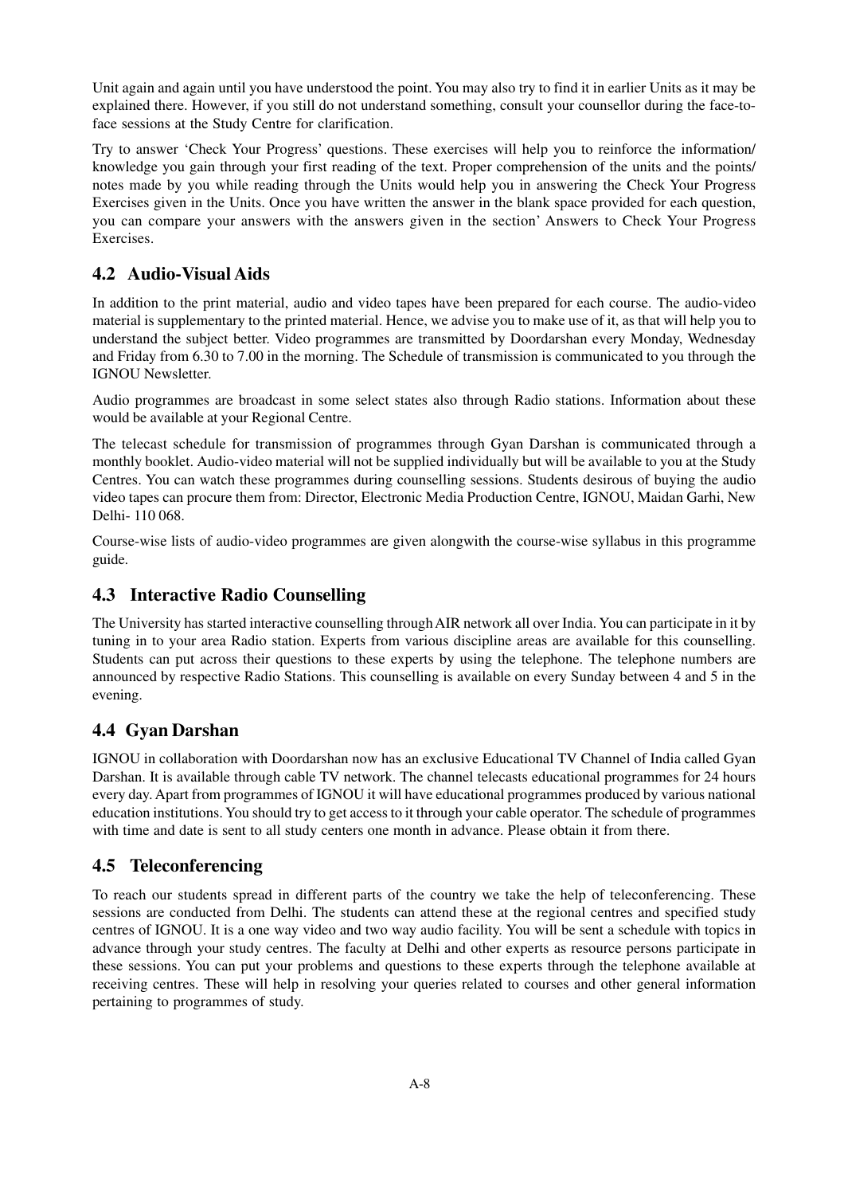Unit again and again until you have understood the point. You may also try to find it in earlier Units as it may be explained there. However, if you still do not understand something, consult your counsellor during the face-to-face sessions at the Study Centre for clarification.

Try to answer 'Check Your Progress' questions. These exercises will help you to reinforce the information/ knowledge you gain through your first reading of the text. Proper comprehension of the units and the points/ notes made by you while reading through the Units would help you in answering the Check Your Progress Exercises given in the Units. Once you have written the answer in the blank space provided for each question, you can compare your answers with the answers given in the section' Answers to Check Your Progress Exercises.

## 4.2 Audio-Visual Aids

In addition to the print material, audio and video tapes have been prepared for each course. The audio-video material is supplementary to the printed material. Hence, we advise you to make use of it, as that will help you to understand the subject better. Video programmes are transmitted by Doordarshan every Monday, Wednesday and Friday from 6.30 to 7.00 in the morning. The Schedule of transmission is communicated to you through the IGNOU Newsletter.

Audio programmes are broadcast in some select states also through Radio stations. Information about these would be available at your Regional Centre.

The telecast schedule for transmission of programmes through Gyan Darshan is communicated through a monthly booklet. Audio-video material will not be supplied individually but will be available to you at the Study Centres. You can watch these programmes during counselling sessions. Students desirous of buying the audio video tapes can procure them from: Director, Electronic Media Production Centre, IGNOU, Maidan Garhi, New Delhi- 110 068.

Course-wise lists of audio-video programmes are given alongwith the course-wise syllabus in this programme guide.

## 4.3 Interactive Radio Counselling

The University has started interactive counselling through AIR network all over India. You can participate in it by tuning in to your area Radio station. Experts from various discipline areas are available for this counselling. Students can put across their questions to these experts by using the telephone. The telephone numbers are announced by respective Radio Stations. This counselling is available on every Sunday between 4 and 5 in the evening.

## 4.4 Gyan Darshan

IGNOU in collaboration with Doordarshan now has an exclusive Educational TV Channel of India called Gyan Darshan. It is available through cable TV network. The channel telecasts educational programmes for 24 hours every day. Apart from programmes of IGNOU it will have educational programmes produced by various national education institutions. You should try to get access to it through your cable operator. The schedule of programmes with time and date is sent to all study centers one month in advance. Please obtain it from there.

## 4.5 Teleconferencing

To reach our students spread in different parts of the country we take the help of teleconferencing. These sessions are conducted from Delhi. The students can attend these at the regional centres and specified study centres of IGNOU. It is a one way video and two way audio facility. You will be sent a schedule with topics in advance through your study centres. The faculty at Delhi and other experts as resource persons participate in these sessions. You can put your problems and questions to these experts through the telephone available at receiving centres. These will help in resolving your queries related to courses and other general information pertaining to programmes of study.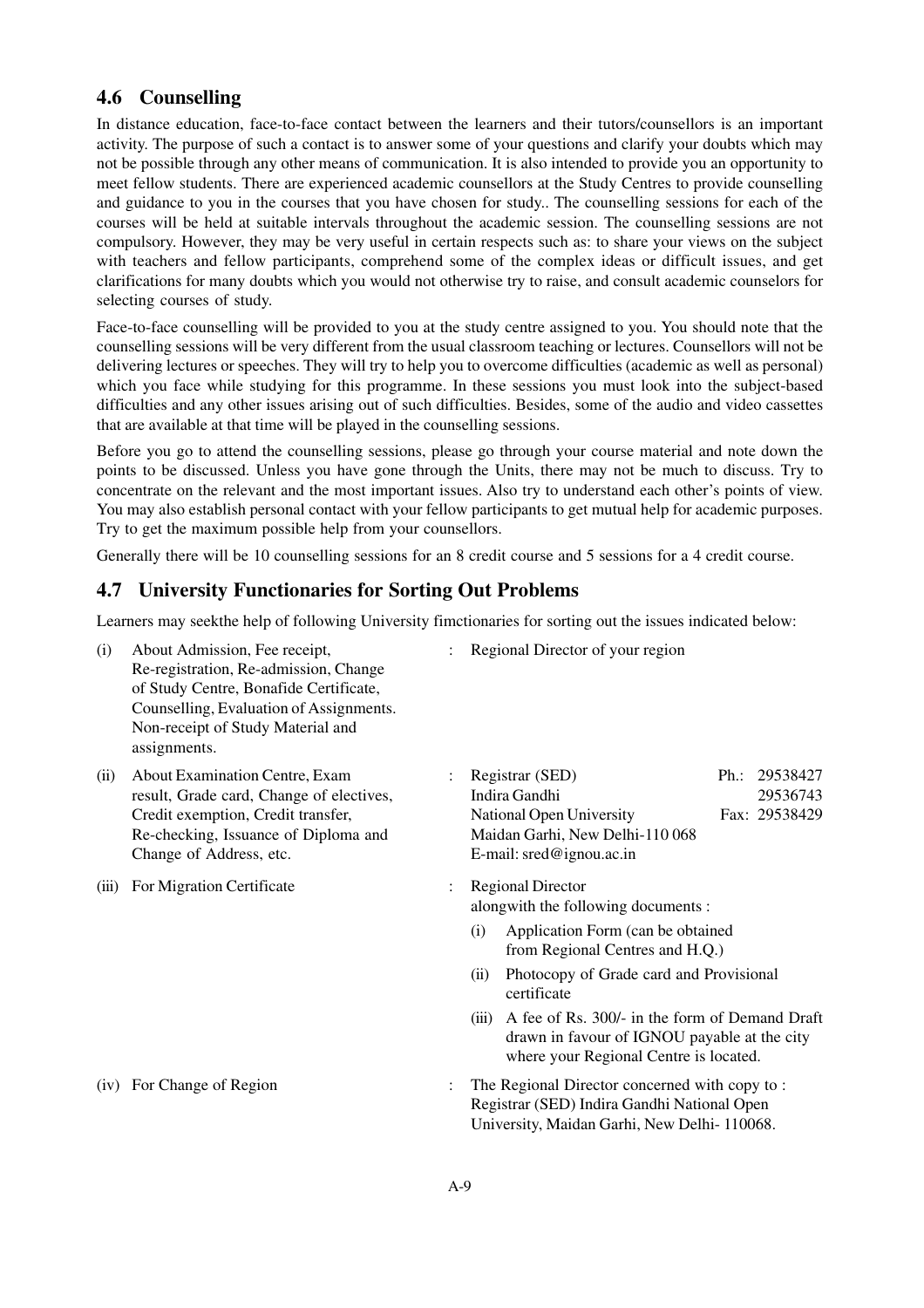## 4.6 Counselling

In distance education, face-to-face contact between the learners and their tutors/counsellors is an important activity. The purpose of such a contact is to answer some of your questions and clarify your doubts which may not be possible through any other means of communication. It is also intended to provide you an opportunity to meet fellow students. There are experienced academic counsellors at the Study Centres to provide counselling and guidance to you in the courses that you have chosen for study.. The counselling sessions for each of the courses will be held at suitable intervals throughout the academic session. The counselling sessions are not compulsory. However, they may be very useful in certain respects such as: to share your views on the subject with teachers and fellow participants, comprehend some of the complex ideas or difficult issues, and get clarifications for many doubts which you would not otherwise try to raise, and consult academic counselors for selecting courses of study.

Face-to-face counselling will be provided to you at the study centre assigned to you. You should note that the counselling sessions will be very different from the usual classroom teaching or lectures. Counsellors will not be delivering lectures or speeches. They will try to help you to overcome difficulties (academic as well as personal) which you face while studying for this programme. In these sessions you must look into the subject-based difficulties and any other issues arising out of such difficulties. Besides, some of the audio and video cassettes that are available at that time will be played in the counselling sessions.

Before you go to attend the counselling sessions, please go through your course material and note down the points to be discussed. Unless you have gone through the Units, there may not be much to discuss. Try to concentrate on the relevant and the most important issues. Also try to understand each other's points of view. You may also establish personal contact with your fellow participants to get mutual help for academic purposes. Try to get the maximum possible help from your counsellors.

Generally there will be 10 counselling sessions for an 8 credit course and 5 sessions for a 4 credit course.

## 4.7 University Functionaries for Sorting Out Problems

Learners may seekthe help of following University fimctionaries for sorting out the issues indicated below:

(i) About Admission, Fee receipt, Re-registration, Re-admission, Change of Study Centre, Bonafide Certificate, Counselling, Evaluation of Assignments. Non-receipt of Study Material and assignments. : Regional Director of your region

(ii) About Examination Centre, Exam result, Grade card, Change of electives, Credit exemption, Credit transfer, Re-checking, Issuance of Diploma and Change of Address, etc. : Registrar (SED)
Indira Gandhi
National Open University
Maidan Garhi, New Delhi-110 068
E-mail: sred@ignou.ac.in
Ph.: 29538427
29536743
Fax: 29538429

(iii) For Migration Certificate : Regional Director alongwith the following documents :

- (i) Application Form (can be obtained from Regional Centres and H.Q.)
- (ii) Photocopy of Grade card and Provisional certificate
- (iii) A fee of Rs. 300/- in the form of Demand Draft drawn in favour of IGNOU payable at the city where your Regional Centre is located.

(iv) For Change of Region : The Regional Director concerned with copy to : Registrar (SED) Indira Gandhi National Open University, Maidan Garhi, New Delhi- 110068.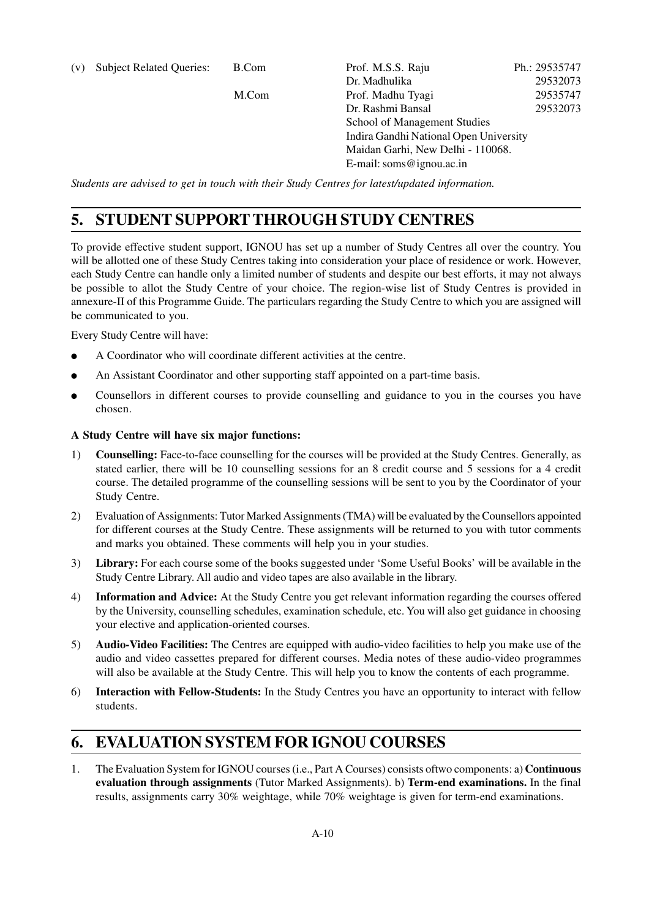(v) Subject Related Queries:

| | | |
|---|---|---|
| B.Com | Prof. M.S.S. Raju | Ph.: 29535747 |
| | Dr. Madhulika | 29532073 |
| M.Com | Prof. Madhu Tyagi | 29535747 |
| | Dr. Rashmi Bansal | 29532073 |

School of Management Studies
Indira Gandhi National Open University
Maidan Garhi, New Delhi - 110068.
E-mail: soms@ignou.ac.in

*Students are advised to get in touch with their Study Centres for latest/updated information.*

## 5. STUDENT SUPPORT THROUGH STUDY CENTRES

To provide effective student support, IGNOU has set up a number of Study Centres all over the country. You will be allotted one of these Study Centres taking into consideration your place of residence or work. However, each Study Centre can handle only a limited number of students and despite our best efforts, it may not always be possible to allot the Study Centre of your choice. The region-wise list of Study Centres is provided in annexure-II of this Programme Guide. The particulars regarding the Study Centre to which you are assigned will be communicated to you.

Every Study Centre will have:

- A Coordinator who will coordinate different activities at the centre.
- An Assistant Coordinator and other supporting staff appointed on a part-time basis.
- Counsellors in different courses to provide counselling and guidance to you in the courses you have chosen.

**A Study Centre will have six major functions:**

1) **Counselling:** Face-to-face counselling for the courses will be provided at the Study Centres. Generally, as stated earlier, there will be 10 counselling sessions for an 8 credit course and 5 sessions for a 4 credit course. The detailed programme of the counselling sessions will be sent to you by the Coordinator of your Study Centre.
2) Evaluation of Assignments: Tutor Marked Assignments (TMA) will be evaluated by the Counsellors appointed for different courses at the Study Centre. These assignments will be returned to you with tutor comments and marks you obtained. These comments will help you in your studies.
3) **Library:** For each course some of the books suggested under 'Some Useful Books' will be available in the Study Centre Library. All audio and video tapes are also available in the library.
4) **Information and Advice:** At the Study Centre you get relevant information regarding the courses offered by the University, counselling schedules, examination schedule, etc. You will also get guidance in choosing your elective and application-oriented courses.
5) **Audio-Video Facilities:** The Centres are equipped with audio-video facilities to help you make use of the audio and video cassettes prepared for different courses. Media notes of these audio-video programmes will also be available at the Study Centre. This will help you to know the contents of each programme.
6) **Interaction with Fellow-Students:** In the Study Centres you have an opportunity to interact with fellow students.

## 6. EVALUATION SYSTEM FOR IGNOU COURSES

1. The Evaluation System for IGNOU courses (i.e., Part A Courses) consists oftwo components: a) **Continuous evaluation through assignments** (Tutor Marked Assignments). b) **Term-end examinations.** In the final results, assignments carry 30% weightage, while 70% weightage is given for term-end examinations.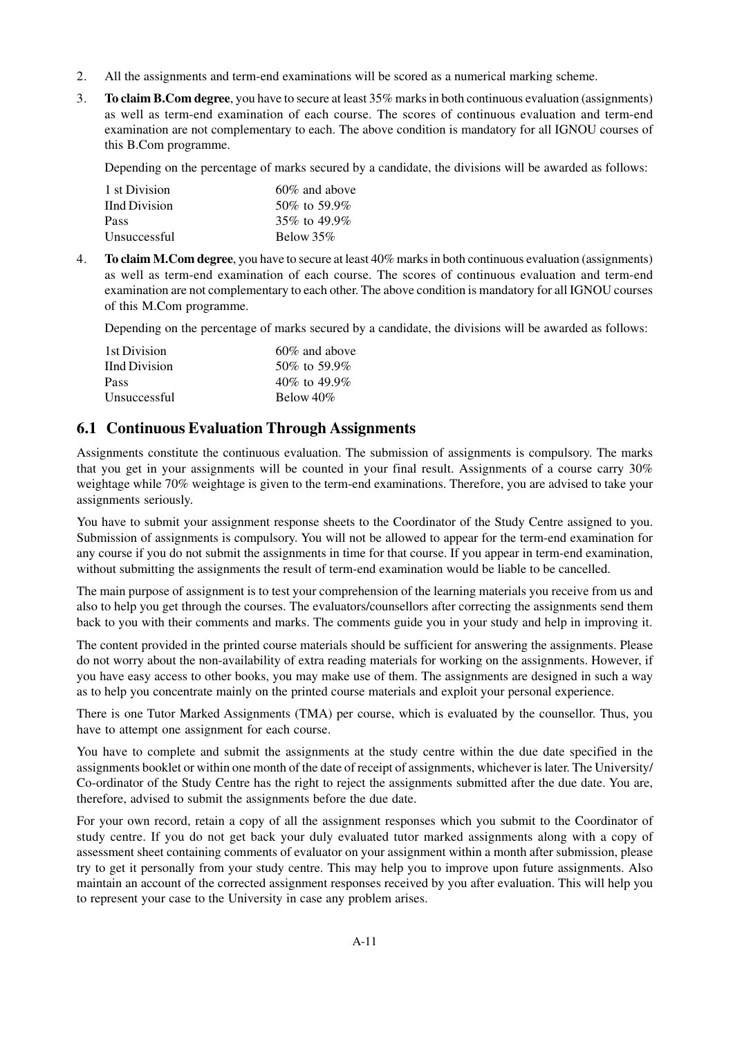2. All the assignments and term-end examinations will be scored as a numerical marking scheme.

3. **To claim B.Com degree**, you have to secure at least 35% marks in both continuous evaluation (assignments) as well as term-end examination of each course. The scores of continuous evaluation and term-end examination are not complementary to each. The above condition is mandatory for all IGNOU courses of this B.Com programme.

   Depending on the percentage of marks secured by a candidate, the divisions will be awarded as follows:

   | | |
   |---|---|
   | 1 st Division | 60% and above |
   | IInd Division | 50% to 59.9% |
   | Pass | 35% to 49.9% |
   | Unsuccessful | Below 35% |

4. **To claim M.Com degree**, you have to secure at least 40% marks in both continuous evaluation (assignments) as well as term-end examination of each course. The scores of continuous evaluation and term-end examination are not complementary to each other. The above condition is mandatory for all IGNOU courses of this M.Com programme.

   Depending on the percentage of marks secured by a candidate, the divisions will be awarded as follows:

   | | |
   |---|---|
   | 1st Division | 60% and above |
   | IInd Division | 50% to 59.9% |
   | Pass | 40% to 49.9% |
   | Unsuccessful | Below 40% |

## 6.1 Continuous Evaluation Through Assignments

Assignments constitute the continuous evaluation. The submission of assignments is compulsory. The marks that you get in your assignments will be counted in your final result. Assignments of a course carry 30% weightage while 70% weightage is given to the term-end examinations. Therefore, you are advised to take your assignments seriously.

You have to submit your assignment response sheets to the Coordinator of the Study Centre assigned to you. Submission of assignments is compulsory. You will not be allowed to appear for the term-end examination for any course if you do not submit the assignments in time for that course. If you appear in term-end examination, without submitting the assignments the result of term-end examination would be liable to be cancelled.

The main purpose of assignment is to test your comprehension of the learning materials you receive from us and also to help you get through the courses. The evaluators/counsellors after correcting the assignments send them back to you with their comments and marks. The comments guide you in your study and help in improving it.

The content provided in the printed course materials should be sufficient for answering the assignments. Please do not worry about the non-availability of extra reading materials for working on the assignments. However, if you have easy access to other books, you may make use of them. The assignments are designed in such a way as to help you concentrate mainly on the printed course materials and exploit your personal experience.

There is one Tutor Marked Assignments (TMA) per course, which is evaluated by the counsellor. Thus, you have to attempt one assignment for each course.

You have to complete and submit the assignments at the study centre within the due date specified in the assignments booklet or within one month of the date of receipt of assignments, whichever is later. The University/ Co-ordinator of the Study Centre has the right to reject the assignments submitted after the due date. You are, therefore, advised to submit the assignments before the due date.

For your own record, retain a copy of all the assignment responses which you submit to the Coordinator of study centre. If you do not get back your duly evaluated tutor marked assignments along with a copy of assessment sheet containing comments of evaluator on your assignment within a month after submission, please try to get it personally from your study centre. This may help you to improve upon future assignments. Also maintain an account of the corrected assignment responses received by you after evaluation. This will help you to represent your case to the University in case any problem arises.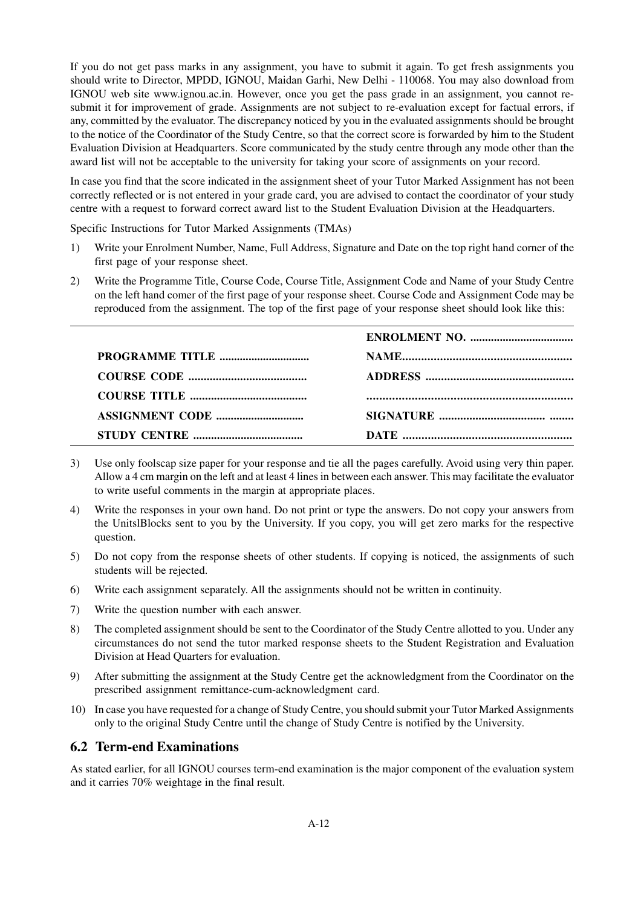If you do not get pass marks in any assignment, you have to submit it again. To get fresh assignments you should write to Director, MPDD, IGNOU, Maidan Garhi, New Delhi - 110068. You may also download from IGNOU web site www.ignou.ac.in. However, once you get the pass grade in an assignment, you cannot re-submit it for improvement of grade. Assignments are not subject to re-evaluation except for factual errors, if any, committed by the evaluator. The discrepancy noticed by you in the evaluated assignments should be brought to the notice of the Coordinator of the Study Centre, so that the correct score is forwarded by him to the Student Evaluation Division at Headquarters. Score communicated by the study centre through any mode other than the award list will not be acceptable to the university for taking your score of assignments on your record.

In case you find that the score indicated in the assignment sheet of your Tutor Marked Assignment has not been correctly reflected or is not entered in your grade card, you are advised to contact the coordinator of your study centre with a request to forward correct award list to the Student Evaluation Division at the Headquarters.

Specific Instructions for Tutor Marked Assignments (TMAs)

1) Write your Enrolment Number, Name, Full Address, Signature and Date on the top right hand corner of the first page of your response sheet.
2) Write the Programme Title, Course Code, Course Title, Assignment Code and Name of your Study Centre on the left hand comer of the first page of your response sheet. Course Code and Assignment Code may be reproduced from the assignment. The top of the first page of your response sheet should look like this:

| | |
|---|---|
| | **ENROLMENT NO. ..................................** |
| **PROGRAMME TITLE ..............................** | **NAME.....................................................** |
| **COURSE CODE .......................................** | **ADDRESS ...............................................** |
| **COURSE TITLE .......................................** | **................................................................** |
| **ASSIGNMENT CODE .............................** | **SIGNATURE .................................. ........** |
| **STUDY CENTRE ....................................** | **DATE .....................................................** |

3) Use only foolscap size paper for your response and tie all the pages carefully. Avoid using very thin paper. Allow a 4 cm margin on the left and at least 4 lines in between each answer. This may facilitate the evaluator to write useful comments in the margin at appropriate places.
4) Write the responses in your own hand. Do not print or type the answers. Do not copy your answers from the UnitslBlocks sent to you by the University. If you copy, you will get zero marks for the respective question.
5) Do not copy from the response sheets of other students. If copying is noticed, the assignments of such students will be rejected.
6) Write each assignment separately. All the assignments should not be written in continuity.
7) Write the question number with each answer.
8) The completed assignment should be sent to the Coordinator of the Study Centre allotted to you. Under any circumstances do not send the tutor marked response sheets to the Student Registration and Evaluation Division at Head Quarters for evaluation.
9) After submitting the assignment at the Study Centre get the acknowledgment from the Coordinator on the prescribed assignment remittance-cum-acknowledgment card.
10) In case you have requested for a change of Study Centre, you should submit your Tutor Marked Assignments only to the original Study Centre until the change of Study Centre is notified by the University.

## 6.2 Term-end Examinations

As stated earlier, for all IGNOU courses term-end examination is the major component of the evaluation system and it carries 70% weightage in the final result.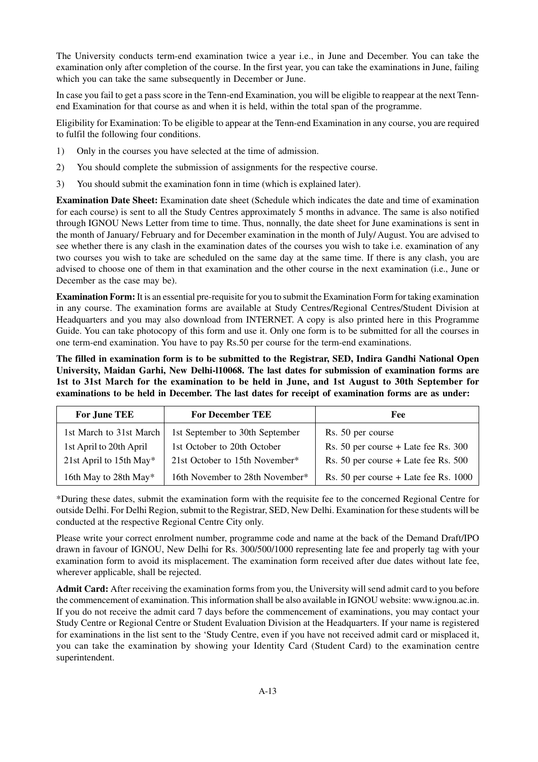The University conducts term-end examination twice a year i.e., in June and December. You can take the examination only after completion of the course. In the first year, you can take the examinations in June, failing which you can take the same subsequently in December or June.

In case you fail to get a pass score in the Tenn-end Examination, you will be eligible to reappear at the next Tenn-end Examination for that course as and when it is held, within the total span of the programme.

Eligibility for Examination: To be eligible to appear at the Tenn-end Examination in any course, you are required to fulfil the following four conditions.

1) Only in the courses you have selected at the time of admission.
2) You should complete the submission of assignments for the respective course.
3) You should submit the examination fonn in time (which is explained later).

**Examination Date Sheet:** Examination date sheet (Schedule which indicates the date and time of examination for each course) is sent to all the Study Centres approximately 5 months in advance. The same is also notified through IGNOU News Letter from time to time. Thus, nonnally, the date sheet for June examinations is sent in the month of January/ February and for December examination in the month of July/ August. You are advised to see whether there is any clash in the examination dates of the courses you wish to take i.e. examination of any two courses you wish to take are scheduled on the same day at the same time. If there is any clash, you are advised to choose one of them in that examination and the other course in the next examination (i.e., June or December as the case may be).

**Examination Form:** It is an essential pre-requisite for you to submit the Examination Form for taking examination in any course. The examination forms are available at Study Centres/Regional Centres/Student Division at Headquarters and you may also download from INTERNET. A copy is also printed here in this Programme Guide. You can take photocopy of this form and use it. Only one form is to be submitted for all the courses in one term-end examination. You have to pay Rs.50 per course for the term-end examinations.

**The filled in examination form is to be submitted to the Registrar, SED, Indira Gandhi National Open University, Maidan Garhi, New Delhi-l10068. The last dates for submission of examination forms are 1st to 31st March for the examination to be held in June, and 1st August to 30th September for examinations to be held in December. The last dates for receipt of examination forms are as under:**

| For June TEE | For December TEE | Fee |
|---|---|---|
| 1st March to 31st March | 1st September to 30th September | Rs. 50 per course |
| 1st April to 20th April | 1st October to 20th October | Rs. 50 per course + Late fee Rs. 300 |
| 21st April to 15th May* | 21st October to 15th November* | Rs. 50 per course + Late fee Rs. 500 |
| 16th May to 28th May* | 16th November to 28th November* | Rs. 50 per course + Late fee Rs. 1000 |

*During these dates, submit the examination form with the requisite fee to the concerned Regional Centre for outside Delhi. For Delhi Region, submit to the Registrar, SED, New Delhi. Examination for these students will be conducted at the respective Regional Centre City only.

Please write your correct enrolment number, programme code and name at the back of the Demand Draft/IPO drawn in favour of IGNOU, New Delhi for Rs. 300/500/1000 representing late fee and properly tag with your examination form to avoid its misplacement. The examination form received after due dates without late fee, wherever applicable, shall be rejected.

**Admit Card:** After receiving the examination forms from you, the University will send admit card to you before the commencement of examination. This information shall be also available in IGNOU website: www.ignou.ac.in. If you do not receive the admit card 7 days before the commencement of examinations, you may contact your Study Centre or Regional Centre or Student Evaluation Division at the Headquarters. If your name is registered for examinations in the list sent to the 'Study Centre, even if you have not received admit card or misplaced it, you can take the examination by showing your Identity Card (Student Card) to the examination centre superintendent.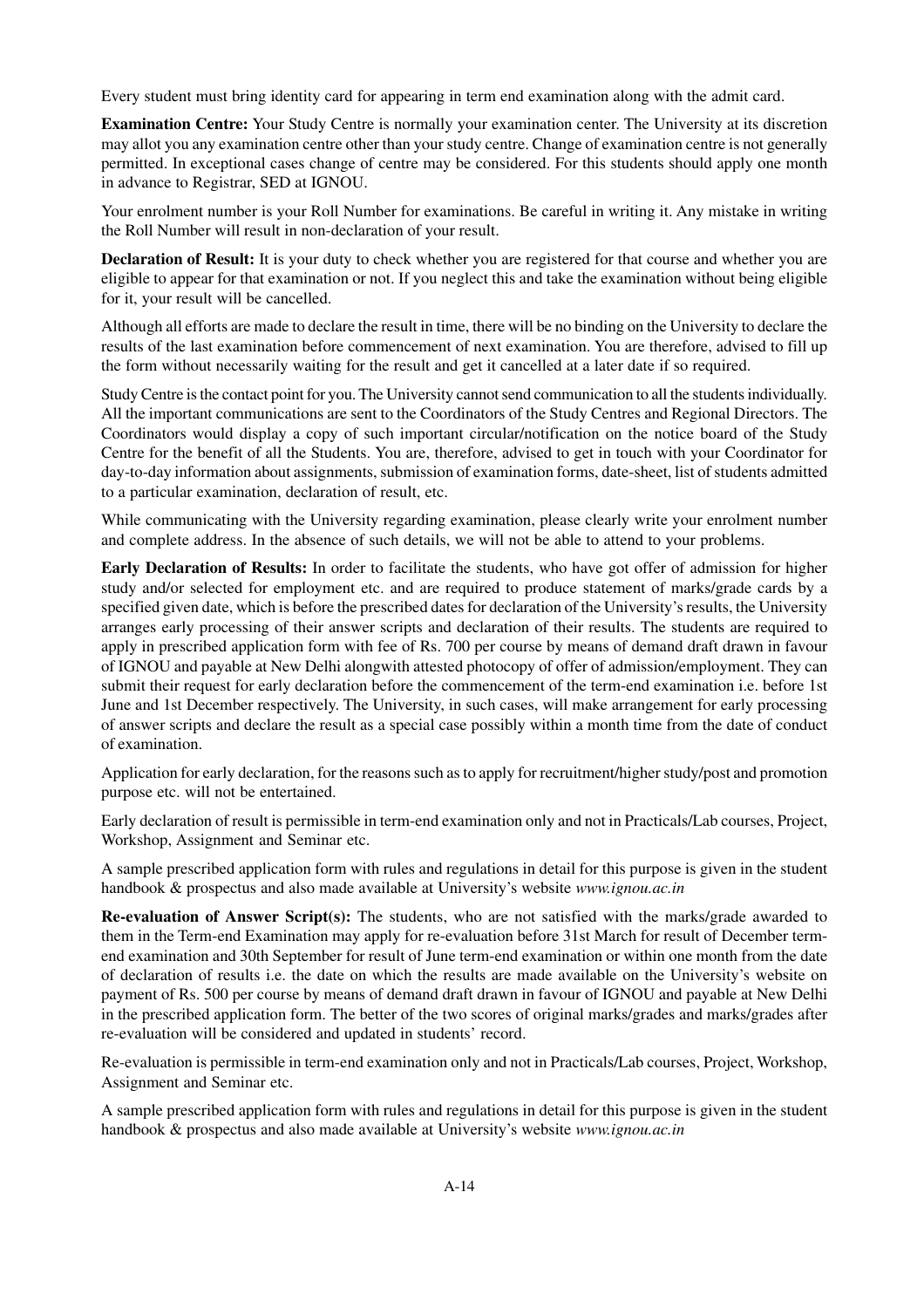Every student must bring identity card for appearing in term end examination along with the admit card.

**Examination Centre:** Your Study Centre is normally your examination center. The University at its discretion may allot you any examination centre other than your study centre. Change of examination centre is not generally permitted. In exceptional cases change of centre may be considered. For this students should apply one month in advance to Registrar, SED at IGNOU.

Your enrolment number is your Roll Number for examinations. Be careful in writing it. Any mistake in writing the Roll Number will result in non-declaration of your result.

**Declaration of Result:** It is your duty to check whether you are registered for that course and whether you are eligible to appear for that examination or not. If you neglect this and take the examination without being eligible for it, your result will be cancelled.

Although all efforts are made to declare the result in time, there will be no binding on the University to declare the results of the last examination before commencement of next examination. You are therefore, advised to fill up the form without necessarily waiting for the result and get it cancelled at a later date if so required.

Study Centre is the contact point for you. The University cannot send communication to all the students individually. All the important communications are sent to the Coordinators of the Study Centres and Regional Directors. The Coordinators would display a copy of such important circular/notification on the notice board of the Study Centre for the benefit of all the Students. You are, therefore, advised to get in touch with your Coordinator for day-to-day information about assignments, submission of examination forms, date-sheet, list of students admitted to a particular examination, declaration of result, etc.

While communicating with the University regarding examination, please clearly write your enrolment number and complete address. In the absence of such details, we will not be able to attend to your problems.

**Early Declaration of Results:** In order to facilitate the students, who have got offer of admission for higher study and/or selected for employment etc. and are required to produce statement of marks/grade cards by a specified given date, which is before the prescribed dates for declaration of the University's results, the University arranges early processing of their answer scripts and declaration of their results. The students are required to apply in prescribed application form with fee of Rs. 700 per course by means of demand draft drawn in favour of IGNOU and payable at New Delhi alongwith attested photocopy of offer of admission/employment. They can submit their request for early declaration before the commencement of the term-end examination i.e. before 1st June and 1st December respectively. The University, in such cases, will make arrangement for early processing of answer scripts and declare the result as a special case possibly within a month time from the date of conduct of examination.

Application for early declaration, for the reasons such as to apply for recruitment/higher study/post and promotion purpose etc. will not be entertained.

Early declaration of result is permissible in term-end examination only and not in Practicals/Lab courses, Project, Workshop, Assignment and Seminar etc.

A sample prescribed application form with rules and regulations in detail for this purpose is given in the student handbook & prospectus and also made available at University's website *www.ignou.ac.in*

**Re-evaluation of Answer Script(s):** The students, who are not satisfied with the marks/grade awarded to them in the Term-end Examination may apply for re-evaluation before 31st March for result of December term-end examination and 30th September for result of June term-end examination or within one month from the date of declaration of results i.e. the date on which the results are made available on the University's website on payment of Rs. 500 per course by means of demand draft drawn in favour of IGNOU and payable at New Delhi in the prescribed application form. The better of the two scores of original marks/grades and marks/grades after re-evaluation will be considered and updated in students' record.

Re-evaluation is permissible in term-end examination only and not in Practicals/Lab courses, Project, Workshop, Assignment and Seminar etc.

A sample prescribed application form with rules and regulations in detail for this purpose is given in the student handbook & prospectus and also made available at University's website *www.ignou.ac.in*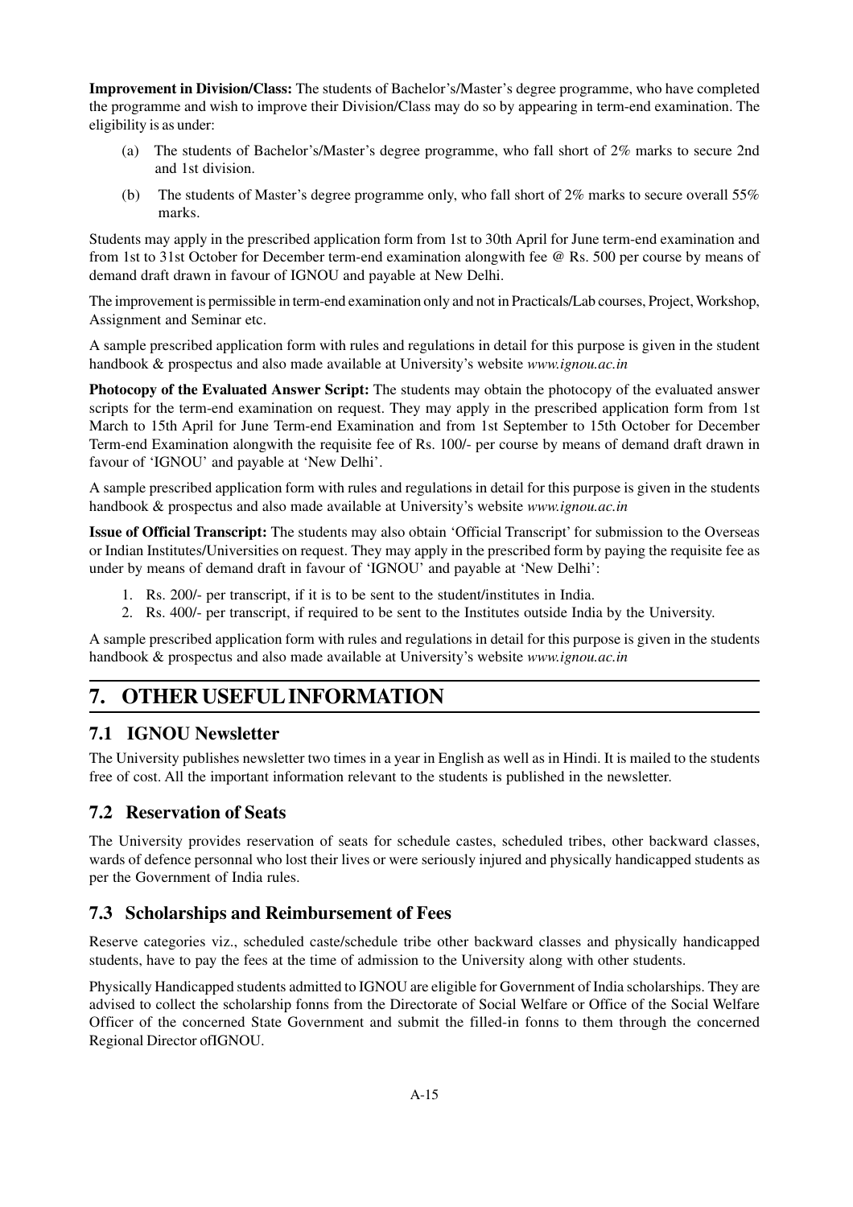**Improvement in Division/Class:** The students of Bachelor's/Master's degree programme, who have completed the programme and wish to improve their Division/Class may do so by appearing in term-end examination. The eligibility is as under:

(a) The students of Bachelor's/Master's degree programme, who fall short of 2% marks to secure 2nd and 1st division.

(b) The students of Master's degree programme only, who fall short of 2% marks to secure overall 55% marks.

Students may apply in the prescribed application form from 1st to 30th April for June term-end examination and from 1st to 31st October for December term-end examination alongwith fee @ Rs. 500 per course by means of demand draft drawn in favour of IGNOU and payable at New Delhi.

The improvement is permissible in term-end examination only and not in Practicals/Lab courses, Project, Workshop, Assignment and Seminar etc.

A sample prescribed application form with rules and regulations in detail for this purpose is given in the student handbook & prospectus and also made available at University's website *www.ignou.ac.in*

**Photocopy of the Evaluated Answer Script:** The students may obtain the photocopy of the evaluated answer scripts for the term-end examination on request. They may apply in the prescribed application form from 1st March to 15th April for June Term-end Examination and from 1st September to 15th October for December Term-end Examination alongwith the requisite fee of Rs. 100/- per course by means of demand draft drawn in favour of 'IGNOU' and payable at 'New Delhi'.

A sample prescribed application form with rules and regulations in detail for this purpose is given in the students handbook & prospectus and also made available at University's website *www.ignou.ac.in*

**Issue of Official Transcript:** The students may also obtain 'Official Transcript' for submission to the Overseas or Indian Institutes/Universities on request. They may apply in the prescribed form by paying the requisite fee as under by means of demand draft in favour of 'IGNOU' and payable at 'New Delhi':

1. Rs. 200/- per transcript, if it is to be sent to the student/institutes in India.
2. Rs. 400/- per transcript, if required to be sent to the Institutes outside India by the University.

A sample prescribed application form with rules and regulations in detail for this purpose is given in the students handbook & prospectus and also made available at University's website *www.ignou.ac.in*

# 7. OTHER USEFUL INFORMATION

## 7.1 IGNOU Newsletter

The University publishes newsletter two times in a year in English as well as in Hindi. It is mailed to the students free of cost. All the important information relevant to the students is published in the newsletter.

## 7.2 Reservation of Seats

The University provides reservation of seats for schedule castes, scheduled tribes, other backward classes, wards of defence personnal who lost their lives or were seriously injured and physically handicapped students as per the Government of India rules.

## 7.3 Scholarships and Reimbursement of Fees

Reserve categories viz., scheduled caste/schedule tribe other backward classes and physically handicapped students, have to pay the fees at the time of admission to the University along with other students.

Physically Handicapped students admitted to IGNOU are eligible for Government of India scholarships. They are advised to collect the scholarship fonns from the Directorate of Social Welfare or Office of the Social Welfare Officer of the concerned State Government and submit the filled-in fonns to them through the concerned Regional Director ofIGNOU.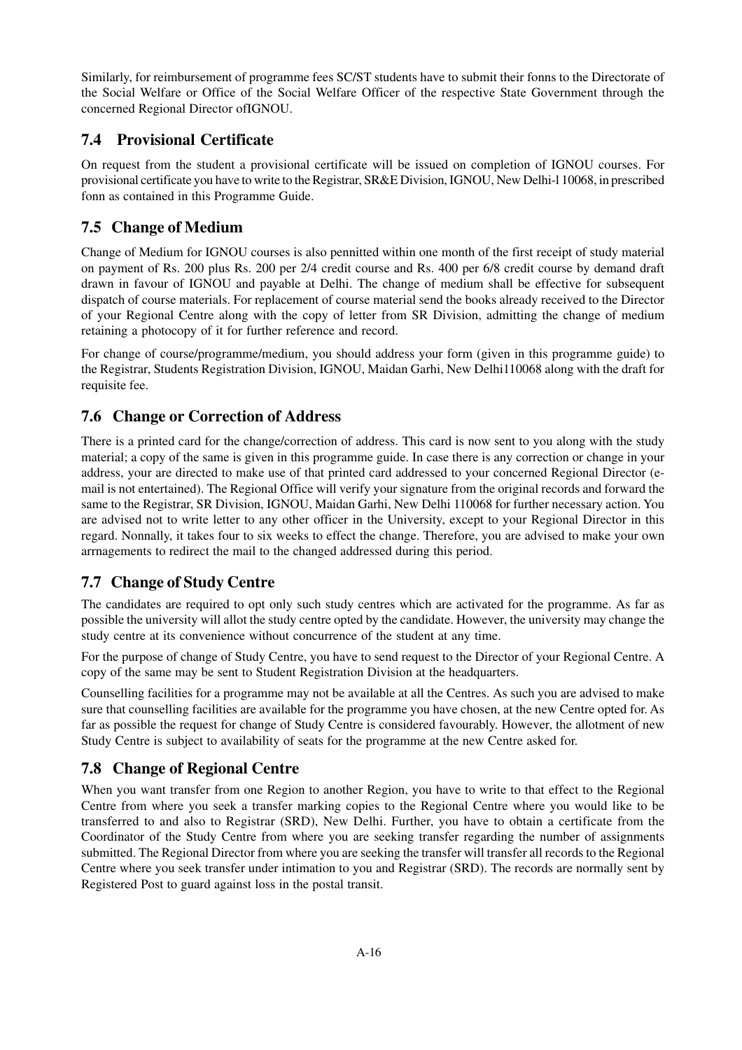Similarly, for reimbursement of programme fees SC/ST students have to submit their fonns to the Directorate of the Social Welfare or Office of the Social Welfare Officer of the respective State Government through the concerned Regional Director ofIGNOU.

## 7.4 Provisional Certificate

On request from the student a provisional certificate will be issued on completion of IGNOU courses. For provisional certificate you have to write to the Registrar, SR&E Division, IGNOU, New Delhi-l 10068, in prescribed fonn as contained in this Programme Guide.

## 7.5 Change of Medium

Change of Medium for IGNOU courses is also pennitted within one month of the first receipt of study material on payment of Rs. 200 plus Rs. 200 per 2/4 credit course and Rs. 400 per 6/8 credit course by demand draft drawn in favour of IGNOU and payable at Delhi. The change of medium shall be effective for subsequent dispatch of course materials. For replacement of course material send the books already received to the Director of your Regional Centre along with the copy of letter from SR Division, admitting the change of medium retaining a photocopy of it for further reference and record.

For change of course/programme/medium, you should address your form (given in this programme guide) to the Registrar, Students Registration Division, IGNOU, Maidan Garhi, New Delhi110068 along with the draft for requisite fee.

## 7.6 Change or Correction of Address

There is a printed card for the change/correction of address. This card is now sent to you along with the study material; a copy of the same is given in this programme guide. In case there is any correction or change in your address, your are directed to make use of that printed card addressed to your concerned Regional Director (e-mail is not entertained). The Regional Office will verify your signature from the original records and forward the same to the Registrar, SR Division, IGNOU, Maidan Garhi, New Delhi 110068 for further necessary action. You are advised not to write letter to any other officer in the University, except to your Regional Director in this regard. Nonnally, it takes four to six weeks to effect the change. Therefore, you are advised to make your own arrnagements to redirect the mail to the changed addressed during this period.

## 7.7 Change of Study Centre

The candidates are required to opt only such study centres which are activated for the programme. As far as possible the university will allot the study centre opted by the candidate. However, the university may change the study centre at its convenience without concurrence of the student at any time.

For the purpose of change of Study Centre, you have to send request to the Director of your Regional Centre. A copy of the same may be sent to Student Registration Division at the headquarters.

Counselling facilities for a programme may not be available at all the Centres. As such you are advised to make sure that counselling facilities are available for the programme you have chosen, at the new Centre opted for. As far as possible the request for change of Study Centre is considered favourably. However, the allotment of new Study Centre is subject to availability of seats for the programme at the new Centre asked for.

## 7.8 Change of Regional Centre

When you want transfer from one Region to another Region, you have to write to that effect to the Regional Centre from where you seek a transfer marking copies to the Regional Centre where you would like to be transferred to and also to Registrar (SRD), New Delhi. Further, you have to obtain a certificate from the Coordinator of the Study Centre from where you are seeking transfer regarding the number of assignments submitted. The Regional Director from where you are seeking the transfer will transfer all records to the Regional Centre where you seek transfer under intimation to you and Registrar (SRD). The records are normally sent by Registered Post to guard against loss in the postal transit.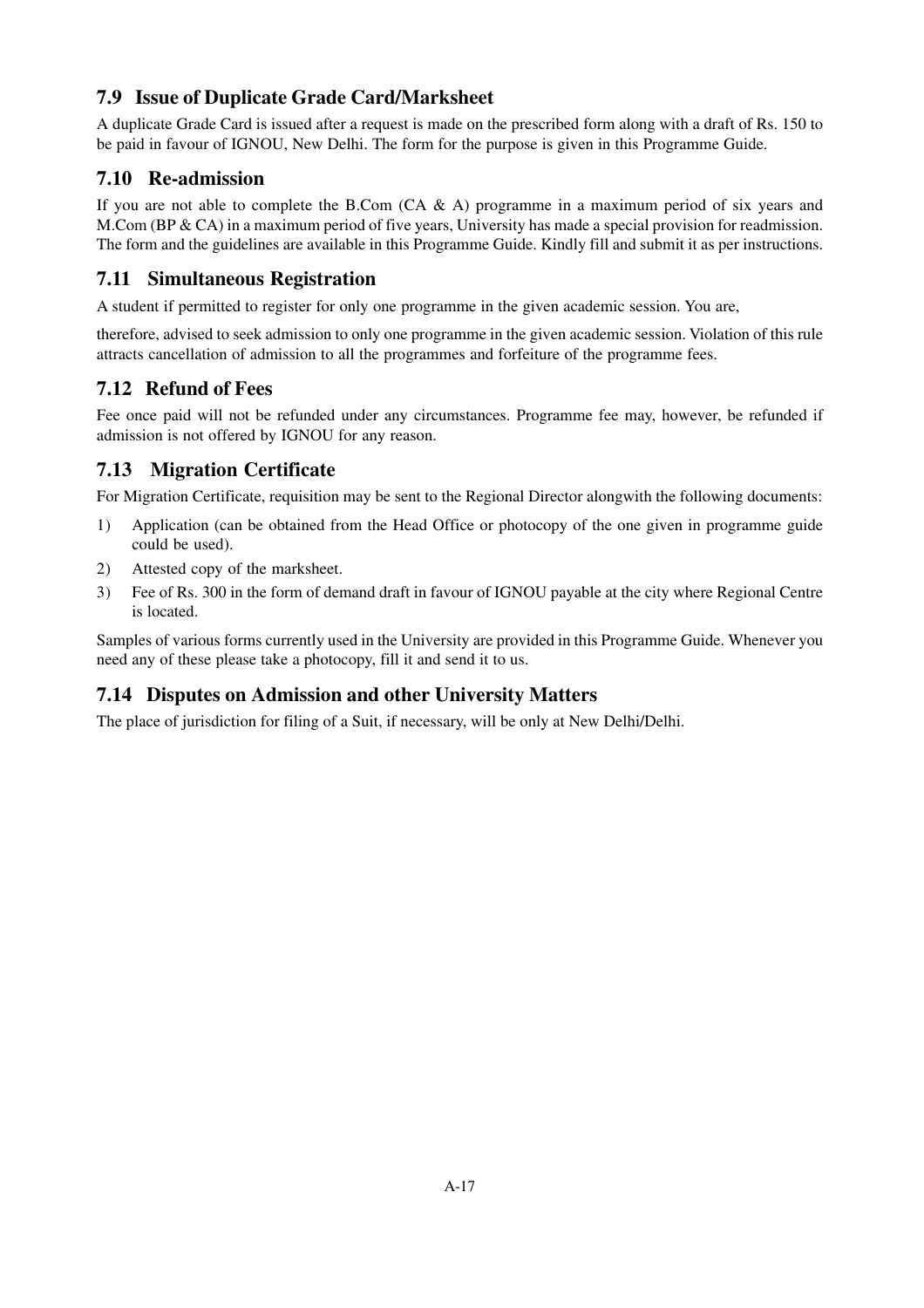### 7.9 Issue of Duplicate Grade Card/Marksheet

A duplicate Grade Card is issued after a request is made on the prescribed form along with a draft of Rs. 150 to be paid in favour of IGNOU, New Delhi. The form for the purpose is given in this Programme Guide.

### 7.10 Re-admission

If you are not able to complete the B.Com (CA & A) programme in a maximum period of six years and M.Com (BP & CA) in a maximum period of five years, University has made a special provision for readmission. The form and the guidelines are available in this Programme Guide. Kindly fill and submit it as per instructions.

### 7.11 Simultaneous Registration

A student if permitted to register for only one programme in the given academic session. You are,

therefore, advised to seek admission to only one programme in the given academic session. Violation of this rule attracts cancellation of admission to all the programmes and forfeiture of the programme fees.

### 7.12 Refund of Fees

Fee once paid will not be refunded under any circumstances. Programme fee may, however, be refunded if admission is not offered by IGNOU for any reason.

### 7.13 Migration Certificate

For Migration Certificate, requisition may be sent to the Regional Director alongwith the following documents:

1) Application (can be obtained from the Head Office or photocopy of the one given in programme guide could be used).
2) Attested copy of the marksheet.
3) Fee of Rs. 300 in the form of demand draft in favour of IGNOU payable at the city where Regional Centre is located.

Samples of various forms currently used in the University are provided in this Programme Guide. Whenever you need any of these please take a photocopy, fill it and send it to us.

### 7.14 Disputes on Admission and other University Matters

The place of jurisdiction for filing of a Suit, if necessary, will be only at New Delhi/Delhi.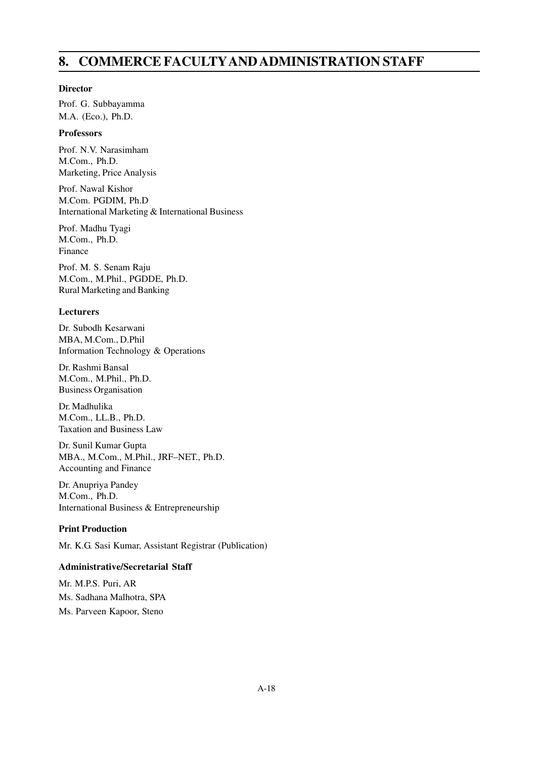## 8. COMMERCE FACULTY AND ADMINISTRATION STAFF

**Director**

Prof. G. Subbayamma
M.A. (Eco.), Ph.D.

**Professors**

Prof. N.V. Narasimham
M.Com., Ph.D.
Marketing, Price Analysis

Prof. Nawal Kishor
M.Com. PGDIM, Ph.D
International Marketing & International Business

Prof. Madhu Tyagi
M.Com., Ph.D.
Finance

Prof. M. S. Senam Raju
M.Com., M.Phil., PGDDE, Ph.D.
Rural Marketing and Banking

**Lecturers**

Dr. Subodh Kesarwani
MBA, M.Com., D.Phil
Information Technology & Operations

Dr. Rashmi Bansal
M.Com., M.Phil., Ph.D.
Business Organisation

Dr. Madhulika
M.Com., LL.B., Ph.D.
Taxation and Business Law

Dr. Sunil Kumar Gupta
MBA., M.Com., M.Phil., JRF–NET., Ph.D.
Accounting and Finance

Dr. Anupriya Pandey
M.Com., Ph.D.
International Business & Entrepreneurship

**Print Production**

Mr. K.G. Sasi Kumar, Assistant Registrar (Publication)

**Administrative/Secretarial Staff**

Mr. M.P.S. Puri, AR
Ms. Sadhana Malhotra, SPA
Ms. Parveen Kapoor, Steno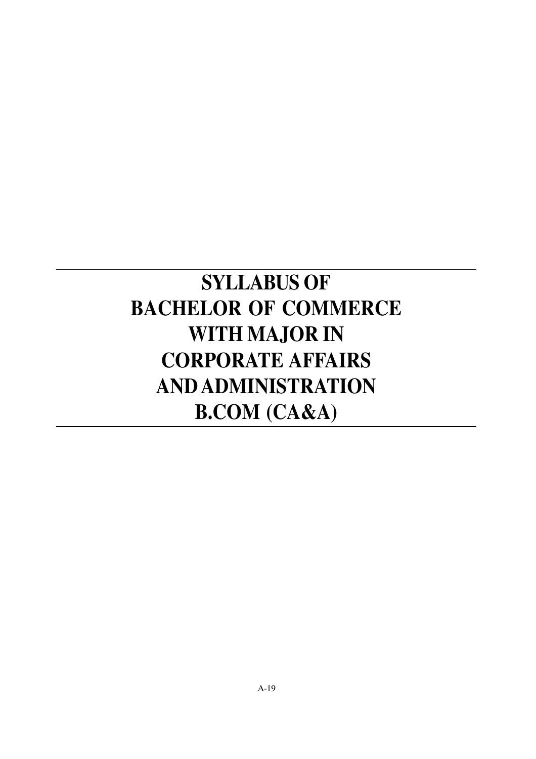# SYLLABUS OF BACHELOR OF COMMERCE WITH MAJOR IN CORPORATE AFFAIRS AND ADMINISTRATION B.COM (CA&A)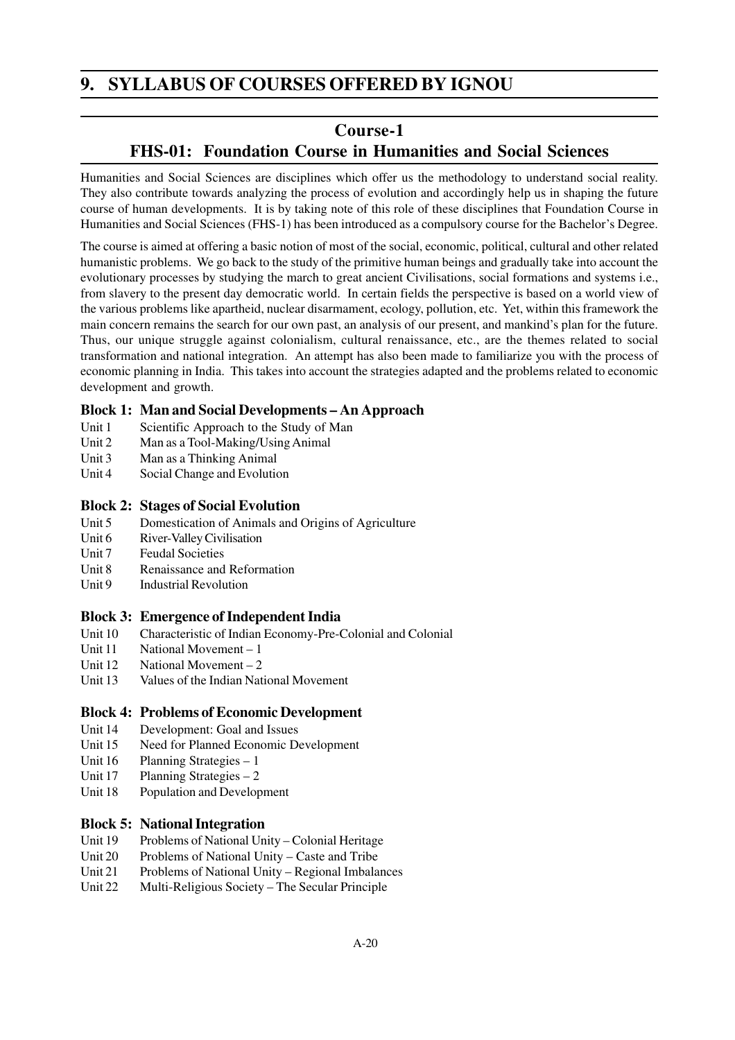## 9. SYLLABUS OF COURSES OFFERED BY IGNOU

### Course-1

### FHS-01: Foundation Course in Humanities and Social Sciences

Humanities and Social Sciences are disciplines which offer us the methodology to understand social reality. They also contribute towards analyzing the process of evolution and accordingly help us in shaping the future course of human developments. It is by taking note of this role of these disciplines that Foundation Course in Humanities and Social Sciences (FHS-1) has been introduced as a compulsory course for the Bachelor's Degree.

The course is aimed at offering a basic notion of most of the social, economic, political, cultural and other related humanistic problems. We go back to the study of the primitive human beings and gradually take into account the evolutionary processes by studying the march to great ancient Civilisations, social formations and systems i.e., from slavery to the present day democratic world. In certain fields the perspective is based on a world view of the various problems like apartheid, nuclear disarmament, ecology, pollution, etc. Yet, within this framework the main concern remains the search for our own past, an analysis of our present, and mankind's plan for the future. Thus, our unique struggle against colonialism, cultural renaissance, etc., are the themes related to social transformation and national integration. An attempt has also been made to familiarize you with the process of economic planning in India. This takes into account the strategies adapted and the problems related to economic development and growth.

**Block 1: Man and Social Developments – An Approach**

- Unit 1 Scientific Approach to the Study of Man
- Unit 2 Man as a Tool-Making/Using Animal
- Unit 3 Man as a Thinking Animal
- Unit 4 Social Change and Evolution

**Block 2: Stages of Social Evolution**

- Unit 5 Domestication of Animals and Origins of Agriculture
- Unit 6 River-Valley Civilisation
- Unit 7 Feudal Societies
- Unit 8 Renaissance and Reformation
- Unit 9 Industrial Revolution

**Block 3: Emergence of Independent India**

- Unit 10 Characteristic of Indian Economy-Pre-Colonial and Colonial
- Unit 11 National Movement – 1
- Unit 12 National Movement – 2
- Unit 13 Values of the Indian National Movement

**Block 4: Problems of Economic Development**

- Unit 14 Development: Goal and Issues
- Unit 15 Need for Planned Economic Development
- Unit 16 Planning Strategies – 1
- Unit 17 Planning Strategies – 2
- Unit 18 Population and Development

**Block 5: National Integration**

- Unit 19 Problems of National Unity – Colonial Heritage
- Unit 20 Problems of National Unity – Caste and Tribe
- Unit 21 Problems of National Unity – Regional Imbalances
- Unit 22 Multi-Religious Society – The Secular Principle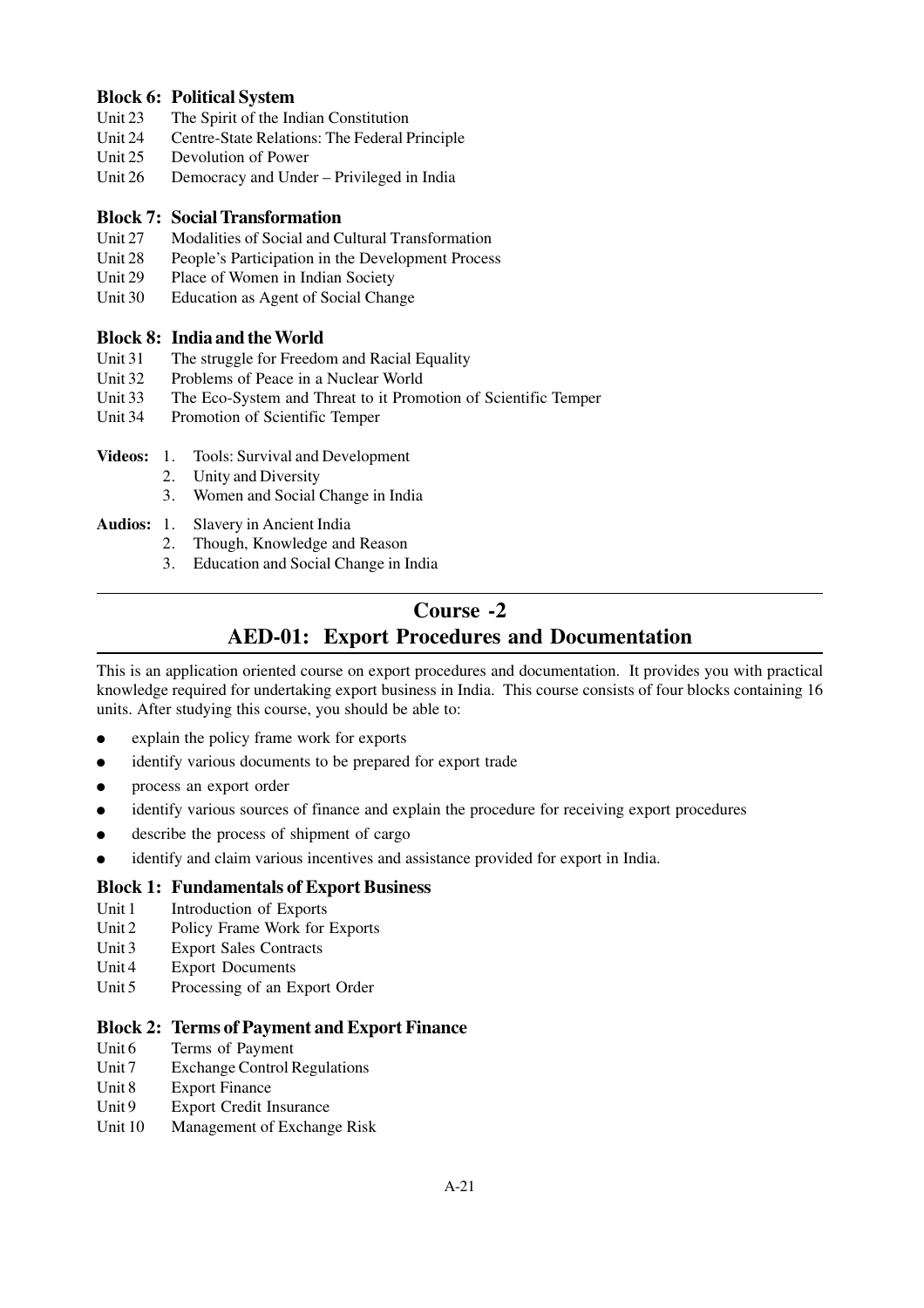### Block 6: Political System

Unit 23 The Spirit of the Indian Constitution
Unit 24 Centre-State Relations: The Federal Principle
Unit 25 Devolution of Power
Unit 26 Democracy and Under – Privileged in India

### Block 7: Social Transformation

Unit 27 Modalities of Social and Cultural Transformation
Unit 28 People's Participation in the Development Process
Unit 29 Place of Women in Indian Society
Unit 30 Education as Agent of Social Change

### Block 8: India and the World

Unit 31 The struggle for Freedom and Racial Equality
Unit 32 Problems of Peace in a Nuclear World
Unit 33 The Eco-System and Threat to it Promotion of Scientific Temper
Unit 34 Promotion of Scientific Temper

**Videos:**
1. Tools: Survival and Development
2. Unity and Diversity
3. Women and Social Change in India

**Audios:**
1. Slavery in Ancient India
2. Though, Knowledge and Reason
3. Education and Social Change in India

## Course -2
## AED-01: Export Procedures and Documentation

This is an application oriented course on export procedures and documentation. It provides you with practical knowledge required for undertaking export business in India. This course consists of four blocks containing 16 units. After studying this course, you should be able to:

- explain the policy frame work for exports
- identify various documents to be prepared for export trade
- process an export order
- identify various sources of finance and explain the procedure for receiving export procedures
- describe the process of shipment of cargo
- identify and claim various incentives and assistance provided for export in India.

### Block 1: Fundamentals of Export Business

Unit 1 Introduction of Exports
Unit 2 Policy Frame Work for Exports
Unit 3 Export Sales Contracts
Unit 4 Export Documents
Unit 5 Processing of an Export Order

### Block 2: Terms of Payment and Export Finance

Unit 6 Terms of Payment
Unit 7 Exchange Control Regulations
Unit 8 Export Finance
Unit 9 Export Credit Insurance
Unit 10 Management of Exchange Risk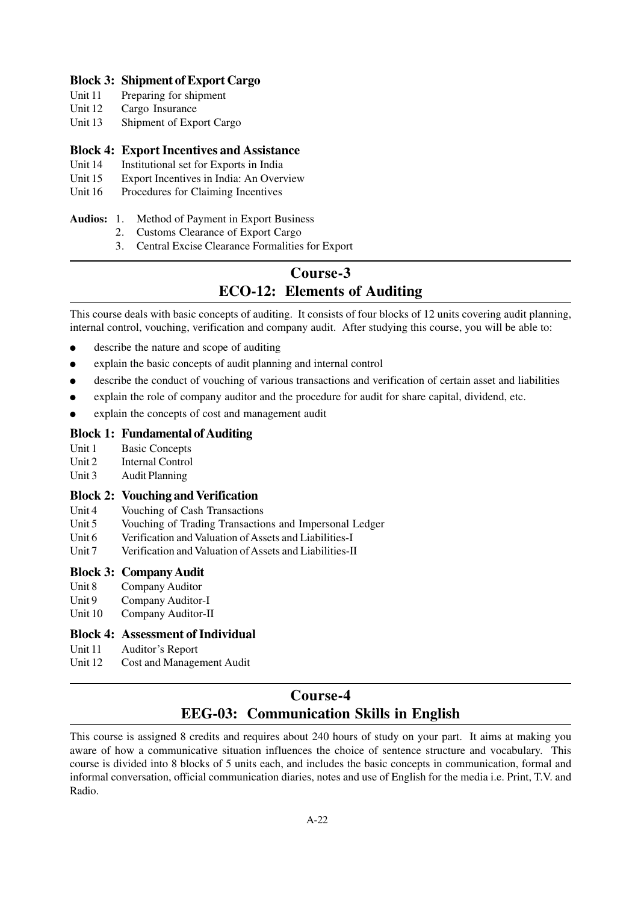**Block 3: Shipment of Export Cargo**

Unit 11 Preparing for shipment
Unit 12 Cargo Insurance
Unit 13 Shipment of Export Cargo

**Block 4: Export Incentives and Assistance**

Unit 14 Institutional set for Exports in India
Unit 15 Export Incentives in India: An Overview
Unit 16 Procedures for Claiming Incentives

**Audios:**
1. Method of Payment in Export Business
2. Customs Clearance of Export Cargo
3. Central Excise Clearance Formalities for Export

## Course-3
## ECO-12: Elements of Auditing

This course deals with basic concepts of auditing. It consists of four blocks of 12 units covering audit planning, internal control, vouching, verification and company audit. After studying this course, you will be able to:

- describe the nature and scope of auditing
- explain the basic concepts of audit planning and internal control
- describe the conduct of vouching of various transactions and verification of certain asset and liabilities
- explain the role of company auditor and the procedure for audit for share capital, dividend, etc.
- explain the concepts of cost and management audit

**Block 1: Fundamental of Auditing**

Unit 1 Basic Concepts
Unit 2 Internal Control
Unit 3 Audit Planning

**Block 2: Vouching and Verification**

Unit 4 Vouching of Cash Transactions
Unit 5 Vouching of Trading Transactions and Impersonal Ledger
Unit 6 Verification and Valuation of Assets and Liabilities-I
Unit 7 Verification and Valuation of Assets and Liabilities-II

**Block 3: Company Audit**

Unit 8 Company Auditor
Unit 9 Company Auditor-I
Unit 10 Company Auditor-II

**Block 4: Assessment of Individual**

Unit 11 Auditor's Report
Unit 12 Cost and Management Audit

## Course-4
## EEG-03: Communication Skills in English

This course is assigned 8 credits and requires about 240 hours of study on your part. It aims at making you aware of how a communicative situation influences the choice of sentence structure and vocabulary. This course is divided into 8 blocks of 5 units each, and includes the basic concepts in communication, formal and informal conversation, official communication diaries, notes and use of English for the media i.e. Print, T.V. and Radio.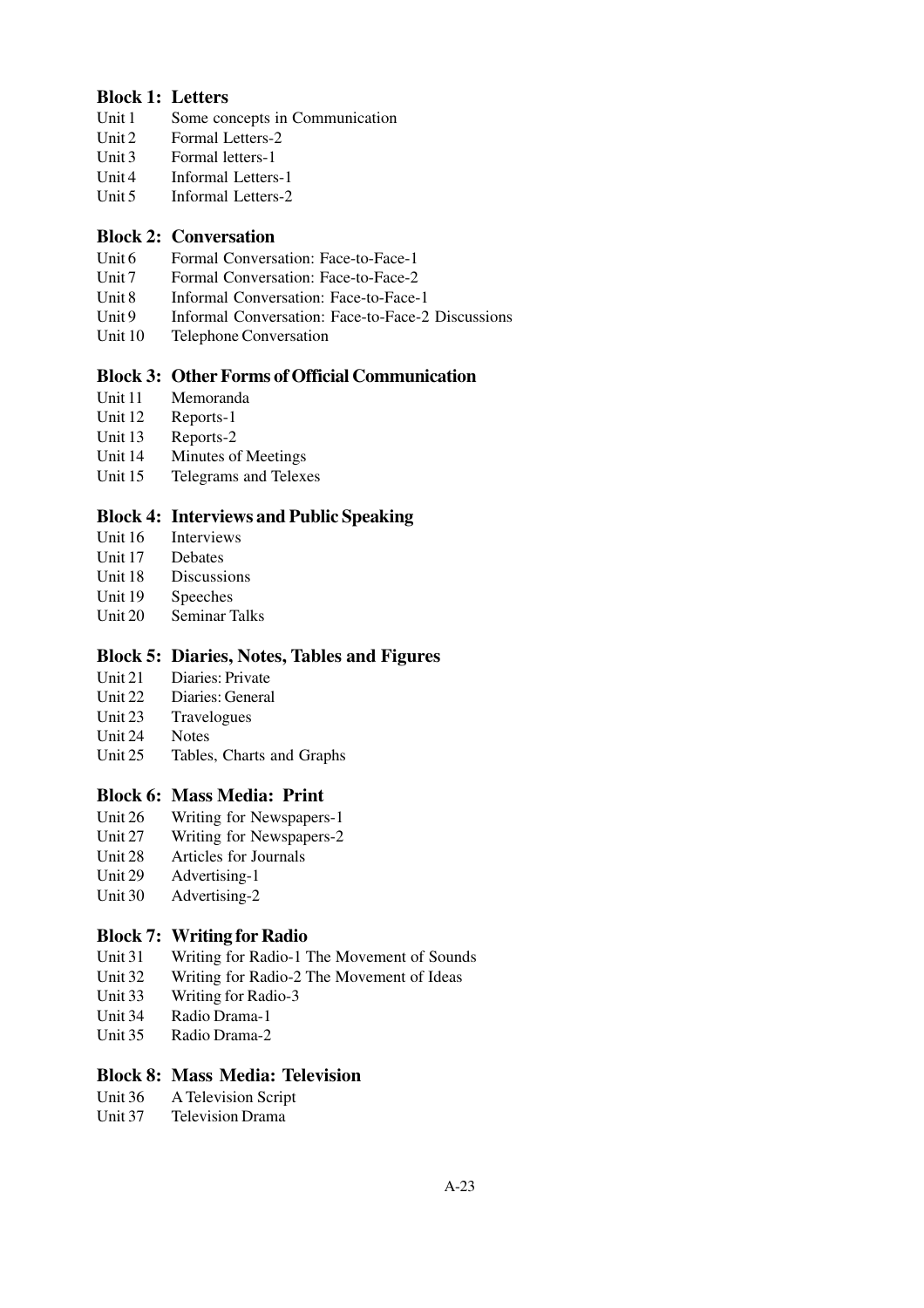**Block 1: Letters**

Unit 1 Some concepts in Communication
Unit 2 Formal Letters-2
Unit 3 Formal letters-1
Unit 4 Informal Letters-1
Unit 5 Informal Letters-2

**Block 2: Conversation**

Unit 6 Formal Conversation: Face-to-Face-1
Unit 7 Formal Conversation: Face-to-Face-2
Unit 8 Informal Conversation: Face-to-Face-1
Unit 9 Informal Conversation: Face-to-Face-2 Discussions
Unit 10 Telephone Conversation

**Block 3: Other Forms of Official Communication**

Unit 11 Memoranda
Unit 12 Reports-1
Unit 13 Reports-2
Unit 14 Minutes of Meetings
Unit 15 Telegrams and Telexes

**Block 4: Interviews and Public Speaking**

Unit 16 Interviews
Unit 17 Debates
Unit 18 Discussions
Unit 19 Speeches
Unit 20 Seminar Talks

**Block 5: Diaries, Notes, Tables and Figures**

Unit 21 Diaries: Private
Unit 22 Diaries: General
Unit 23 Travelogues
Unit 24 Notes
Unit 25 Tables, Charts and Graphs

**Block 6: Mass Media: Print**

Unit 26 Writing for Newspapers-1
Unit 27 Writing for Newspapers-2
Unit 28 Articles for Journals
Unit 29 Advertising-1
Unit 30 Advertising-2

**Block 7: Writing for Radio**

Unit 31 Writing for Radio-1 The Movement of Sounds
Unit 32 Writing for Radio-2 The Movement of Ideas
Unit 33 Writing for Radio-3
Unit 34 Radio Drama-1
Unit 35 Radio Drama-2

**Block 8: Mass Media: Television**

Unit 36 A Television Script
Unit 37 Television Drama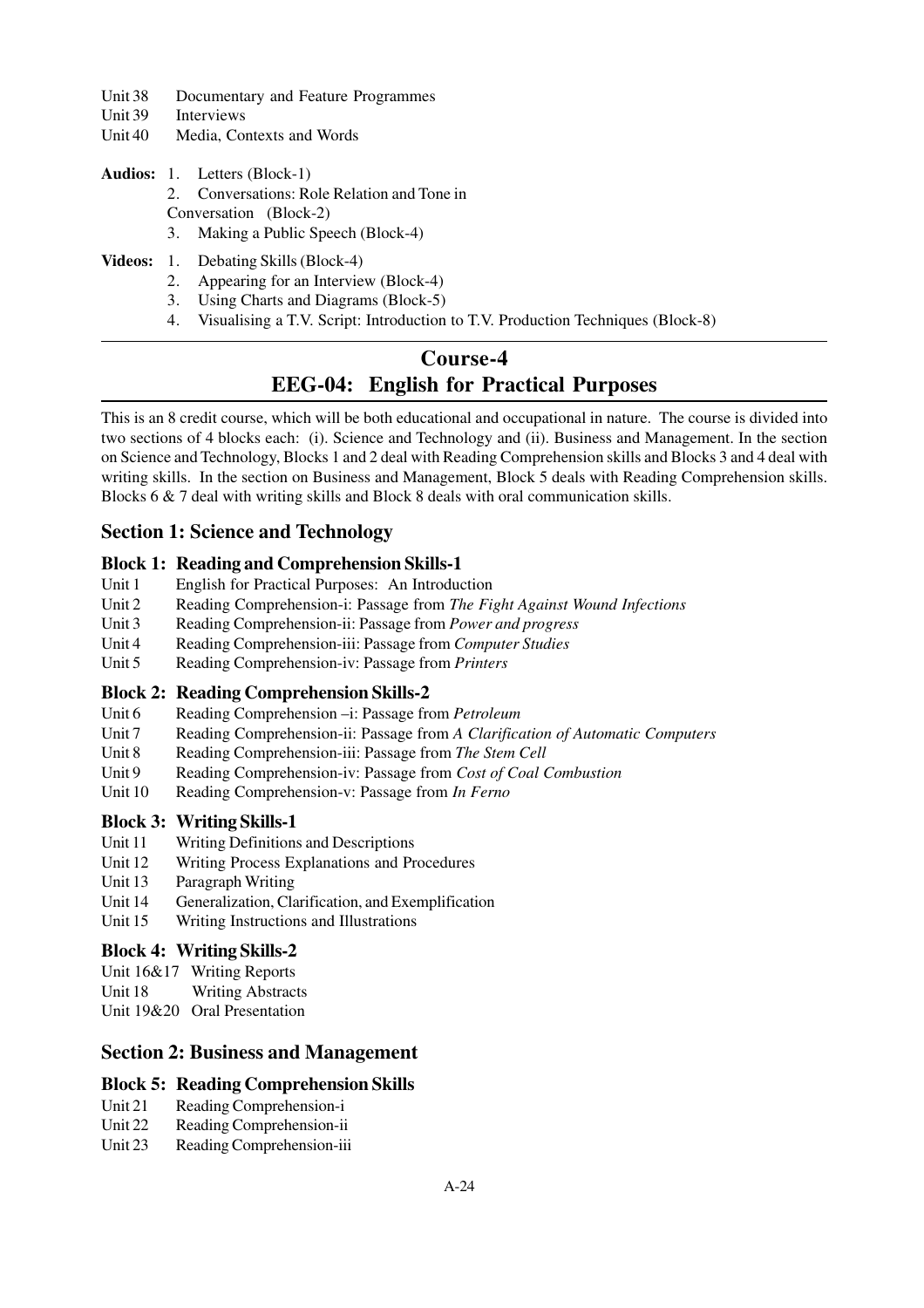Unit 38 Documentary and Feature Programmes
Unit 39 Interviews
Unit 40 Media, Contexts and Words

**Audios:**
1. Letters (Block-1)
2. Conversations: Role Relation and Tone in Conversation (Block-2)
3. Making a Public Speech (Block-4)

**Videos:**
1. Debating Skills (Block-4)
2. Appearing for an Interview (Block-4)
3. Using Charts and Diagrams (Block-5)
4. Visualising a T.V. Script: Introduction to T.V. Production Techniques (Block-8)

---

## Course-4
## EEG-04: English for Practical Purposes

This is an 8 credit course, which will be both educational and occupational in nature. The course is divided into two sections of 4 blocks each: (i). Science and Technology and (ii). Business and Management. In the section on Science and Technology, Blocks 1 and 2 deal with Reading Comprehension skills and Blocks 3 and 4 deal with writing skills. In the section on Business and Management, Block 5 deals with Reading Comprehension skills. Blocks 6 & 7 deal with writing skills and Block 8 deals with oral communication skills.

### Section 1: Science and Technology

#### Block 1: Reading and Comprehension Skills-1

Unit 1 English for Practical Purposes: An Introduction
Unit 2 Reading Comprehension-i: Passage from *The Fight Against Wound Infections*
Unit 3 Reading Comprehension-ii: Passage from *Power and progress*
Unit 4 Reading Comprehension-iii: Passage from *Computer Studies*
Unit 5 Reading Comprehension-iv: Passage from *Printers*

#### Block 2: Reading Comprehension Skills-2

Unit 6 Reading Comprehension –i: Passage from *Petroleum*
Unit 7 Reading Comprehension-ii: Passage from *A Clarification of Automatic Computers*
Unit 8 Reading Comprehension-iii: Passage from *The Stem Cell*
Unit 9 Reading Comprehension-iv: Passage from *Cost of Coal Combustion*
Unit 10 Reading Comprehension-v: Passage from *In Ferno*

#### Block 3: Writing Skills-1

Unit 11 Writing Definitions and Descriptions
Unit 12 Writing Process Explanations and Procedures
Unit 13 Paragraph Writing
Unit 14 Generalization, Clarification, and Exemplification
Unit 15 Writing Instructions and Illustrations

#### Block 4: Writing Skills-2

Unit 16&17 Writing Reports
Unit 18 Writing Abstracts
Unit 19&20 Oral Presentation

### Section 2: Business and Management

#### Block 5: Reading Comprehension Skills

Unit 21 Reading Comprehension-i
Unit 22 Reading Comprehension-ii
Unit 23 Reading Comprehension-iii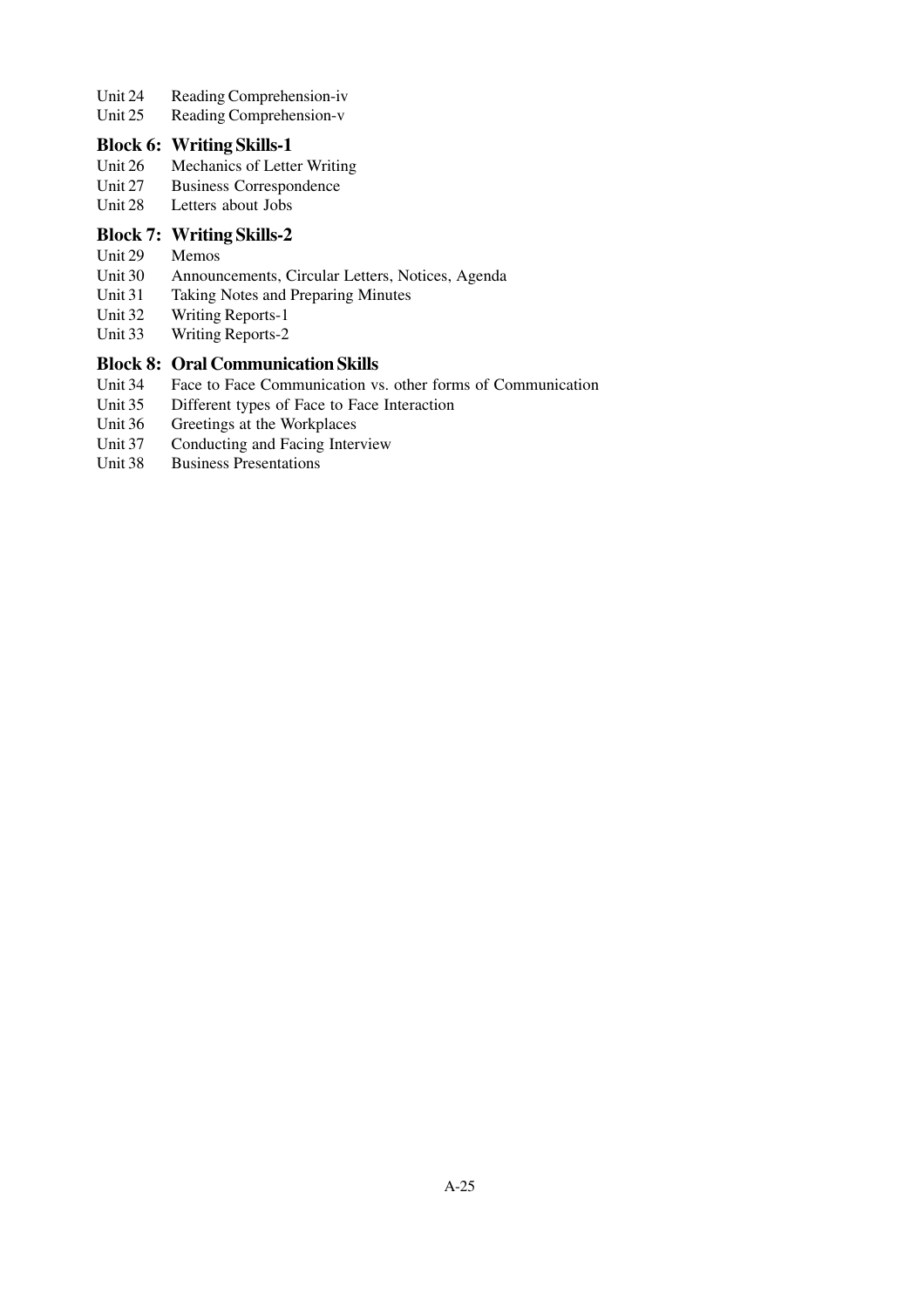Unit 24  Reading Comprehension-iv
Unit 25  Reading Comprehension-v

### Block 6: Writing Skills-1

Unit 26  Mechanics of Letter Writing
Unit 27  Business Correspondence
Unit 28  Letters about Jobs

### Block 7: Writing Skills-2

Unit 29  Memos
Unit 30  Announcements, Circular Letters, Notices, Agenda
Unit 31  Taking Notes and Preparing Minutes
Unit 32  Writing Reports-1
Unit 33  Writing Reports-2

### Block 8: Oral Communication Skills

Unit 34  Face to Face Communication vs. other forms of Communication
Unit 35  Different types of Face to Face Interaction
Unit 36  Greetings at the Workplaces
Unit 37  Conducting and Facing Interview
Unit 38  Business Presentations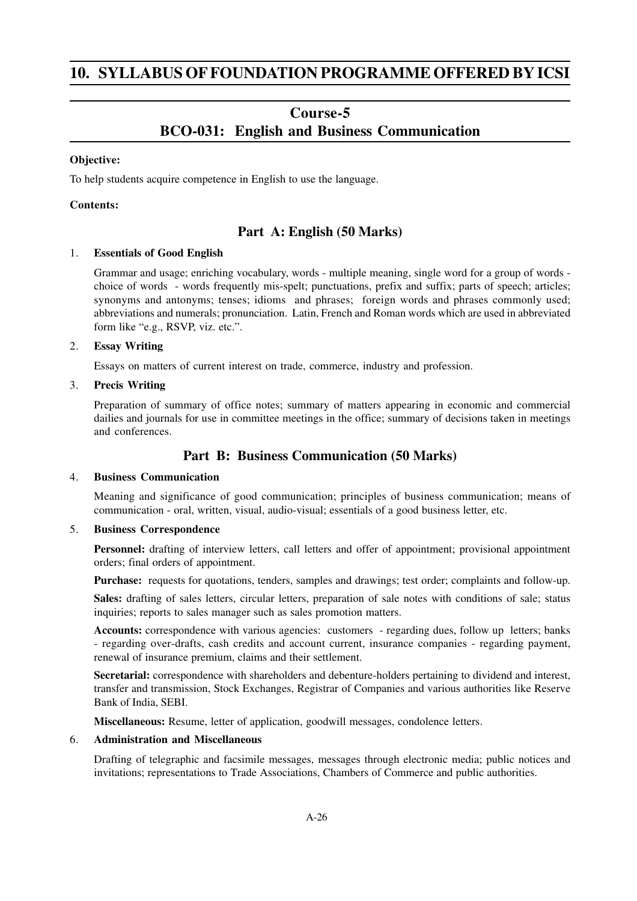# 10. SYLLABUS OF FOUNDATION PROGRAMME OFFERED BY ICSI

## Course-5
## BCO-031: English and Business Communication

**Objective:**

To help students acquire competence in English to use the language.

**Contents:**

### Part A: English (50 Marks)

1. **Essentials of Good English**

   Grammar and usage; enriching vocabulary, words - multiple meaning, single word for a group of words - choice of words - words frequently mis-spelt; punctuations, prefix and suffix; parts of speech; articles; synonyms and antonyms; tenses; idioms and phrases; foreign words and phrases commonly used; abbreviations and numerals; pronunciation. Latin, French and Roman words which are used in abbreviated form like "e.g., RSVP, viz. etc.".

2. **Essay Writing**

   Essays on matters of current interest on trade, commerce, industry and profession.

3. **Precis Writing**

   Preparation of summary of office notes; summary of matters appearing in economic and commercial dailies and journals for use in committee meetings in the office; summary of decisions taken in meetings and conferences.

### Part B: Business Communication (50 Marks)

4. **Business Communication**

   Meaning and significance of good communication; principles of business communication; means of communication - oral, written, visual, audio-visual; essentials of a good business letter, etc.

5. **Business Correspondence**

   **Personnel:** drafting of interview letters, call letters and offer of appointment; provisional appointment orders; final orders of appointment.

   **Purchase:** requests for quotations, tenders, samples and drawings; test order; complaints and follow-up.

   **Sales:** drafting of sales letters, circular letters, preparation of sale notes with conditions of sale; status inquiries; reports to sales manager such as sales promotion matters.

   **Accounts:** correspondence with various agencies: customers - regarding dues, follow up letters; banks - regarding over-drafts, cash credits and account current, insurance companies - regarding payment, renewal of insurance premium, claims and their settlement.

   **Secretarial:** correspondence with shareholders and debenture-holders pertaining to dividend and interest, transfer and transmission, Stock Exchanges, Registrar of Companies and various authorities like Reserve Bank of India, SEBI.

   **Miscellaneous:** Resume, letter of application, goodwill messages, condolence letters.

6. **Administration and Miscellaneous**

   Drafting of telegraphic and facsimile messages, messages through electronic media; public notices and invitations; representations to Trade Associations, Chambers of Commerce and public authorities.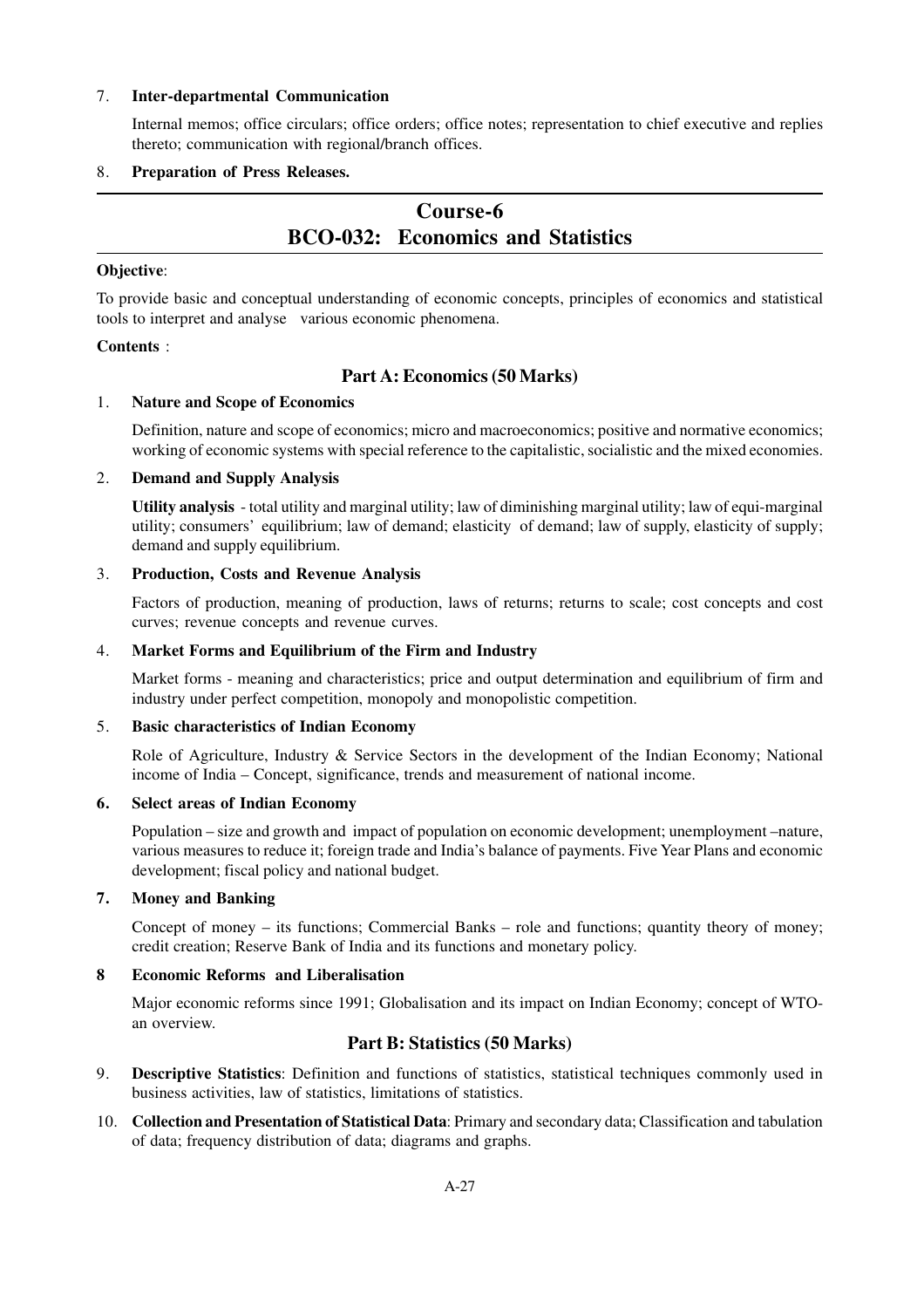7. **Inter-departmental Communication**

   Internal memos; office circulars; office orders; office notes; representation to chief executive and replies thereto; communication with regional/branch offices.

8. **Preparation of Press Releases.**

---

# Course-6
# BCO-032: Economics and Statistics

**Objective**:

To provide basic and conceptual understanding of economic concepts, principles of economics and statistical tools to interpret and analyse various economic phenomena.

**Contents** :

## Part A: Economics (50 Marks)

1. **Nature and Scope of Economics**

   Definition, nature and scope of economics; micro and macroeconomics; positive and normative economics; working of economic systems with special reference to the capitalistic, socialistic and the mixed economies.

2. **Demand and Supply Analysis**

   **Utility analysis** - total utility and marginal utility; law of diminishing marginal utility; law of equi-marginal utility; consumers' equilibrium; law of demand; elasticity of demand; law of supply, elasticity of supply; demand and supply equilibrium.

3. **Production, Costs and Revenue Analysis**

   Factors of production, meaning of production, laws of returns; returns to scale; cost concepts and cost curves; revenue concepts and revenue curves.

4. **Market Forms and Equilibrium of the Firm and Industry**

   Market forms - meaning and characteristics; price and output determination and equilibrium of firm and industry under perfect competition, monopoly and monopolistic competition.

5. **Basic characteristics of Indian Economy**

   Role of Agriculture, Industry & Service Sectors in the development of the Indian Economy; National income of India – Concept, significance, trends and measurement of national income.

6. **Select areas of Indian Economy**

   Population – size and growth and impact of population on economic development; unemployment –nature, various measures to reduce it; foreign trade and India's balance of payments. Five Year Plans and economic development; fiscal policy and national budget.

7. **Money and Banking**

   Concept of money – its functions; Commercial Banks – role and functions; quantity theory of money; credit creation; Reserve Bank of India and its functions and monetary policy.

8. **Economic Reforms and Liberalisation**

   Major economic reforms since 1991; Globalisation and its impact on Indian Economy; concept of WTO-an overview.

## Part B: Statistics (50 Marks)

9. **Descriptive Statistics**: Definition and functions of statistics, statistical techniques commonly used in business activities, law of statistics, limitations of statistics.

10. **Collection and Presentation of Statistical Data**: Primary and secondary data; Classification and tabulation of data; frequency distribution of data; diagrams and graphs.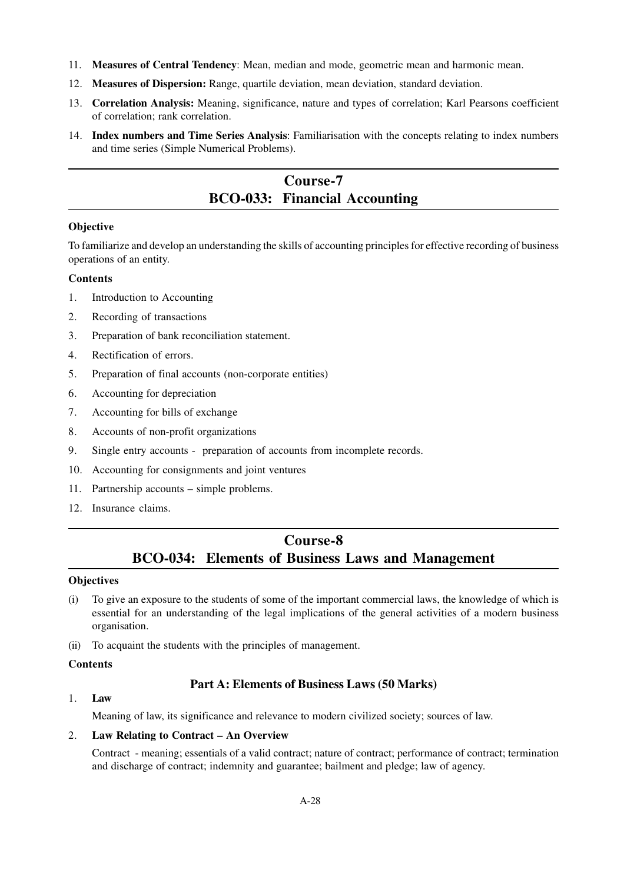11. **Measures of Central Tendency**: Mean, median and mode, geometric mean and harmonic mean.
12. **Measures of Dispersion:** Range, quartile deviation, mean deviation, standard deviation.
13. **Correlation Analysis:** Meaning, significance, nature and types of correlation; Karl Pearsons coefficient of correlation; rank correlation.
14. **Index numbers and Time Series Analysis**: Familiarisation with the concepts relating to index numbers and time series (Simple Numerical Problems).

## Course-7
## BCO-033: Financial Accounting

**Objective**

To familiarize and develop an understanding the skills of accounting principles for effective recording of business operations of an entity.

**Contents**

1. Introduction to Accounting
2. Recording of transactions
3. Preparation of bank reconciliation statement.
4. Rectification of errors.
5. Preparation of final accounts (non-corporate entities)
6. Accounting for depreciation
7. Accounting for bills of exchange
8. Accounts of non-profit organizations
9. Single entry accounts - preparation of accounts from incomplete records.
10. Accounting for consignments and joint ventures
11. Partnership accounts – simple problems.
12. Insurance claims.

## Course-8
## BCO-034: Elements of Business Laws and Management

**Objectives**

(i) To give an exposure to the students of some of the important commercial laws, the knowledge of which is essential for an understanding of the legal implications of the general activities of a modern business organisation.

(ii) To acquaint the students with the principles of management.

**Contents**

### Part A: Elements of Business Laws (50 Marks)

1. **Law**

   Meaning of law, its significance and relevance to modern civilized society; sources of law.

2. **Law Relating to Contract – An Overview**

   Contract - meaning; essentials of a valid contract; nature of contract; performance of contract; termination and discharge of contract; indemnity and guarantee; bailment and pledge; law of agency.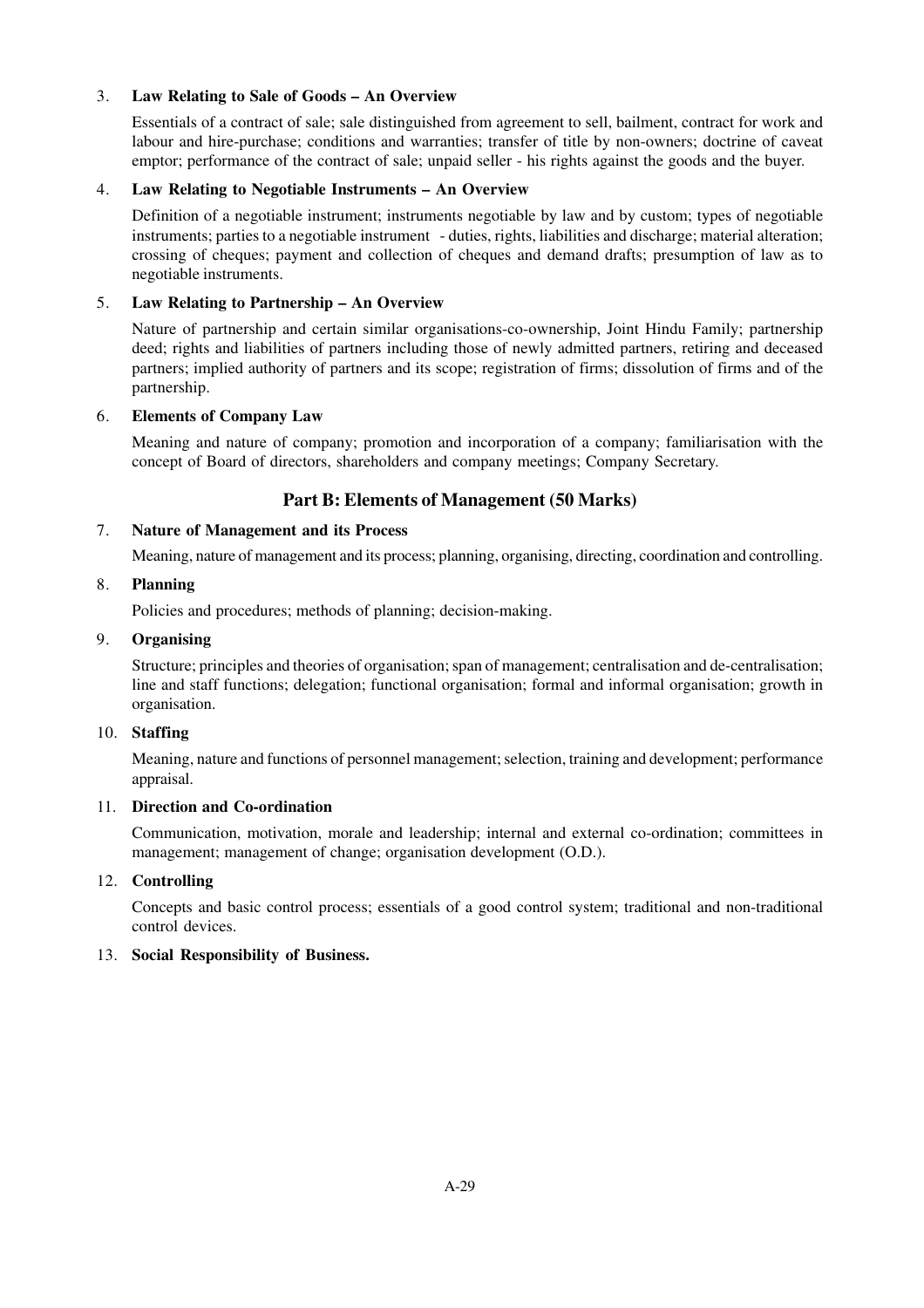3. **Law Relating to Sale of Goods – An Overview**

   Essentials of a contract of sale; sale distinguished from agreement to sell, bailment, contract for work and labour and hire-purchase; conditions and warranties; transfer of title by non-owners; doctrine of caveat emptor; performance of the contract of sale; unpaid seller - his rights against the goods and the buyer.

4. **Law Relating to Negotiable Instruments – An Overview**

   Definition of a negotiable instrument; instruments negotiable by law and by custom; types of negotiable instruments; parties to a negotiable instrument - duties, rights, liabilities and discharge; material alteration; crossing of cheques; payment and collection of cheques and demand drafts; presumption of law as to negotiable instruments.

5. **Law Relating to Partnership – An Overview**

   Nature of partnership and certain similar organisations-co-ownership, Joint Hindu Family; partnership deed; rights and liabilities of partners including those of newly admitted partners, retiring and deceased partners; implied authority of partners and its scope; registration of firms; dissolution of firms and of the partnership.

6. **Elements of Company Law**

   Meaning and nature of company; promotion and incorporation of a company; familiarisation with the concept of Board of directors, shareholders and company meetings; Company Secretary.

## Part B: Elements of Management (50 Marks)

7. **Nature of Management and its Process**

   Meaning, nature of management and its process; planning, organising, directing, coordination and controlling.

8. **Planning**

   Policies and procedures; methods of planning; decision-making.

9. **Organising**

   Structure; principles and theories of organisation; span of management; centralisation and de-centralisation; line and staff functions; delegation; functional organisation; formal and informal organisation; growth in organisation.

10. **Staffing**

    Meaning, nature and functions of personnel management; selection, training and development; performance appraisal.

11. **Direction and Co-ordination**

    Communication, motivation, morale and leadership; internal and external co-ordination; committees in management; management of change; organisation development (O.D.).

12. **Controlling**

    Concepts and basic control process; essentials of a good control system; traditional and non-traditional control devices.

13. **Social Responsibility of Business.**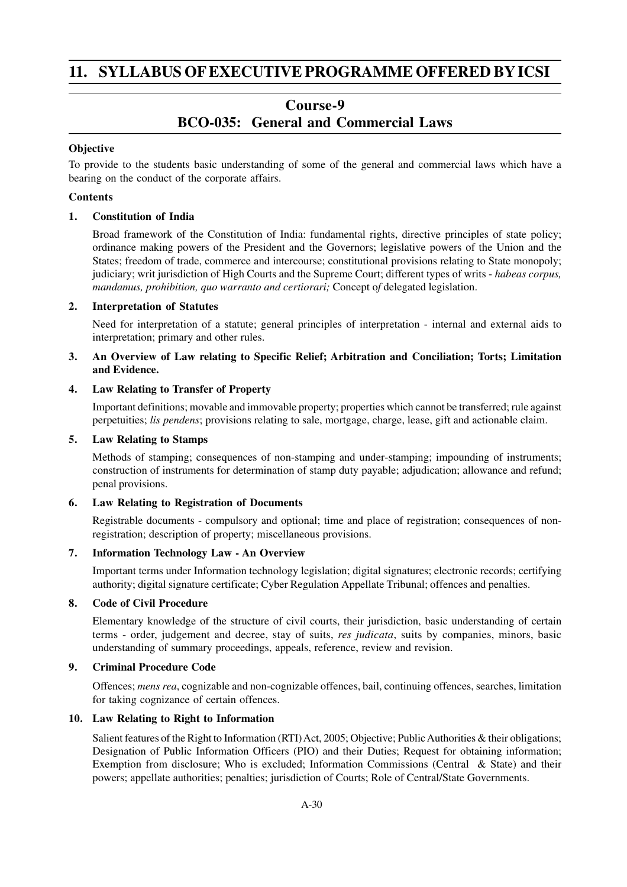# 11. SYLLABUS OF EXECUTIVE PROGRAMME OFFERED BY ICSI

## Course-9
## BCO-035: General and Commercial Laws

**Objective**

To provide to the students basic understanding of some of the general and commercial laws which have a bearing on the conduct of the corporate affairs.

**Contents**

**1. Constitution of India**

Broad framework of the Constitution of India: fundamental rights, directive principles of state policy; ordinance making powers of the President and the Governors; legislative powers of the Union and the States; freedom of trade, commerce and intercourse; constitutional provisions relating to State monopoly; judiciary; writ jurisdiction of High Courts and the Supreme Court; different types of writs - *habeas corpus, mandamus, prohibition, quo warranto and certiorari;* Concept o*f* delegated legislation.

**2. Interpretation of Statutes**

Need for interpretation of a statute; general principles of interpretation - internal and external aids to interpretation; primary and other rules.

**3. An Overview of Law relating to Specific Relief; Arbitration and Conciliation; Torts; Limitation and Evidence.**

**4. Law Relating to Transfer of Property**

Important definitions; movable and immovable property; properties which cannot be transferred; rule against perpetuities; *lis pendens*; provisions relating to sale, mortgage, charge, lease, gift and actionable claim.

**5. Law Relating to Stamps**

Methods of stamping; consequences of non-stamping and under-stamping; impounding of instruments; construction of instruments for determination of stamp duty payable; adjudication; allowance and refund; penal provisions.

**6. Law Relating to Registration of Documents**

Registrable documents - compulsory and optional; time and place of registration; consequences of non-registration; description of property; miscellaneous provisions.

**7. Information Technology Law - An Overview**

Important terms under Information technology legislation; digital signatures; electronic records; certifying authority; digital signature certificate; Cyber Regulation Appellate Tribunal; offences and penalties.

**8. Code of Civil Procedure**

Elementary knowledge of the structure of civil courts, their jurisdiction, basic understanding of certain terms - order, judgement and decree, stay of suits, *res judicata*, suits by companies, minors, basic understanding of summary proceedings, appeals, reference, review and revision.

**9. Criminal Procedure Code**

Offences; *mens rea*, cognizable and non-cognizable offences, bail, continuing offences, searches, limitation for taking cognizance of certain offences.

**10. Law Relating to Right to Information**

Salient features of the Right to Information (RTI) Act, 2005; Objective; Public Authorities & their obligations; Designation of Public Information Officers (PIO) and their Duties; Request for obtaining information; Exemption from disclosure; Who is excluded; Information Commissions (Central & State) and their powers; appellate authorities; penalties; jurisdiction of Courts; Role of Central/State Governments.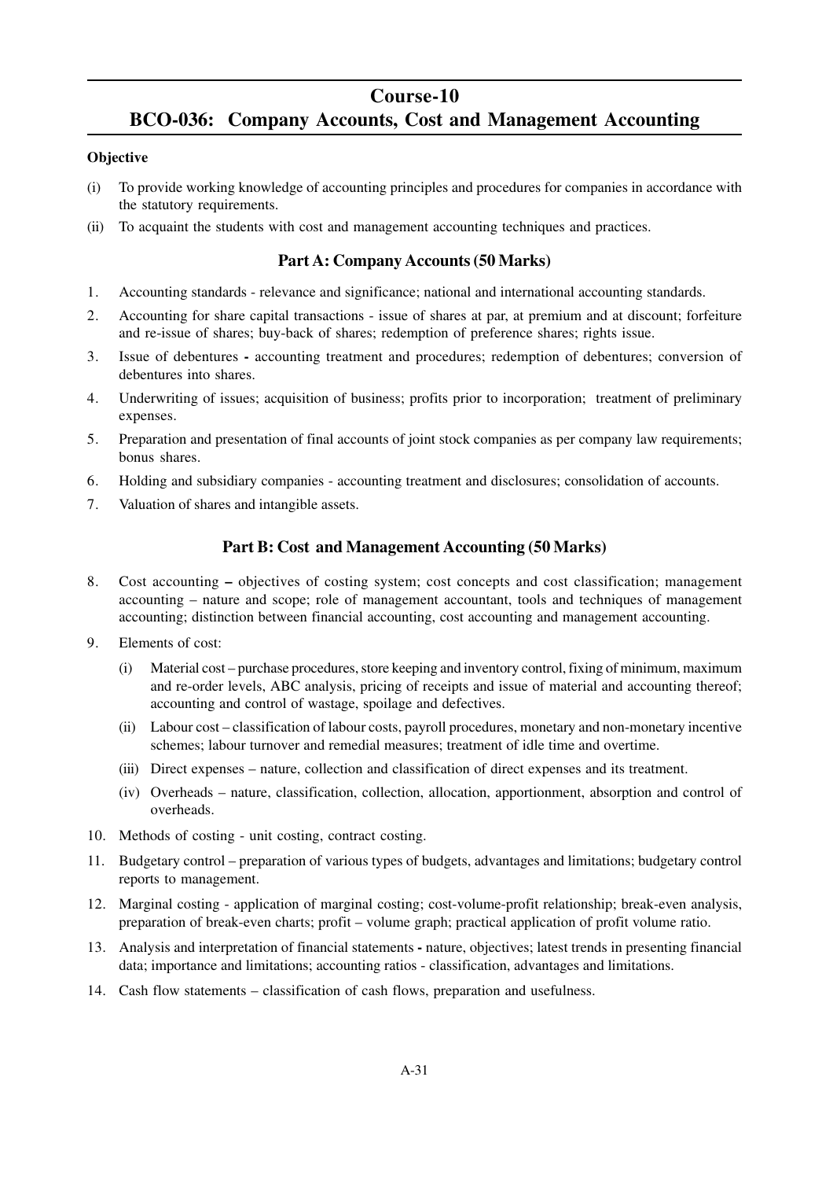# Course-10

# BCO-036: Company Accounts, Cost and Management Accounting

**Objective**

(i) To provide working knowledge of accounting principles and procedures for companies in accordance with the statutory requirements.

(ii) To acquaint the students with cost and management accounting techniques and practices.

## Part A: Company Accounts (50 Marks)

1. Accounting standards - relevance and significance; national and international accounting standards.
2. Accounting for share capital transactions - issue of shares at par, at premium and at discount; forfeiture and re-issue of shares; buy-back of shares; redemption of preference shares; rights issue.
3. Issue of debentures **-** accounting treatment and procedures; redemption of debentures; conversion of debentures into shares.
4. Underwriting of issues; acquisition of business; profits prior to incorporation; treatment of preliminary expenses.
5. Preparation and presentation of final accounts of joint stock companies as per company law requirements; bonus shares.
6. Holding and subsidiary companies - accounting treatment and disclosures; consolidation of accounts.
7. Valuation of shares and intangible assets.

## Part B: Cost and Management Accounting (50 Marks)

8. Cost accounting **–** objectives of costing system; cost concepts and cost classification; management accounting – nature and scope; role of management accountant, tools and techniques of management accounting; distinction between financial accounting, cost accounting and management accounting.
9. Elements of cost:
   (i) Material cost – purchase procedures, store keeping and inventory control, fixing of minimum, maximum and re-order levels, ABC analysis, pricing of receipts and issue of material and accounting thereof; accounting and control of wastage, spoilage and defectives.
   (ii) Labour cost – classification of labour costs, payroll procedures, monetary and non-monetary incentive schemes; labour turnover and remedial measures; treatment of idle time and overtime.
   (iii) Direct expenses – nature, collection and classification of direct expenses and its treatment.
   (iv) Overheads – nature, classification, collection, allocation, apportionment, absorption and control of overheads.
10. Methods of costing - unit costing, contract costing.
11. Budgetary control – preparation of various types of budgets, advantages and limitations; budgetary control reports to management.
12. Marginal costing - application of marginal costing; cost-volume-profit relationship; break-even analysis, preparation of break-even charts; profit – volume graph; practical application of profit volume ratio.
13. Analysis and interpretation of financial statements **-** nature, objectives; latest trends in presenting financial data; importance and limitations; accounting ratios - classification, advantages and limitations.
14. Cash flow statements – classification of cash flows, preparation and usefulness.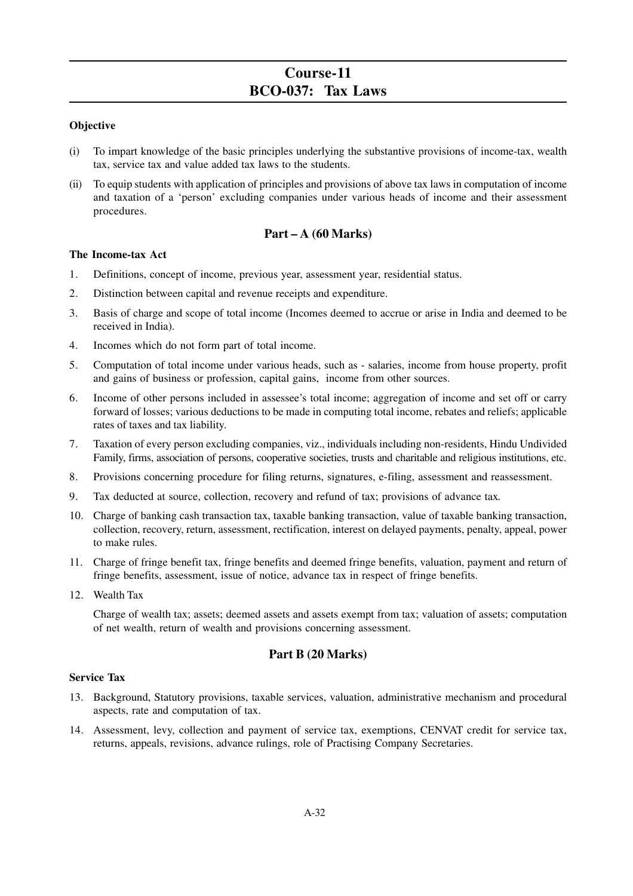# Course-11
# BCO-037: Tax Laws

**Objective**

(i) To impart knowledge of the basic principles underlying the substantive provisions of income-tax, wealth tax, service tax and value added tax laws to the students.

(ii) To equip students with application of principles and provisions of above tax laws in computation of income and taxation of a 'person' excluding companies under various heads of income and their assessment procedures.

## Part – A (60 Marks)

**The Income-tax Act**

1. Definitions, concept of income, previous year, assessment year, residential status.
2. Distinction between capital and revenue receipts and expenditure.
3. Basis of charge and scope of total income (Incomes deemed to accrue or arise in India and deemed to be received in India).
4. Incomes which do not form part of total income.
5. Computation of total income under various heads, such as - salaries, income from house property, profit and gains of business or profession, capital gains, income from other sources.
6. Income of other persons included in assessee's total income; aggregation of income and set off or carry forward of losses; various deductions to be made in computing total income, rebates and reliefs; applicable rates of taxes and tax liability.
7. Taxation of every person excluding companies, viz., individuals including non-residents, Hindu Undivided Family, firms, association of persons, cooperative societies, trusts and charitable and religious institutions, etc.
8. Provisions concerning procedure for filing returns, signatures, e-filing, assessment and reassessment.
9. Tax deducted at source, collection, recovery and refund of tax; provisions of advance tax.
10. Charge of banking cash transaction tax, taxable banking transaction, value of taxable banking transaction, collection, recovery, return, assessment, rectification, interest on delayed payments, penalty, appeal, power to make rules.
11. Charge of fringe benefit tax, fringe benefits and deemed fringe benefits, valuation, payment and return of fringe benefits, assessment, issue of notice, advance tax in respect of fringe benefits.
12. Wealth Tax

    Charge of wealth tax; assets; deemed assets and assets exempt from tax; valuation of assets; computation of net wealth, return of wealth and provisions concerning assessment.

## Part B (20 Marks)

**Service Tax**

13. Background, Statutory provisions, taxable services, valuation, administrative mechanism and procedural aspects, rate and computation of tax.
14. Assessment, levy, collection and payment of service tax, exemptions, CENVAT credit for service tax, returns, appeals, revisions, advance rulings, role of Practising Company Secretaries.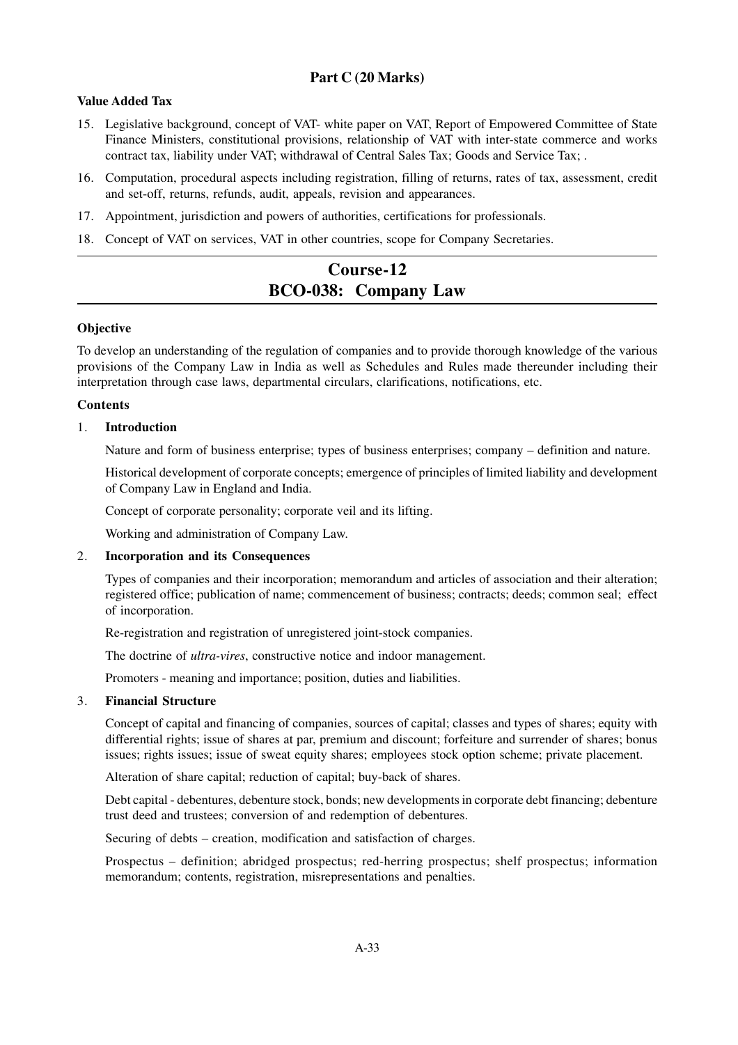## Part C (20 Marks)

**Value Added Tax**

15. Legislative background, concept of VAT- white paper on VAT, Report of Empowered Committee of State Finance Ministers, constitutional provisions, relationship of VAT with inter-state commerce and works contract tax, liability under VAT; withdrawal of Central Sales Tax; Goods and Service Tax; .
16. Computation, procedural aspects including registration, filling of returns, rates of tax, assessment, credit and set-off, returns, refunds, audit, appeals, revision and appearances.
17. Appointment, jurisdiction and powers of authorities, certifications for professionals.
18. Concept of VAT on services, VAT in other countries, scope for Company Secretaries.

---

# Course-12
# BCO-038: Company Law

---

**Objective**

To develop an understanding of the regulation of companies and to provide thorough knowledge of the various provisions of the Company Law in India as well as Schedules and Rules made thereunder including their interpretation through case laws, departmental circulars, clarifications, notifications, etc.

**Contents**

1. **Introduction**

   Nature and form of business enterprise; types of business enterprises; company – definition and nature.

   Historical development of corporate concepts; emergence of principles of limited liability and development of Company Law in England and India.

   Concept of corporate personality; corporate veil and its lifting.

   Working and administration of Company Law.

2. **Incorporation and its Consequences**

   Types of companies and their incorporation; memorandum and articles of association and their alteration; registered office; publication of name; commencement of business; contracts; deeds; common seal; effect of incorporation.

   Re-registration and registration of unregistered joint-stock companies.

   The doctrine of *ultra-vires*, constructive notice and indoor management.

   Promoters - meaning and importance; position, duties and liabilities.

3. **Financial Structure**

   Concept of capital and financing of companies, sources of capital; classes and types of shares; equity with differential rights; issue of shares at par, premium and discount; forfeiture and surrender of shares; bonus issues; rights issues; issue of sweat equity shares; employees stock option scheme; private placement.

   Alteration of share capital; reduction of capital; buy-back of shares.

   Debt capital - debentures, debenture stock, bonds; new developments in corporate debt financing; debenture trust deed and trustees; conversion of and redemption of debentures.

   Securing of debts – creation, modification and satisfaction of charges.

   Prospectus – definition; abridged prospectus; red-herring prospectus; shelf prospectus; information memorandum; contents, registration, misrepresentations and penalties.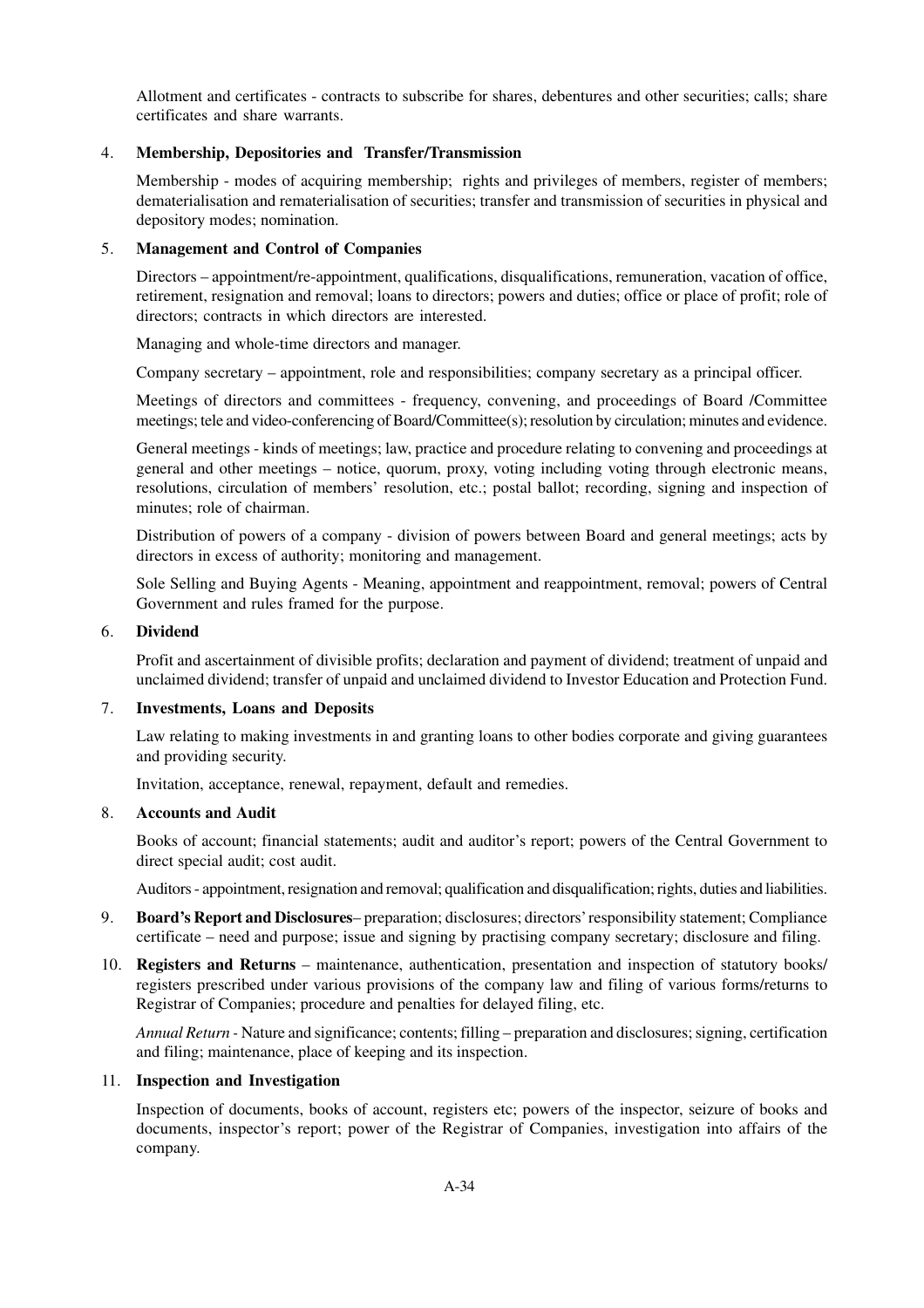Allotment and certificates - contracts to subscribe for shares, debentures and other securities; calls; share certificates and share warrants.

4. **Membership, Depositories and Transfer/Transmission**

   Membership - modes of acquiring membership; rights and privileges of members, register of members; dematerialisation and rematerialisation of securities; transfer and transmission of securities in physical and depository modes; nomination.

5. **Management and Control of Companies**

   Directors – appointment/re-appointment, qualifications, disqualifications, remuneration, vacation of office, retirement, resignation and removal; loans to directors; powers and duties; office or place of profit; role of directors; contracts in which directors are interested.

   Managing and whole-time directors and manager.

   Company secretary – appointment, role and responsibilities; company secretary as a principal officer.

   Meetings of directors and committees - frequency, convening, and proceedings of Board /Committee meetings; tele and video-conferencing of Board/Committee(s); resolution by circulation; minutes and evidence.

   General meetings - kinds of meetings; law, practice and procedure relating to convening and proceedings at general and other meetings – notice, quorum, proxy, voting including voting through electronic means, resolutions, circulation of members' resolution, etc.; postal ballot; recording, signing and inspection of minutes; role of chairman.

   Distribution of powers of a company - division of powers between Board and general meetings; acts by directors in excess of authority; monitoring and management.

   Sole Selling and Buying Agents - Meaning, appointment and reappointment, removal; powers of Central Government and rules framed for the purpose.

6. **Dividend**

   Profit and ascertainment of divisible profits; declaration and payment of dividend; treatment of unpaid and unclaimed dividend; transfer of unpaid and unclaimed dividend to Investor Education and Protection Fund.

7. **Investments, Loans and Deposits**

   Law relating to making investments in and granting loans to other bodies corporate and giving guarantees and providing security.

   Invitation, acceptance, renewal, repayment, default and remedies.

8. **Accounts and Audit**

   Books of account; financial statements; audit and auditor's report; powers of the Central Government to direct special audit; cost audit.

   Auditors - appointment, resignation and removal; qualification and disqualification; rights, duties and liabilities.

9. **Board's Report and Disclosures**– preparation; disclosures; directors' responsibility statement; Compliance certificate – need and purpose; issue and signing by practising company secretary; disclosure and filing.

10. **Registers and Returns** – maintenance, authentication, presentation and inspection of statutory books/ registers prescribed under various provisions of the company law and filing of various forms/returns to Registrar of Companies; procedure and penalties for delayed filing, etc.

    *Annual Return* - Nature and significance; contents; filling – preparation and disclosures; signing, certification and filing; maintenance, place of keeping and its inspection.

11. **Inspection and Investigation**

    Inspection of documents, books of account, registers etc; powers of the inspector, seizure of books and documents, inspector's report; power of the Registrar of Companies, investigation into affairs of the company.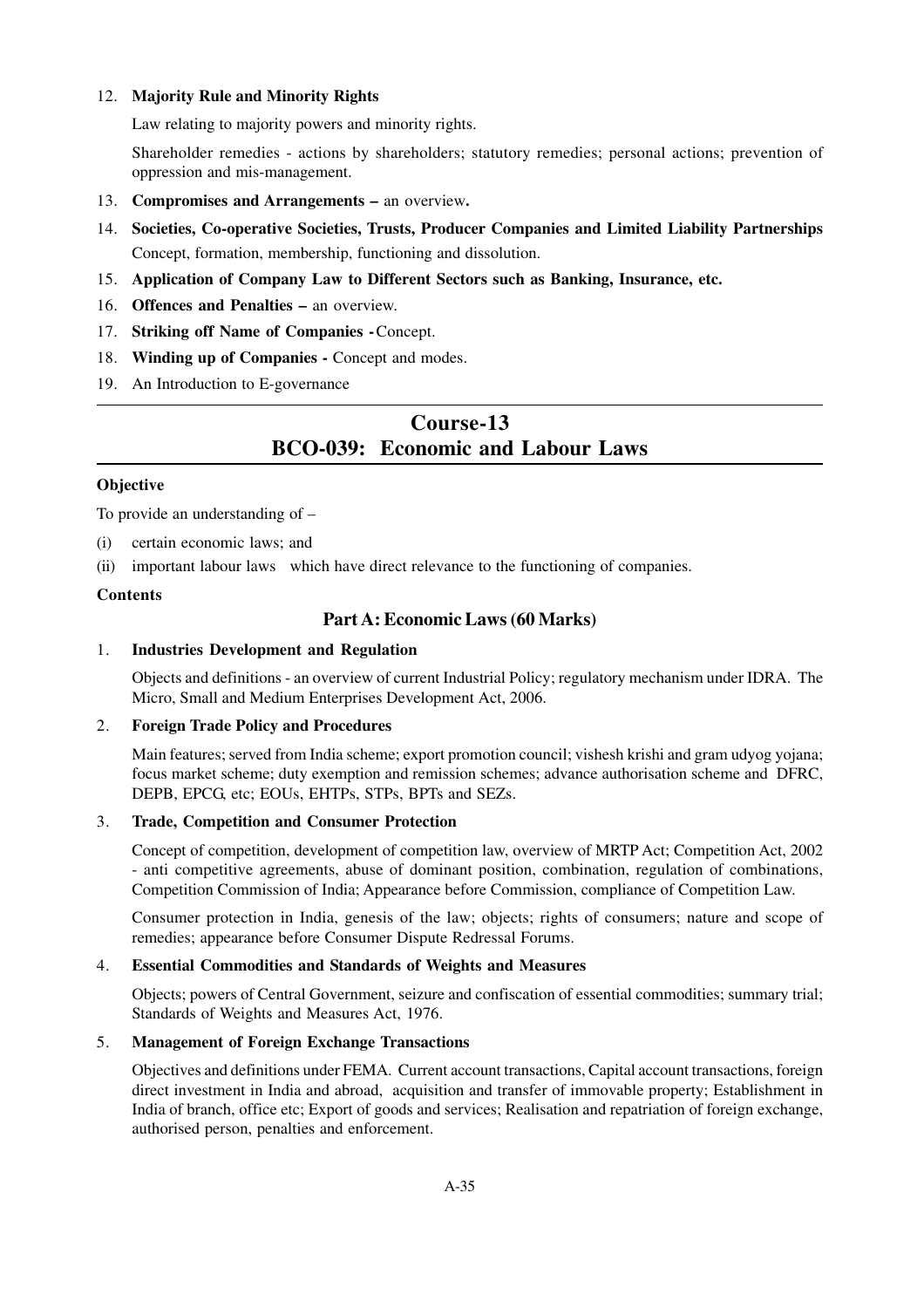12. **Majority Rule and Minority Rights**

    Law relating to majority powers and minority rights.

    Shareholder remedies - actions by shareholders; statutory remedies; personal actions; prevention of oppression and mis-management.

13. **Compromises and Arrangements –** an overview**.**
14. **Societies, Co-operative Societies, Trusts, Producer Companies and Limited Liability Partnerships** Concept, formation, membership, functioning and dissolution.
15. **Application of Company Law to Different Sectors such as Banking, Insurance, etc.**
16. **Offences and Penalties –** an overview.
17. **Striking off Name of Companies -** Concept.
18. **Winding up of Companies -** Concept and modes.
19. An Introduction to E-governance

## Course-13
## BCO-039: Economic and Labour Laws

**Objective**

To provide an understanding of –

(i) certain economic laws; and

(ii) important labour laws which have direct relevance to the functioning of companies.

**Contents**

### Part A: Economic Laws (60 Marks)

1. **Industries Development and Regulation**

   Objects and definitions - an overview of current Industrial Policy; regulatory mechanism under IDRA. The Micro, Small and Medium Enterprises Development Act, 2006.

2. **Foreign Trade Policy and Procedures**

   Main features; served from India scheme; export promotion council; vishesh krishi and gram udyog yojana; focus market scheme; duty exemption and remission schemes; advance authorisation scheme and DFRC, DEPB, EPCG, etc; EOUs, EHTPs, STPs, BPTs and SEZs.

3. **Trade, Competition and Consumer Protection**

   Concept of competition, development of competition law, overview of MRTP Act; Competition Act, 2002 - anti competitive agreements, abuse of dominant position, combination, regulation of combinations, Competition Commission of India; Appearance before Commission, compliance of Competition Law.

   Consumer protection in India, genesis of the law; objects; rights of consumers; nature and scope of remedies; appearance before Consumer Dispute Redressal Forums.

4. **Essential Commodities and Standards of Weights and Measures**

   Objects; powers of Central Government, seizure and confiscation of essential commodities; summary trial; Standards of Weights and Measures Act, 1976.

5. **Management of Foreign Exchange Transactions**

   Objectives and definitions under FEMA. Current account transactions, Capital account transactions, foreign direct investment in India and abroad, acquisition and transfer of immovable property; Establishment in India of branch, office etc; Export of goods and services; Realisation and repatriation of foreign exchange, authorised person, penalties and enforcement.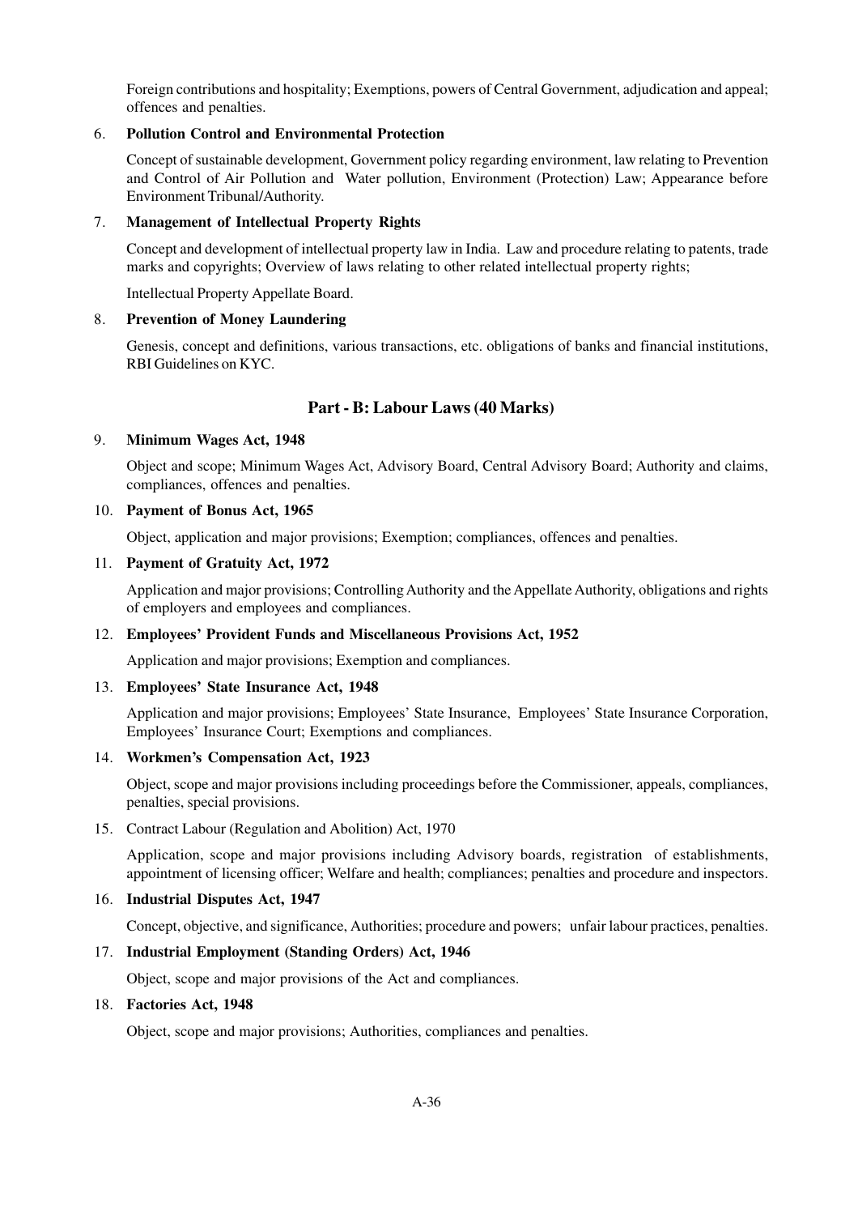Foreign contributions and hospitality; Exemptions, powers of Central Government, adjudication and appeal; offences and penalties.

6. **Pollution Control and Environmental Protection**

   Concept of sustainable development, Government policy regarding environment, law relating to Prevention and Control of Air Pollution and Water pollution, Environment (Protection) Law; Appearance before Environment Tribunal/Authority.

7. **Management of Intellectual Property Rights**

   Concept and development of intellectual property law in India. Law and procedure relating to patents, trade marks and copyrights; Overview of laws relating to other related intellectual property rights;

   Intellectual Property Appellate Board.

8. **Prevention of Money Laundering**

   Genesis, concept and definitions, various transactions, etc. obligations of banks and financial institutions, RBI Guidelines on KYC.

## Part - B: Labour Laws (40 Marks)

9. **Minimum Wages Act, 1948**

   Object and scope; Minimum Wages Act, Advisory Board, Central Advisory Board; Authority and claims, compliances, offences and penalties.

10. **Payment of Bonus Act, 1965**

    Object, application and major provisions; Exemption; compliances, offences and penalties.

11. **Payment of Gratuity Act, 1972**

    Application and major provisions; Controlling Authority and the Appellate Authority, obligations and rights of employers and employees and compliances.

12. **Employees' Provident Funds and Miscellaneous Provisions Act, 1952**

    Application and major provisions; Exemption and compliances.

13. **Employees' State Insurance Act, 1948**

    Application and major provisions; Employees' State Insurance, Employees' State Insurance Corporation, Employees' Insurance Court; Exemptions and compliances.

14. **Workmen's Compensation Act, 1923**

    Object, scope and major provisions including proceedings before the Commissioner, appeals, compliances, penalties, special provisions.

15. Contract Labour (Regulation and Abolition) Act, 1970

    Application, scope and major provisions including Advisory boards, registration of establishments, appointment of licensing officer; Welfare and health; compliances; penalties and procedure and inspectors.

16. **Industrial Disputes Act, 1947**

    Concept, objective, and significance, Authorities; procedure and powers; unfair labour practices, penalties.

17. **Industrial Employment (Standing Orders) Act, 1946**

    Object, scope and major provisions of the Act and compliances.

18. **Factories Act, 1948**

    Object, scope and major provisions; Authorities, compliances and penalties.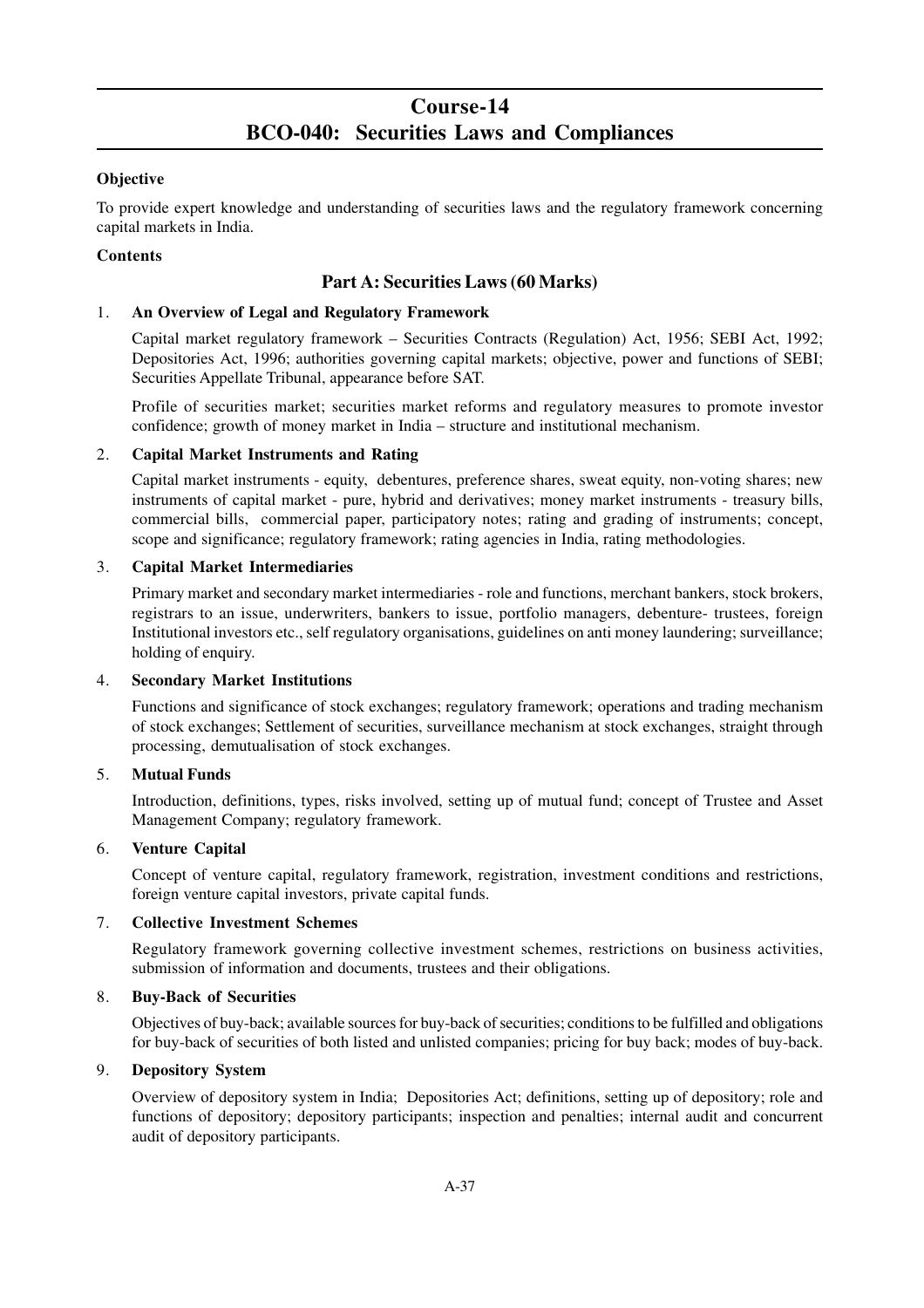# Course-14
# BCO-040: Securities Laws and Compliances

**Objective**

To provide expert knowledge and understanding of securities laws and the regulatory framework concerning capital markets in India.

**Contents**

## Part A: Securities Laws (60 Marks)

1. **An Overview of Legal and Regulatory Framework**

   Capital market regulatory framework – Securities Contracts (Regulation) Act, 1956; SEBI Act, 1992; Depositories Act, 1996; authorities governing capital markets; objective, power and functions of SEBI; Securities Appellate Tribunal, appearance before SAT.

   Profile of securities market; securities market reforms and regulatory measures to promote investor confidence; growth of money market in India – structure and institutional mechanism.

2. **Capital Market Instruments and Rating**

   Capital market instruments - equity, debentures, preference shares, sweat equity, non-voting shares; new instruments of capital market - pure, hybrid and derivatives; money market instruments - treasury bills, commercial bills, commercial paper, participatory notes; rating and grading of instruments; concept, scope and significance; regulatory framework; rating agencies in India, rating methodologies.

3. **Capital Market Intermediaries**

   Primary market and secondary market intermediaries - role and functions, merchant bankers, stock brokers, registrars to an issue, underwriters, bankers to issue, portfolio managers, debenture- trustees, foreign Institutional investors etc., self regulatory organisations, guidelines on anti money laundering; surveillance; holding of enquiry.

4. **Secondary Market Institutions**

   Functions and significance of stock exchanges; regulatory framework; operations and trading mechanism of stock exchanges; Settlement of securities, surveillance mechanism at stock exchanges, straight through processing, demutualisation of stock exchanges.

5. **Mutual Funds**

   Introduction, definitions, types, risks involved, setting up of mutual fund; concept of Trustee and Asset Management Company; regulatory framework.

6. **Venture Capital**

   Concept of venture capital, regulatory framework, registration, investment conditions and restrictions, foreign venture capital investors, private capital funds.

7. **Collective Investment Schemes**

   Regulatory framework governing collective investment schemes, restrictions on business activities, submission of information and documents, trustees and their obligations.

8. **Buy-Back of Securities**

   Objectives of buy-back; available sources for buy-back of securities; conditions to be fulfilled and obligations for buy-back of securities of both listed and unlisted companies; pricing for buy back; modes of buy-back.

9. **Depository System**

   Overview of depository system in India; Depositories Act; definitions, setting up of depository; role and functions of depository; depository participants; inspection and penalties; internal audit and concurrent audit of depository participants.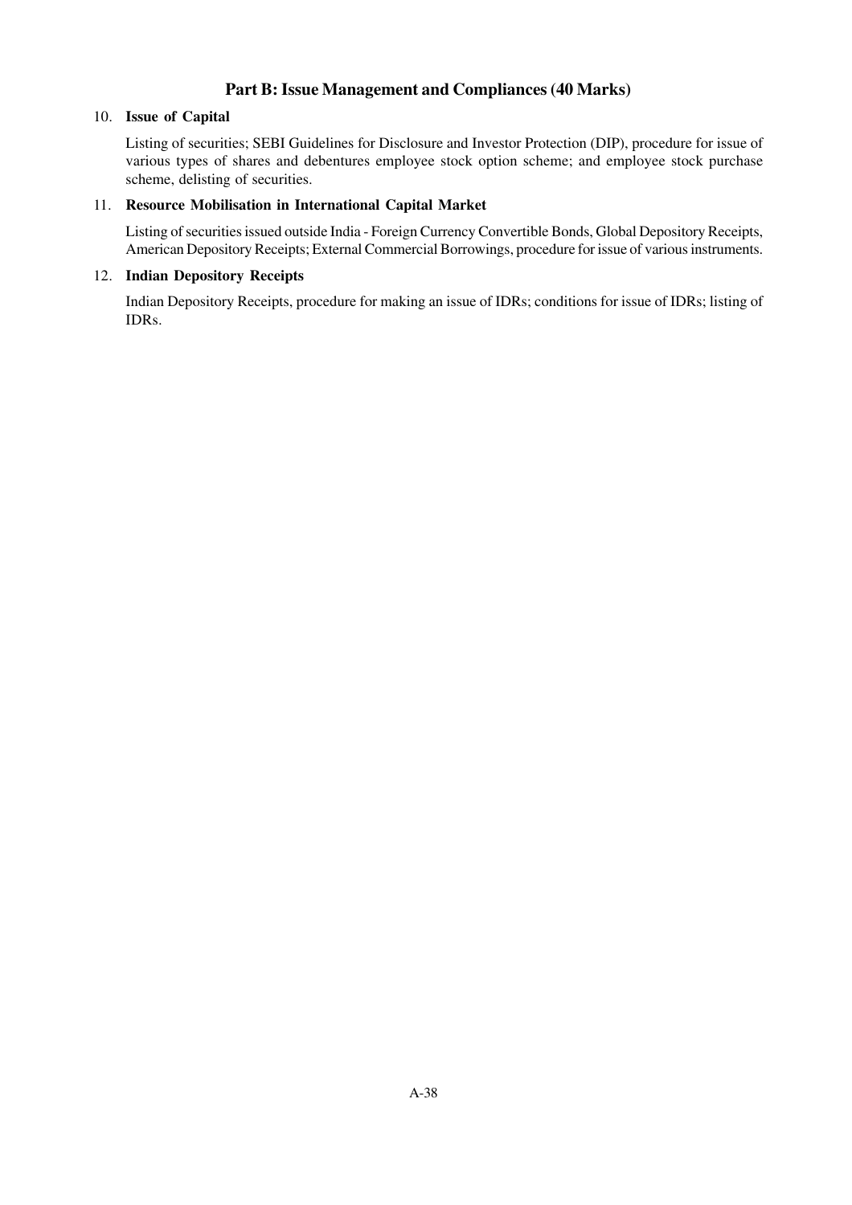## Part B: Issue Management and Compliances (40 Marks)

10. **Issue of Capital**

    Listing of securities; SEBI Guidelines for Disclosure and Investor Protection (DIP), procedure for issue of various types of shares and debentures employee stock option scheme; and employee stock purchase scheme, delisting of securities.

11. **Resource Mobilisation in International Capital Market**

    Listing of securities issued outside India - Foreign Currency Convertible Bonds, Global Depository Receipts, American Depository Receipts; External Commercial Borrowings, procedure for issue of various instruments.

12. **Indian Depository Receipts**

    Indian Depository Receipts, procedure for making an issue of IDRs; conditions for issue of IDRs; listing of IDRs.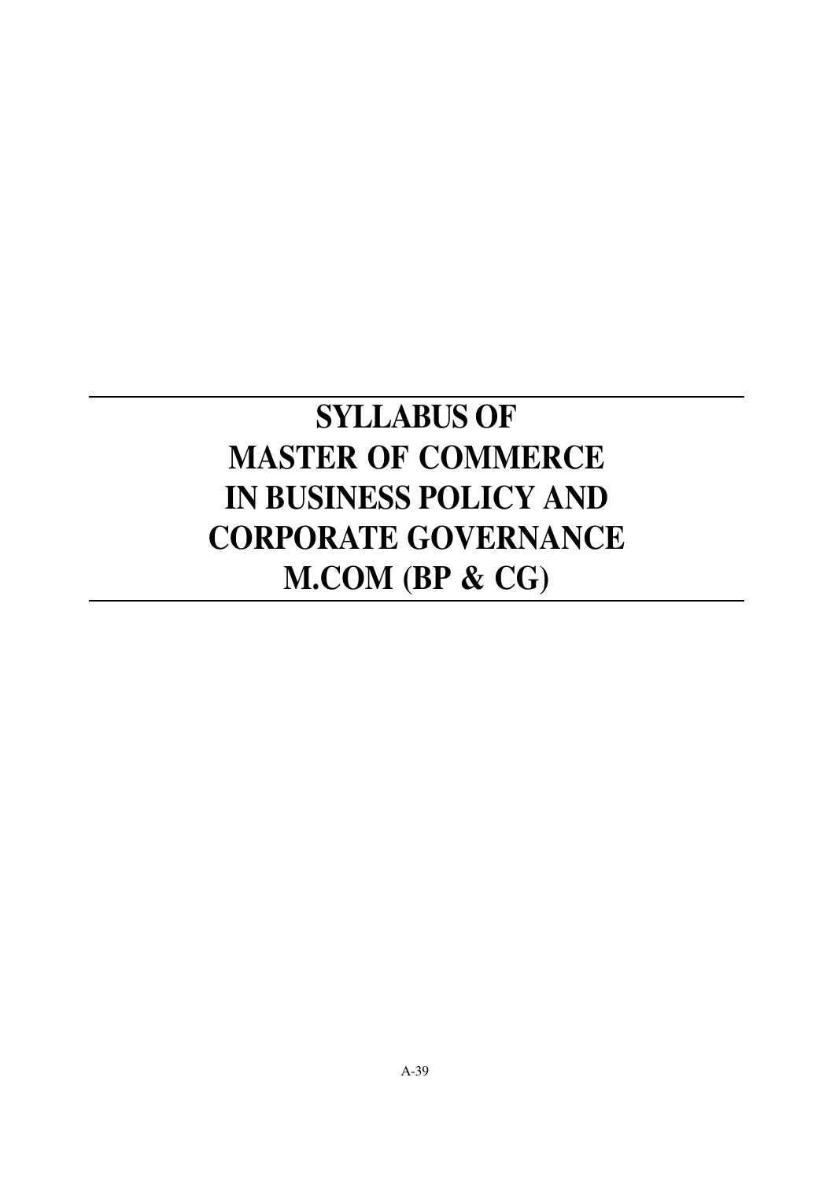# SYLLABUS OF
# MASTER OF COMMERCE
# IN BUSINESS POLICY AND
# CORPORATE GOVERNANCE
# M.COM (BP & CG)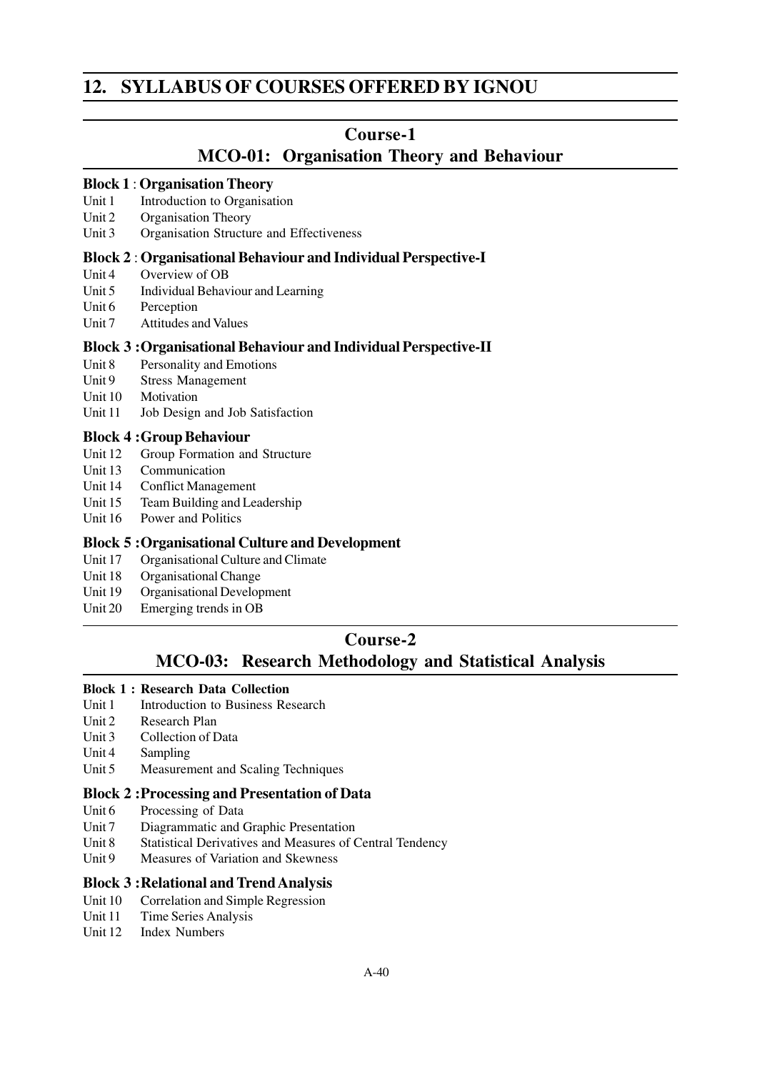# 12. SYLLABUS OF COURSES OFFERED BY IGNOU

## Course-1

## MCO-01: Organisation Theory and Behaviour

### Block 1 : Organisation Theory

Unit 1 Introduction to Organisation
Unit 2 Organisation Theory
Unit 3 Organisation Structure and Effectiveness

### Block 2 : Organisational Behaviour and Individual Perspective-I

Unit 4 Overview of OB
Unit 5 Individual Behaviour and Learning
Unit 6 Perception
Unit 7 Attitudes and Values

### Block 3 : Organisational Behaviour and Individual Perspective-II

Unit 8 Personality and Emotions
Unit 9 Stress Management
Unit 10 Motivation
Unit 11 Job Design and Job Satisfaction

### Block 4 : Group Behaviour

Unit 12 Group Formation and Structure
Unit 13 Communication
Unit 14 Conflict Management
Unit 15 Team Building and Leadership
Unit 16 Power and Politics

### Block 5 : Organisational Culture and Development

Unit 17 Organisational Culture and Climate
Unit 18 Organisational Change
Unit 19 Organisational Development
Unit 20 Emerging trends in OB

## Course-2

## MCO-03: Research Methodology and Statistical Analysis

### Block 1 : Research Data Collection

Unit 1 Introduction to Business Research
Unit 2 Research Plan
Unit 3 Collection of Data
Unit 4 Sampling
Unit 5 Measurement and Scaling Techniques

### Block 2 : Processing and Presentation of Data

Unit 6 Processing of Data
Unit 7 Diagrammatic and Graphic Presentation
Unit 8 Statistical Derivatives and Measures of Central Tendency
Unit 9 Measures of Variation and Skewness

### Block 3 : Relational and Trend Analysis

Unit 10 Correlation and Simple Regression
Unit 11 Time Series Analysis
Unit 12 Index Numbers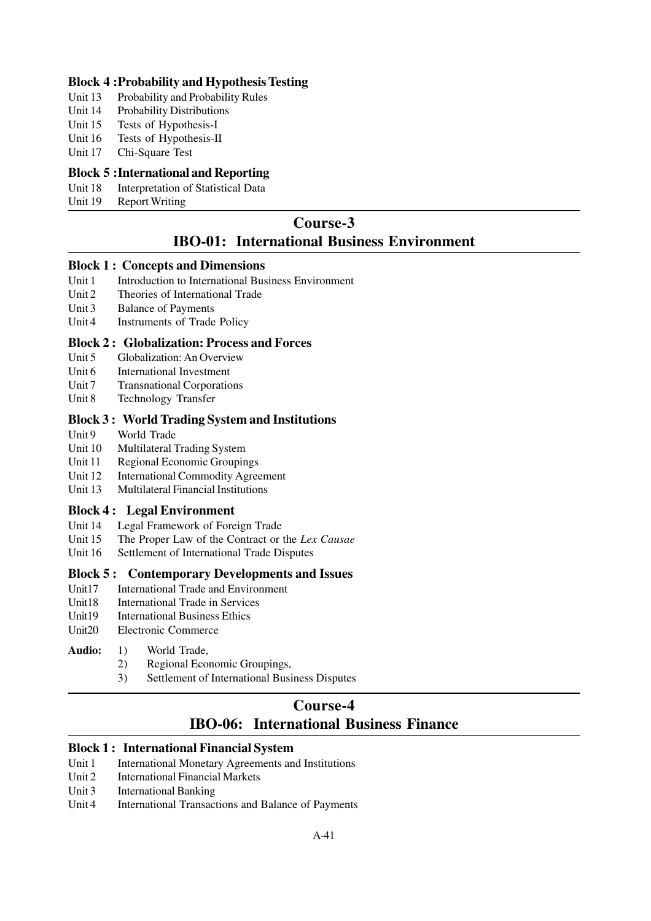**Block 4 : Probability and Hypothesis Testing**

Unit 13 Probability and Probability Rules
Unit 14 Probability Distributions
Unit 15 Tests of Hypothesis-I
Unit 16 Tests of Hypothesis-II
Unit 17 Chi-Square Test

**Block 5 : International and Reporting**

Unit 18 Interpretation of Statistical Data
Unit 19 Report Writing

## Course-3
## IBO-01: International Business Environment

**Block 1 : Concepts and Dimensions**

Unit 1 Introduction to International Business Environment
Unit 2 Theories of International Trade
Unit 3 Balance of Payments
Unit 4 Instruments of Trade Policy

**Block 2 : Globalization: Process and Forces**

Unit 5 Globalization: An Overview
Unit 6 International Investment
Unit 7 Transnational Corporations
Unit 8 Technology Transfer

**Block 3 : World Trading System and Institutions**

Unit 9 World Trade
Unit 10 Multilateral Trading System
Unit 11 Regional Economic Groupings
Unit 12 International Commodity Agreement
Unit 13 Multilateral Financial Institutions

**Block 4 : Legal Environment**

Unit 14 Legal Framework of Foreign Trade
Unit 15 The Proper Law of the Contract or the *Lex Causae*
Unit 16 Settlement of International Trade Disputes

**Block 5 : Contemporary Developments and Issues**

Unit17 International Trade and Environment
Unit18 International Trade in Services
Unit19 International Business Ethics
Unit20 Electronic Commerce

**Audio:**
1) World Trade,
2) Regional Economic Groupings,
3) Settlement of International Business Disputes

## Course-4
## IBO-06: International Business Finance

**Block 1 : International Financial System**

Unit 1 International Monetary Agreements and Institutions
Unit 2 International Financial Markets
Unit 3 International Banking
Unit 4 International Transactions and Balance of Payments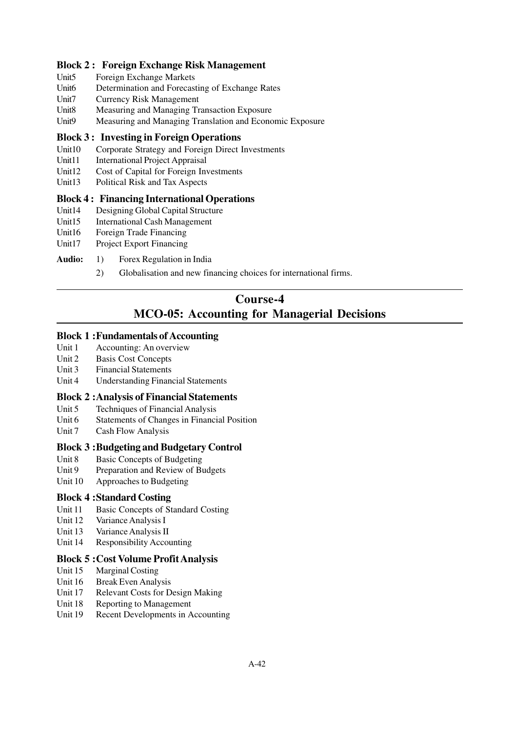**Block 2 : Foreign Exchange Risk Management**

Unit5 Foreign Exchange Markets
Unit6 Determination and Forecasting of Exchange Rates
Unit7 Currency Risk Management
Unit8 Measuring and Managing Transaction Exposure
Unit9 Measuring and Managing Translation and Economic Exposure

**Block 3 : Investing in Foreign Operations**

Unit10 Corporate Strategy and Foreign Direct Investments
Unit11 International Project Appraisal
Unit12 Cost of Capital for Foreign Investments
Unit13 Political Risk and Tax Aspects

**Block 4 : Financing International Operations**

Unit14 Designing Global Capital Structure
Unit15 International Cash Management
Unit16 Foreign Trade Financing
Unit17 Project Export Financing

**Audio:**

1) Forex Regulation in India
2) Globalisation and new financing choices for international firms.

## Course-4
## MCO-05: Accounting for Managerial Decisions

**Block 1 :Fundamentals of Accounting**

Unit 1 Accounting: An overview
Unit 2 Basis Cost Concepts
Unit 3 Financial Statements
Unit 4 Understanding Financial Statements

**Block 2 :Analysis of Financial Statements**

Unit 5 Techniques of Financial Analysis
Unit 6 Statements of Changes in Financial Position
Unit 7 Cash Flow Analysis

**Block 3 :Budgeting and Budgetary Control**

Unit 8 Basic Concepts of Budgeting
Unit 9 Preparation and Review of Budgets
Unit 10 Approaches to Budgeting

**Block 4 :Standard Costing**

Unit 11 Basic Concepts of Standard Costing
Unit 12 Variance Analysis I
Unit 13 Variance Analysis II
Unit 14 Responsibility Accounting

**Block 5 :Cost Volume Profit Analysis**

Unit 15 Marginal Costing
Unit 16 Break Even Analysis
Unit 17 Relevant Costs for Design Making
Unit 18 Reporting to Management
Unit 19 Recent Developments in Accounting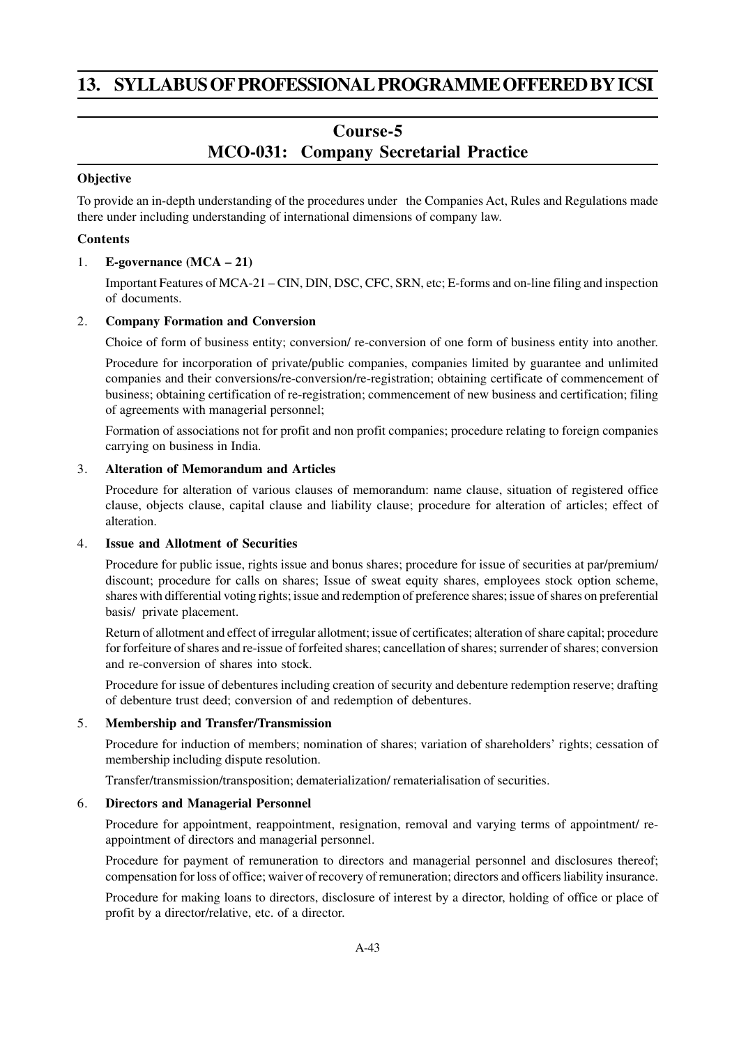# 13. SYLLABUS OF PROFESSIONAL PROGRAMME OFFERED BY ICSI

## Course-5
## MCO-031: Company Secretarial Practice

**Objective**

To provide an in-depth understanding of the procedures under the Companies Act, Rules and Regulations made there under including understanding of international dimensions of company law.

**Contents**

1. **E-governance (MCA – 21)**

   Important Features of MCA-21 – CIN, DIN, DSC, CFC, SRN, etc; E-forms and on-line filing and inspection of documents.

2. **Company Formation and Conversion**

   Choice of form of business entity; conversion/ re-conversion of one form of business entity into another.

   Procedure for incorporation of private/public companies, companies limited by guarantee and unlimited companies and their conversions/re-conversion/re-registration; obtaining certificate of commencement of business; obtaining certification of re-registration; commencement of new business and certification; filing of agreements with managerial personnel;

   Formation of associations not for profit and non profit companies; procedure relating to foreign companies carrying on business in India.

3. **Alteration of Memorandum and Articles**

   Procedure for alteration of various clauses of memorandum: name clause, situation of registered office clause, objects clause, capital clause and liability clause; procedure for alteration of articles; effect of alteration.

4. **Issue and Allotment of Securities**

   Procedure for public issue, rights issue and bonus shares; procedure for issue of securities at par/premium/ discount; procedure for calls on shares; Issue of sweat equity shares, employees stock option scheme, shares with differential voting rights; issue and redemption of preference shares; issue of shares on preferential basis/ private placement.

   Return of allotment and effect of irregular allotment; issue of certificates; alteration of share capital; procedure for forfeiture of shares and re-issue of forfeited shares; cancellation of shares; surrender of shares; conversion and re-conversion of shares into stock.

   Procedure for issue of debentures including creation of security and debenture redemption reserve; drafting of debenture trust deed; conversion of and redemption of debentures.

5. **Membership and Transfer/Transmission**

   Procedure for induction of members; nomination of shares; variation of shareholders' rights; cessation of membership including dispute resolution.

   Transfer/transmission/transposition; dematerialization/ rematerialisation of securities.

6. **Directors and Managerial Personnel**

   Procedure for appointment, reappointment, resignation, removal and varying terms of appointment/ re-appointment of directors and managerial personnel.

   Procedure for payment of remuneration to directors and managerial personnel and disclosures thereof; compensation for loss of office; waiver of recovery of remuneration; directors and officers liability insurance.

   Procedure for making loans to directors, disclosure of interest by a director, holding of office or place of profit by a director/relative, etc. of a director.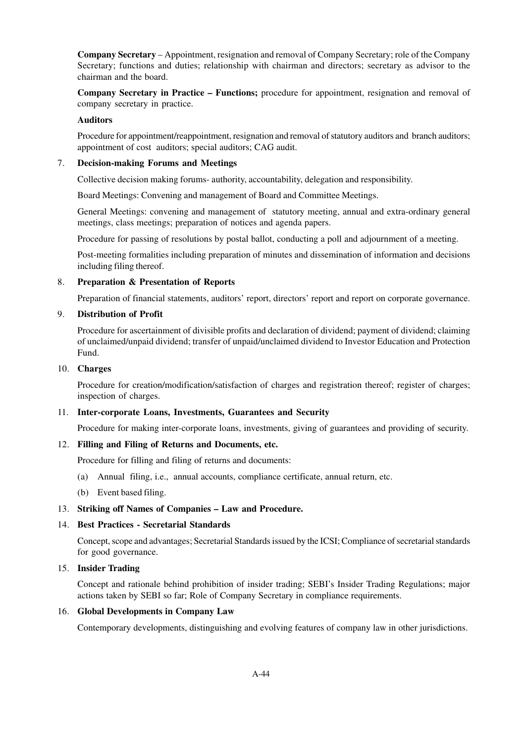**Company Secretary** – Appointment, resignation and removal of Company Secretary; role of the Company Secretary; functions and duties; relationship with chairman and directors; secretary as advisor to the chairman and the board.

**Company Secretary in Practice – Functions;** procedure for appointment, resignation and removal of company secretary in practice.

**Auditors**

Procedure for appointment/reappointment, resignation and removal of statutory auditors and branch auditors; appointment of cost auditors; special auditors; CAG audit.

7. **Decision-making Forums and Meetings**

   Collective decision making forums- authority, accountability, delegation and responsibility.

   Board Meetings: Convening and management of Board and Committee Meetings.

   General Meetings: convening and management of statutory meeting, annual and extra-ordinary general meetings, class meetings; preparation of notices and agenda papers.

   Procedure for passing of resolutions by postal ballot, conducting a poll and adjournment of a meeting.

   Post-meeting formalities including preparation of minutes and dissemination of information and decisions including filing thereof.

8. **Preparation & Presentation of Reports**

   Preparation of financial statements, auditors' report, directors' report and report on corporate governance.

9. **Distribution of Profit**

   Procedure for ascertainment of divisible profits and declaration of dividend; payment of dividend; claiming of unclaimed/unpaid dividend; transfer of unpaid/unclaimed dividend to Investor Education and Protection Fund.

10. **Charges**

    Procedure for creation/modification/satisfaction of charges and registration thereof; register of charges; inspection of charges.

11. **Inter-corporate Loans, Investments, Guarantees and Security**

    Procedure for making inter-corporate loans, investments, giving of guarantees and providing of security.

12. **Filling and Filing of Returns and Documents, etc.**

    Procedure for filling and filing of returns and documents:

    (a) Annual filing, i.e., annual accounts, compliance certificate, annual return, etc.

    (b) Event based filing.

13. **Striking off Names of Companies – Law and Procedure.**

14. **Best Practices - Secretarial Standards**

    Concept, scope and advantages; Secretarial Standards issued by the ICSI; Compliance of secretarial standards for good governance.

15. **Insider Trading**

    Concept and rationale behind prohibition of insider trading; SEBI's Insider Trading Regulations; major actions taken by SEBI so far; Role of Company Secretary in compliance requirements.

16. **Global Developments in Company Law**

    Contemporary developments, distinguishing and evolving features of company law in other jurisdictions.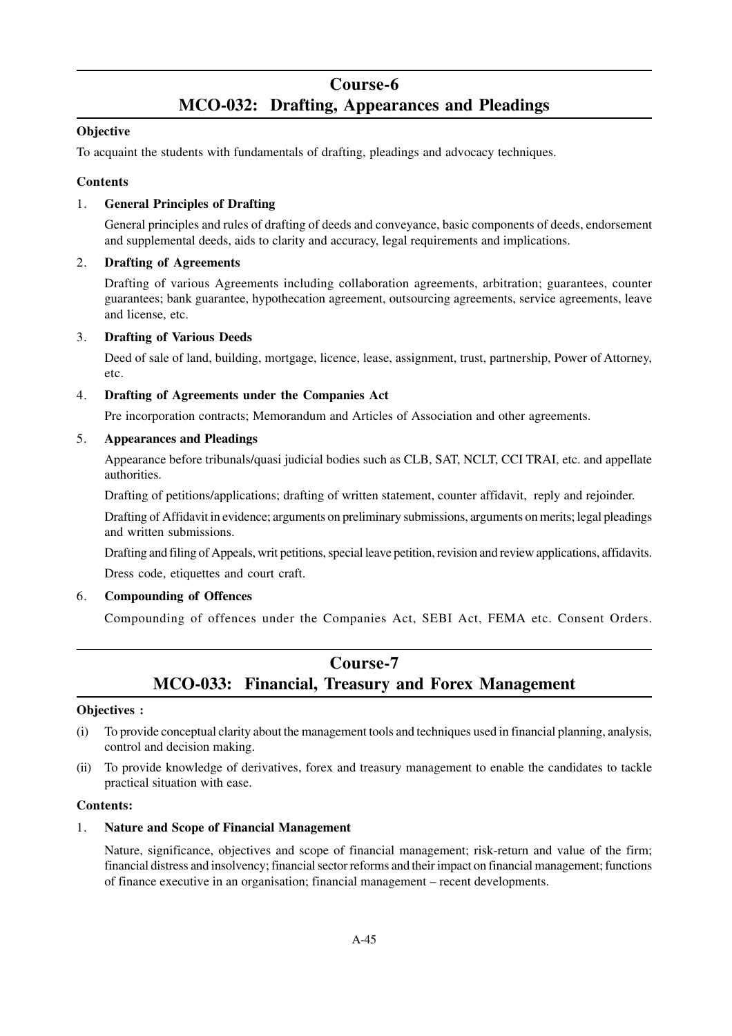## Course-6
## MCO-032: Drafting, Appearances and Pleadings

**Objective**

To acquaint the students with fundamentals of drafting, pleadings and advocacy techniques.

**Contents**

1. **General Principles of Drafting**

   General principles and rules of drafting of deeds and conveyance, basic components of deeds, endorsement and supplemental deeds, aids to clarity and accuracy, legal requirements and implications.

2. **Drafting of Agreements**

   Drafting of various Agreements including collaboration agreements, arbitration; guarantees, counter guarantees; bank guarantee, hypothecation agreement, outsourcing agreements, service agreements, leave and license, etc.

3. **Drafting of Various Deeds**

   Deed of sale of land, building, mortgage, licence, lease, assignment, trust, partnership, Power of Attorney, etc.

4. **Drafting of Agreements under the Companies Act**

   Pre incorporation contracts; Memorandum and Articles of Association and other agreements.

5. **Appearances and Pleadings**

   Appearance before tribunals/quasi judicial bodies such as CLB, SAT, NCLT, CCI TRAI, etc. and appellate authorities.

   Drafting of petitions/applications; drafting of written statement, counter affidavit, reply and rejoinder.

   Drafting of Affidavit in evidence; arguments on preliminary submissions, arguments on merits; legal pleadings and written submissions.

   Drafting and filing of Appeals, writ petitions, special leave petition, revision and review applications, affidavits.

   Dress code, etiquettes and court craft.

6. **Compounding of Offences**

   Compounding of offences under the Companies Act, SEBI Act, FEMA etc. Consent Orders.

## Course-7
## MCO-033: Financial, Treasury and Forex Management

**Objectives :**

(i) To provide conceptual clarity about the management tools and techniques used in financial planning, analysis, control and decision making.

(ii) To provide knowledge of derivatives, forex and treasury management to enable the candidates to tackle practical situation with ease.

**Contents:**

1. **Nature and Scope of Financial Management**

   Nature, significance, objectives and scope of financial management; risk-return and value of the firm; financial distress and insolvency; financial sector reforms and their impact on financial management; functions of finance executive in an organisation; financial management – recent developments.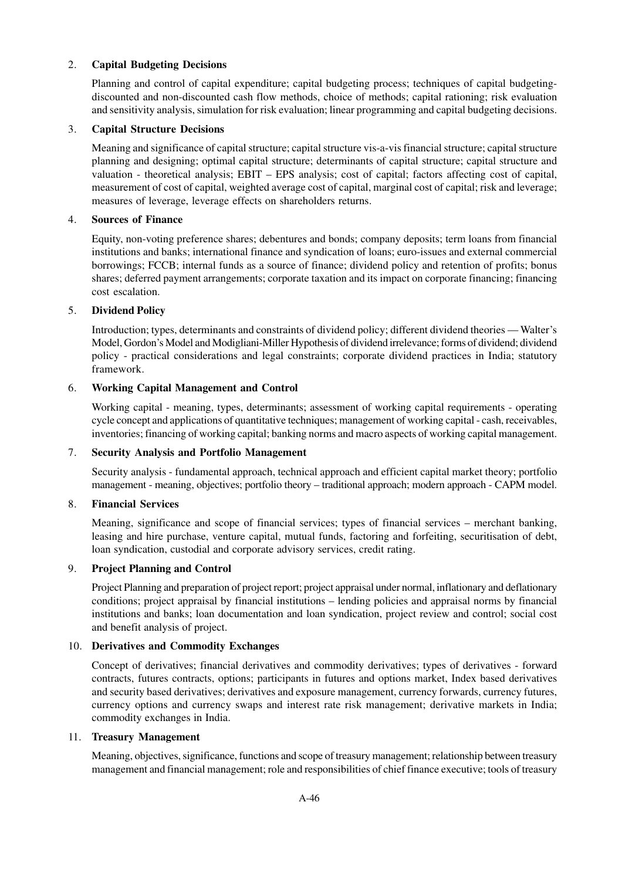2. **Capital Budgeting Decisions**

   Planning and control of capital expenditure; capital budgeting process; techniques of capital budgeting-discounted and non-discounted cash flow methods, choice of methods; capital rationing; risk evaluation and sensitivity analysis, simulation for risk evaluation; linear programming and capital budgeting decisions.

3. **Capital Structure Decisions**

   Meaning and significance of capital structure; capital structure vis-a-vis financial structure; capital structure planning and designing; optimal capital structure; determinants of capital structure; capital structure and valuation - theoretical analysis; EBIT – EPS analysis; cost of capital; factors affecting cost of capital, measurement of cost of capital, weighted average cost of capital, marginal cost of capital; risk and leverage; measures of leverage, leverage effects on shareholders returns.

4. **Sources of Finance**

   Equity, non-voting preference shares; debentures and bonds; company deposits; term loans from financial institutions and banks; international finance and syndication of loans; euro-issues and external commercial borrowings; FCCB; internal funds as a source of finance; dividend policy and retention of profits; bonus shares; deferred payment arrangements; corporate taxation and its impact on corporate financing; financing cost escalation.

5. **Dividend Policy**

   Introduction; types, determinants and constraints of dividend policy; different dividend theories — Walter's Model, Gordon's Model and Modigliani-Miller Hypothesis of dividend irrelevance; forms of dividend; dividend policy - practical considerations and legal constraints; corporate dividend practices in India; statutory framework.

6. **Working Capital Management and Control**

   Working capital - meaning, types, determinants; assessment of working capital requirements - operating cycle concept and applications of quantitative techniques; management of working capital - cash, receivables, inventories; financing of working capital; banking norms and macro aspects of working capital management.

7. **Security Analysis and Portfolio Management**

   Security analysis - fundamental approach, technical approach and efficient capital market theory; portfolio management - meaning, objectives; portfolio theory – traditional approach; modern approach - CAPM model.

8. **Financial Services**

   Meaning, significance and scope of financial services; types of financial services – merchant banking, leasing and hire purchase, venture capital, mutual funds, factoring and forfeiting, securitisation of debt, loan syndication, custodial and corporate advisory services, credit rating.

9. **Project Planning and Control**

   Project Planning and preparation of project report; project appraisal under normal, inflationary and deflationary conditions; project appraisal by financial institutions – lending policies and appraisal norms by financial institutions and banks; loan documentation and loan syndication, project review and control; social cost and benefit analysis of project.

10. **Derivatives and Commodity Exchanges**

    Concept of derivatives; financial derivatives and commodity derivatives; types of derivatives - forward contracts, futures contracts, options; participants in futures and options market, Index based derivatives and security based derivatives; derivatives and exposure management, currency forwards, currency futures, currency options and currency swaps and interest rate risk management; derivative markets in India; commodity exchanges in India.

11. **Treasury Management**

    Meaning, objectives, significance, functions and scope of treasury management; relationship between treasury management and financial management; role and responsibilities of chief finance executive; tools of treasury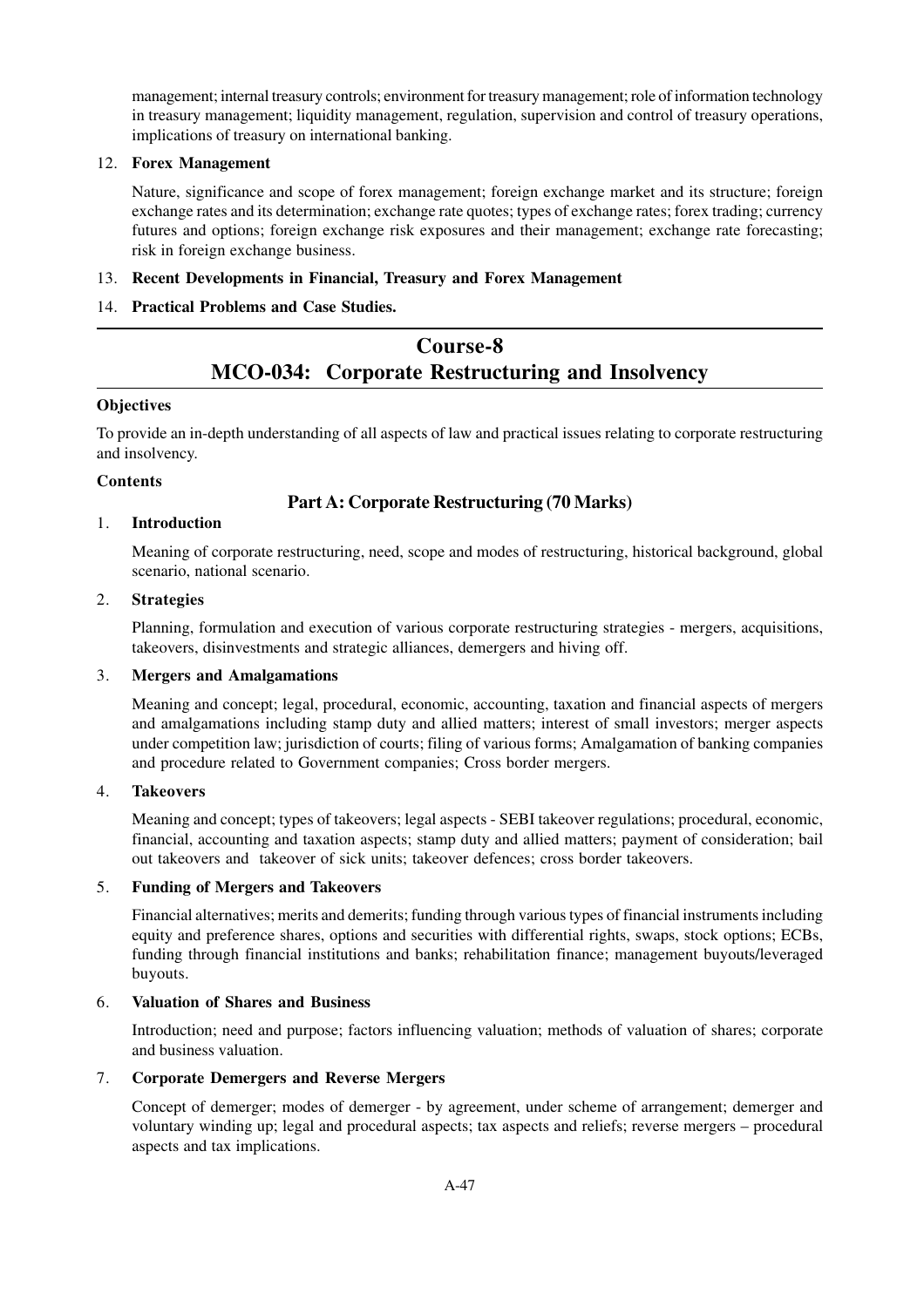management; internal treasury controls; environment for treasury management; role of information technology in treasury management; liquidity management, regulation, supervision and control of treasury operations, implications of treasury on international banking.

12. **Forex Management**

    Nature, significance and scope of forex management; foreign exchange market and its structure; foreign exchange rates and its determination; exchange rate quotes; types of exchange rates; forex trading; currency futures and options; foreign exchange risk exposures and their management; exchange rate forecasting; risk in foreign exchange business.

13. **Recent Developments in Financial, Treasury and Forex Management**

14. **Practical Problems and Case Studies.**

---

# Course-8
# MCO-034: Corporate Restructuring and Insolvency

**Objectives**

To provide an in-depth understanding of all aspects of law and practical issues relating to corporate restructuring and insolvency.

**Contents**

## Part A: Corporate Restructuring (70 Marks)

1. **Introduction**

   Meaning of corporate restructuring, need, scope and modes of restructuring, historical background, global scenario, national scenario.

2. **Strategies**

   Planning, formulation and execution of various corporate restructuring strategies - mergers, acquisitions, takeovers, disinvestments and strategic alliances, demergers and hiving off.

3. **Mergers and Amalgamations**

   Meaning and concept; legal, procedural, economic, accounting, taxation and financial aspects of mergers and amalgamations including stamp duty and allied matters; interest of small investors; merger aspects under competition law; jurisdiction of courts; filing of various forms; Amalgamation of banking companies and procedure related to Government companies; Cross border mergers.

4. **Takeovers**

   Meaning and concept; types of takeovers; legal aspects - SEBI takeover regulations; procedural, economic, financial, accounting and taxation aspects; stamp duty and allied matters; payment of consideration; bail out takeovers and takeover of sick units; takeover defences; cross border takeovers.

5. **Funding of Mergers and Takeovers**

   Financial alternatives; merits and demerits; funding through various types of financial instruments including equity and preference shares, options and securities with differential rights, swaps, stock options; ECBs, funding through financial institutions and banks; rehabilitation finance; management buyouts/leveraged buyouts.

6. **Valuation of Shares and Business**

   Introduction; need and purpose; factors influencing valuation; methods of valuation of shares; corporate and business valuation.

7. **Corporate Demergers and Reverse Mergers**

   Concept of demerger; modes of demerger - by agreement, under scheme of arrangement; demerger and voluntary winding up; legal and procedural aspects; tax aspects and reliefs; reverse mergers – procedural aspects and tax implications.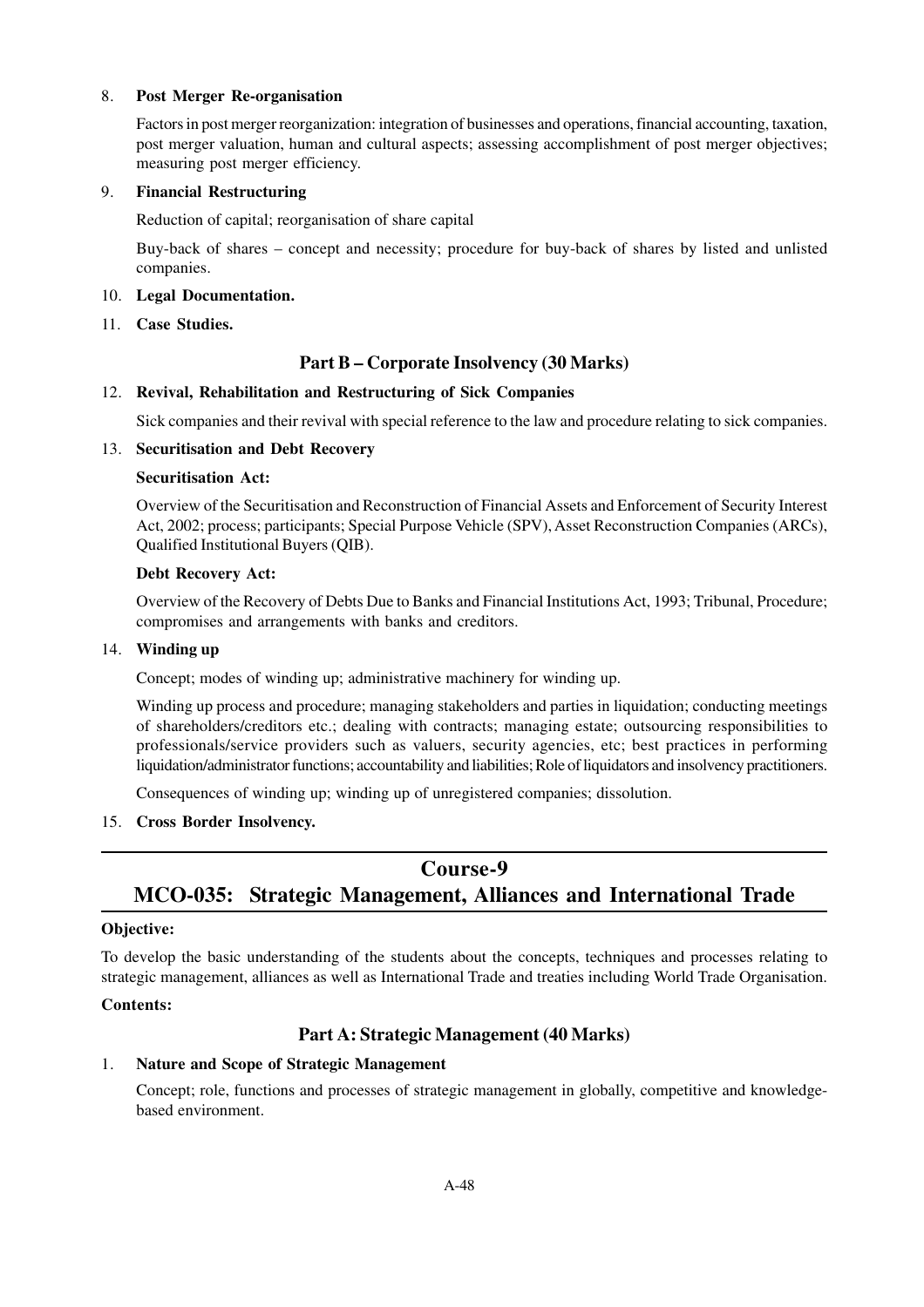8. **Post Merger Re-organisation**

   Factors in post merger reorganization: integration of businesses and operations, financial accounting, taxation, post merger valuation, human and cultural aspects; assessing accomplishment of post merger objectives; measuring post merger efficiency.

9. **Financial Restructuring**

   Reduction of capital; reorganisation of share capital

   Buy-back of shares – concept and necessity; procedure for buy-back of shares by listed and unlisted companies.

10. **Legal Documentation.**

11. **Case Studies.**

### Part B – Corporate Insolvency (30 Marks)

12. **Revival, Rehabilitation and Restructuring of Sick Companies**

    Sick companies and their revival with special reference to the law and procedure relating to sick companies.

13. **Securitisation and Debt Recovery**

    **Securitisation Act:**

    Overview of the Securitisation and Reconstruction of Financial Assets and Enforcement of Security Interest Act, 2002; process; participants; Special Purpose Vehicle (SPV), Asset Reconstruction Companies (ARCs), Qualified Institutional Buyers (QIB).

    **Debt Recovery Act:**

    Overview of the Recovery of Debts Due to Banks and Financial Institutions Act, 1993; Tribunal, Procedure; compromises and arrangements with banks and creditors.

14. **Winding up**

    Concept; modes of winding up; administrative machinery for winding up.

    Winding up process and procedure; managing stakeholders and parties in liquidation; conducting meetings of shareholders/creditors etc.; dealing with contracts; managing estate; outsourcing responsibilities to professionals/service providers such as valuers, security agencies, etc; best practices in performing liquidation/administrator functions; accountability and liabilities; Role of liquidators and insolvency practitioners.

    Consequences of winding up; winding up of unregistered companies; dissolution.

15. **Cross Border Insolvency.**

---

## Course-9

## MCO-035: Strategic Management, Alliances and International Trade

**Objective:**

To develop the basic understanding of the students about the concepts, techniques and processes relating to strategic management, alliances as well as International Trade and treaties including World Trade Organisation.

**Contents:**

### Part A: Strategic Management (40 Marks)

1. **Nature and Scope of Strategic Management**

   Concept; role, functions and processes of strategic management in globally, competitive and knowledge-based environment.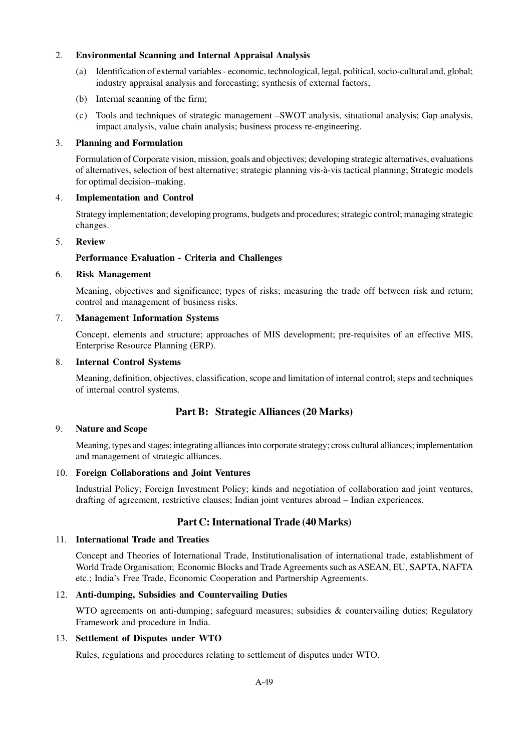2. **Environmental Scanning and Internal Appraisal Analysis**

   (a) Identification of external variables - economic, technological, legal, political, socio-cultural and, global; industry appraisal analysis and forecasting; synthesis of external factors;

   (b) Internal scanning of the firm;

   (c) Tools and techniques of strategic management –SWOT analysis, situational analysis; Gap analysis, impact analysis, value chain analysis; business process re-engineering.

3. **Planning and Formulation**

   Formulation of Corporate vision, mission, goals and objectives; developing strategic alternatives, evaluations of alternatives, selection of best alternative; strategic planning vis-à-vis tactical planning; Strategic models for optimal decision–making.

4. **Implementation and Control**

   Strategy implementation; developing programs, budgets and procedures; strategic control; managing strategic changes.

5. **Review**

   **Performance Evaluation - Criteria and Challenges**

6. **Risk Management**

   Meaning, objectives and significance; types of risks; measuring the trade off between risk and return; control and management of business risks.

7. **Management Information Systems**

   Concept, elements and structure; approaches of MIS development; pre-requisites of an effective MIS, Enterprise Resource Planning (ERP).

8. **Internal Control Systems**

   Meaning, definition, objectives, classification, scope and limitation of internal control; steps and techniques of internal control systems.

## Part B: Strategic Alliances (20 Marks)

9. **Nature and Scope**

   Meaning, types and stages; integrating alliances into corporate strategy; cross cultural alliances; implementation and management of strategic alliances.

10. **Foreign Collaborations and Joint Ventures**

    Industrial Policy; Foreign Investment Policy; kinds and negotiation of collaboration and joint ventures, drafting of agreement, restrictive clauses; Indian joint ventures abroad – Indian experiences.

## Part C: International Trade (40 Marks)

11. **International Trade and Treaties**

    Concept and Theories of International Trade, Institutionalisation of international trade, establishment of World Trade Organisation; Economic Blocks and Trade Agreements such as ASEAN, EU, SAPTA, NAFTA etc.; India's Free Trade, Economic Cooperation and Partnership Agreements.

12. **Anti-dumping, Subsidies and Countervailing Duties**

    WTO agreements on anti-dumping; safeguard measures; subsidies & countervailing duties; Regulatory Framework and procedure in India.

13. **Settlement of Disputes under WTO**

    Rules, regulations and procedures relating to settlement of disputes under WTO.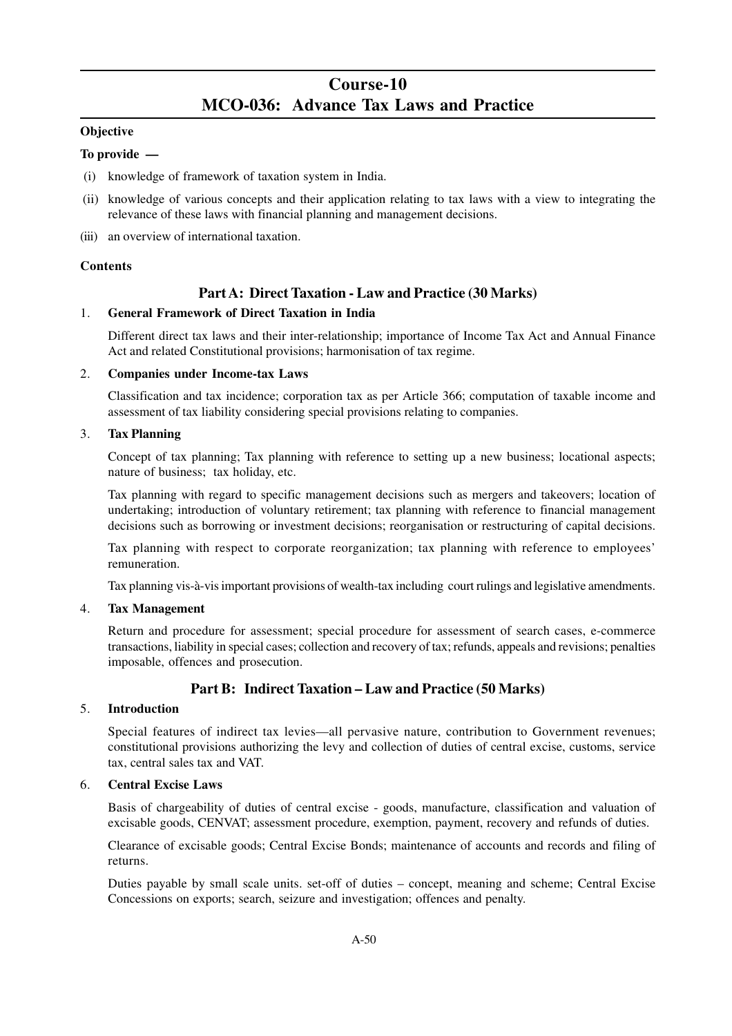# Course-10
# MCO-036: Advance Tax Laws and Practice

**Objective**

**To provide —**

(i) knowledge of framework of taxation system in India.

(ii) knowledge of various concepts and their application relating to tax laws with a view to integrating the relevance of these laws with financial planning and management decisions.

(iii) an overview of international taxation.

**Contents**

## Part A: Direct Taxation - Law and Practice (30 Marks)

1. **General Framework of Direct Taxation in India**

   Different direct tax laws and their inter-relationship; importance of Income Tax Act and Annual Finance Act and related Constitutional provisions; harmonisation of tax regime.

2. **Companies under Income-tax Laws**

   Classification and tax incidence; corporation tax as per Article 366; computation of taxable income and assessment of tax liability considering special provisions relating to companies.

3. **Tax Planning**

   Concept of tax planning; Tax planning with reference to setting up a new business; locational aspects; nature of business; tax holiday, etc.

   Tax planning with regard to specific management decisions such as mergers and takeovers; location of undertaking; introduction of voluntary retirement; tax planning with reference to financial management decisions such as borrowing or investment decisions; reorganisation or restructuring of capital decisions.

   Tax planning with respect to corporate reorganization; tax planning with reference to employees' remuneration.

   Tax planning vis-à-vis important provisions of wealth-tax including court rulings and legislative amendments.

4. **Tax Management**

   Return and procedure for assessment; special procedure for assessment of search cases, e-commerce transactions, liability in special cases; collection and recovery of tax; refunds, appeals and revisions; penalties imposable, offences and prosecution.

## Part B: Indirect Taxation – Law and Practice (50 Marks)

5. **Introduction**

   Special features of indirect tax levies—all pervasive nature, contribution to Government revenues; constitutional provisions authorizing the levy and collection of duties of central excise, customs, service tax, central sales tax and VAT.

6. **Central Excise Laws**

   Basis of chargeability of duties of central excise - goods, manufacture, classification and valuation of excisable goods, CENVAT; assessment procedure, exemption, payment, recovery and refunds of duties.

   Clearance of excisable goods; Central Excise Bonds; maintenance of accounts and records and filing of returns.

   Duties payable by small scale units. set-off of duties – concept, meaning and scheme; Central Excise Concessions on exports; search, seizure and investigation; offences and penalty.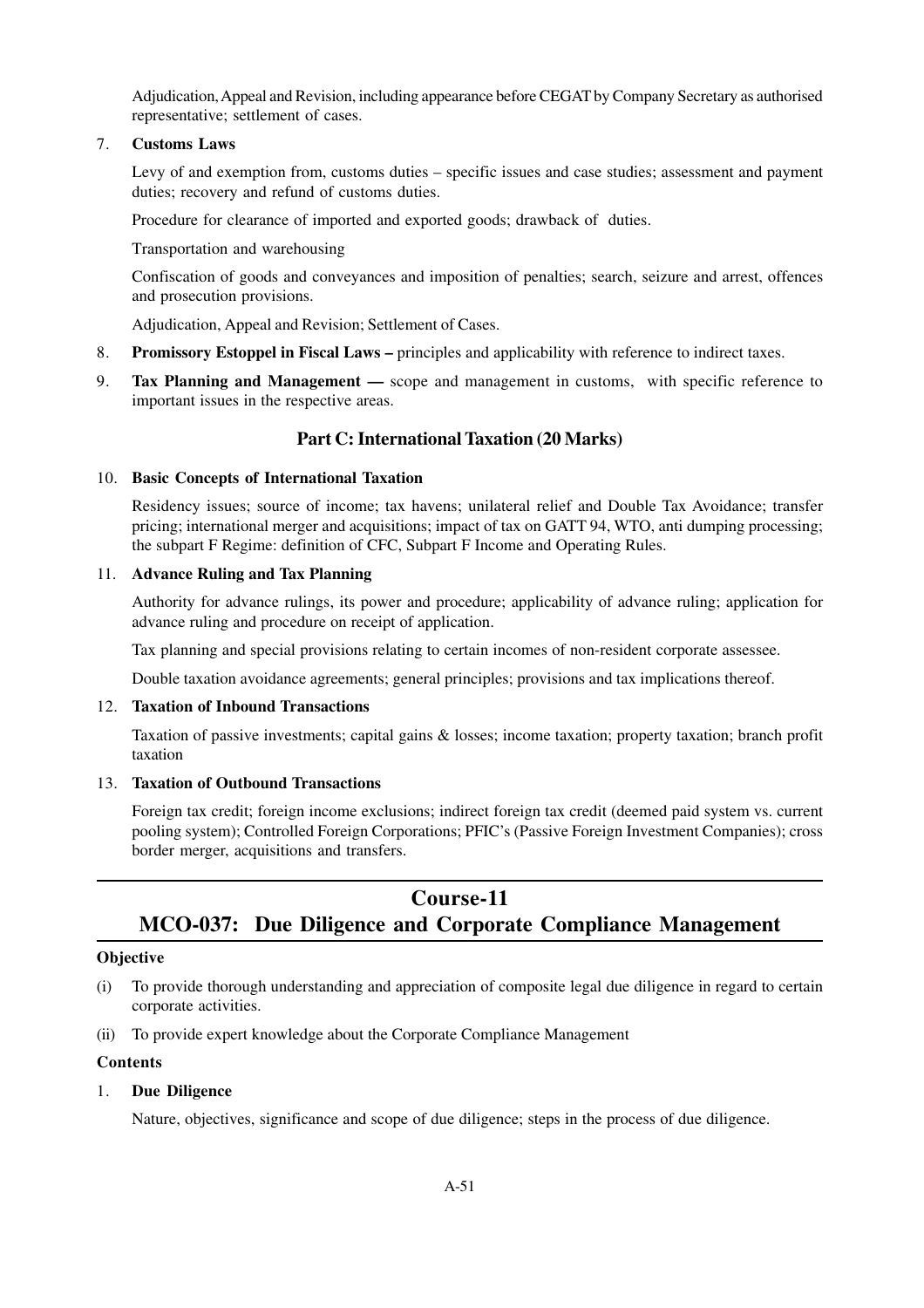Adjudication, Appeal and Revision, including appearance before CEGAT by Company Secretary as authorised representative; settlement of cases.

7. **Customs Laws**

   Levy of and exemption from, customs duties – specific issues and case studies; assessment and payment duties; recovery and refund of customs duties.

   Procedure for clearance of imported and exported goods; drawback of duties.

   Transportation and warehousing

   Confiscation of goods and conveyances and imposition of penalties; search, seizure and arrest, offences and prosecution provisions.

   Adjudication, Appeal and Revision; Settlement of Cases.

8. **Promissory Estoppel in Fiscal Laws –** principles and applicability with reference to indirect taxes.

9. **Tax Planning and Management —** scope and management in customs, with specific reference to important issues in the respective areas.

### Part C: International Taxation (20 Marks)

10. **Basic Concepts of International Taxation**

    Residency issues; source of income; tax havens; unilateral relief and Double Tax Avoidance; transfer pricing; international merger and acquisitions; impact of tax on GATT 94, WTO, anti dumping processing; the subpart F Regime: definition of CFC, Subpart F Income and Operating Rules.

11. **Advance Ruling and Tax Planning**

    Authority for advance rulings, its power and procedure; applicability of advance ruling; application for advance ruling and procedure on receipt of application.

    Tax planning and special provisions relating to certain incomes of non-resident corporate assessee.

    Double taxation avoidance agreements; general principles; provisions and tax implications thereof.

12. **Taxation of Inbound Transactions**

    Taxation of passive investments; capital gains & losses; income taxation; property taxation; branch profit taxation

13. **Taxation of Outbound Transactions**

    Foreign tax credit; foreign income exclusions; indirect foreign tax credit (deemed paid system vs. current pooling system); Controlled Foreign Corporations; PFIC's (Passive Foreign Investment Companies); cross border merger, acquisitions and transfers.

---

## Course-11
## MCO-037: Due Diligence and Corporate Compliance Management

---

**Objective**

(i) To provide thorough understanding and appreciation of composite legal due diligence in regard to certain corporate activities.

(ii) To provide expert knowledge about the Corporate Compliance Management

**Contents**

1. **Due Diligence**

   Nature, objectives, significance and scope of due diligence; steps in the process of due diligence.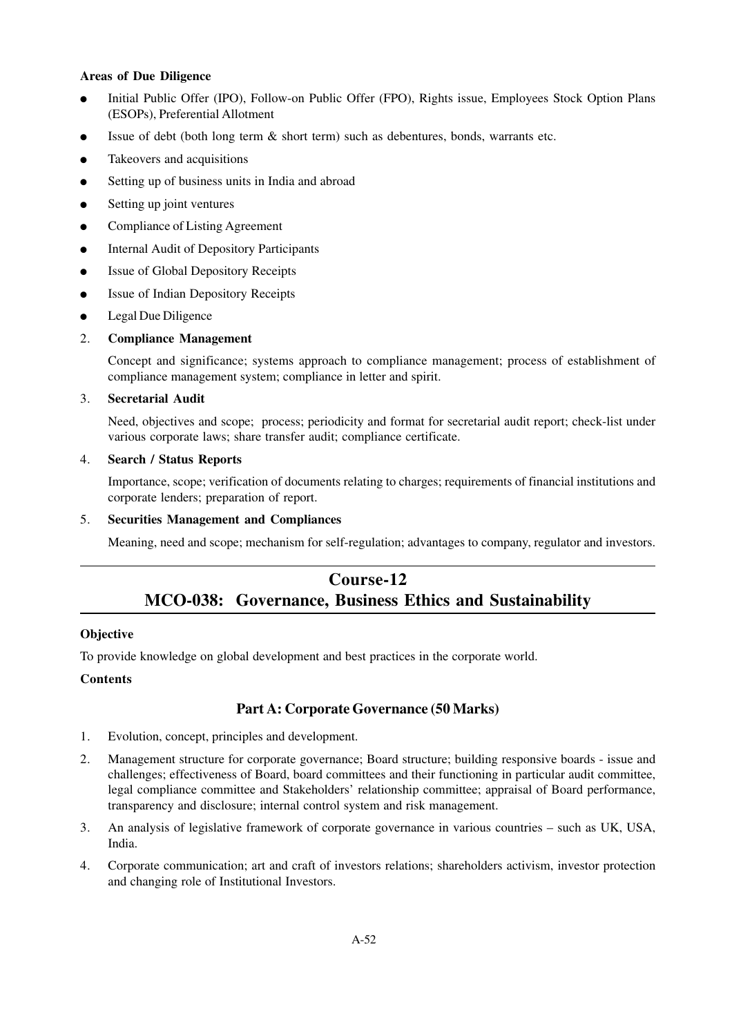**Areas of Due Diligence**

- Initial Public Offer (IPO), Follow-on Public Offer (FPO), Rights issue, Employees Stock Option Plans (ESOPs), Preferential Allotment
- Issue of debt (both long term & short term) such as debentures, bonds, warrants etc.
- Takeovers and acquisitions
- Setting up of business units in India and abroad
- Setting up joint ventures
- Compliance of Listing Agreement
- Internal Audit of Depository Participants
- Issue of Global Depository Receipts
- Issue of Indian Depository Receipts
- Legal Due Diligence

2. **Compliance Management**

   Concept and significance; systems approach to compliance management; process of establishment of compliance management system; compliance in letter and spirit.

3. **Secretarial Audit**

   Need, objectives and scope; process; periodicity and format for secretarial audit report; check-list under various corporate laws; share transfer audit; compliance certificate.

4. **Search / Status Reports**

   Importance, scope; verification of documents relating to charges; requirements of financial institutions and corporate lenders; preparation of report.

5. **Securities Management and Compliances**

   Meaning, need and scope; mechanism for self-regulation; advantages to company, regulator and investors.

---

## Course-12
## MCO-038: Governance, Business Ethics and Sustainability

---

**Objective**

To provide knowledge on global development and best practices in the corporate world.

**Contents**

### Part A: Corporate Governance (50 Marks)

1. Evolution, concept, principles and development.
2. Management structure for corporate governance; Board structure; building responsive boards - issue and challenges; effectiveness of Board, board committees and their functioning in particular audit committee, legal compliance committee and Stakeholders' relationship committee; appraisal of Board performance, transparency and disclosure; internal control system and risk management.
3. An analysis of legislative framework of corporate governance in various countries – such as UK, USA, India.
4. Corporate communication; art and craft of investors relations; shareholders activism, investor protection and changing role of Institutional Investors.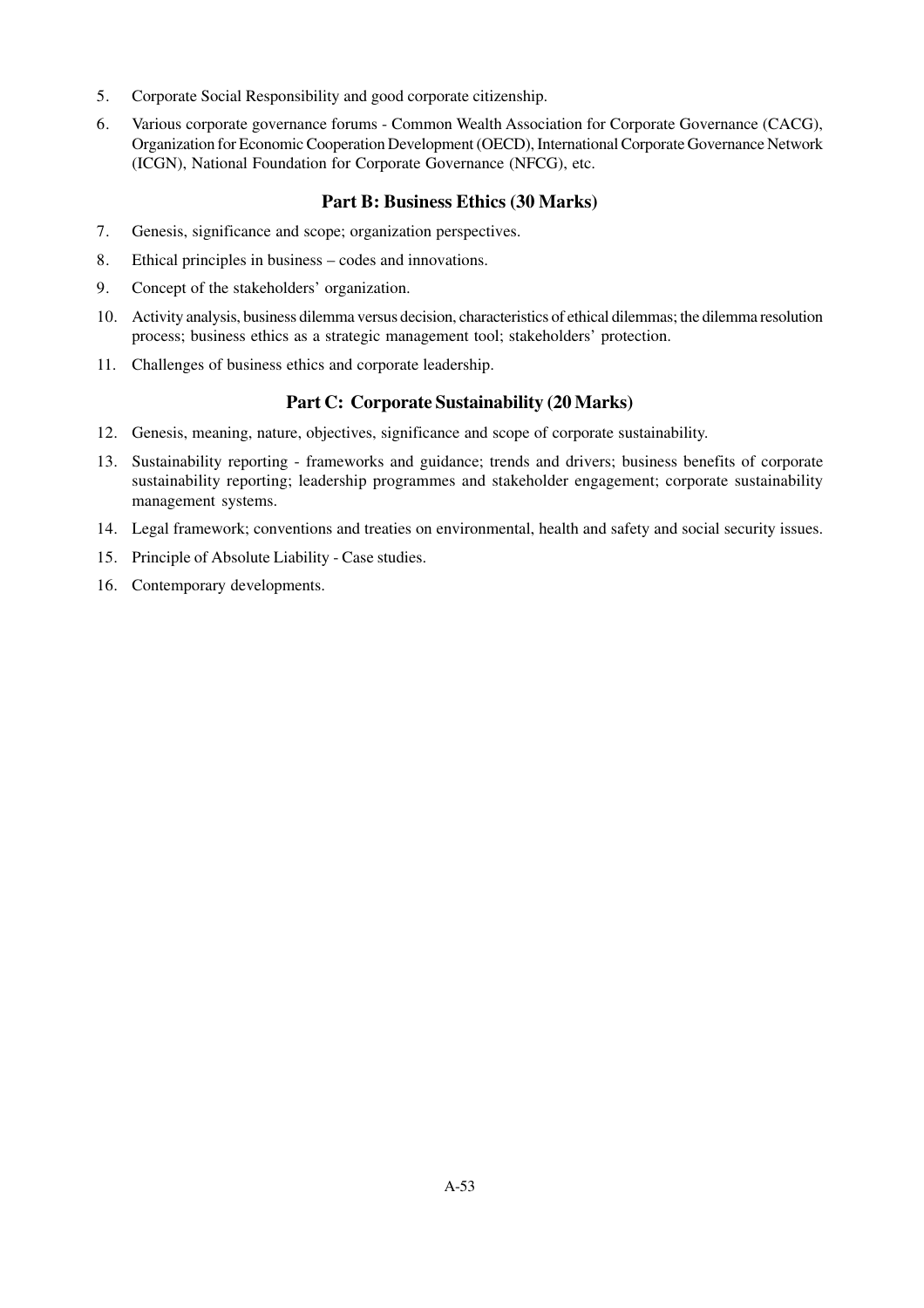5. Corporate Social Responsibility and good corporate citizenship.
6. Various corporate governance forums - Common Wealth Association for Corporate Governance (CACG), Organization for Economic Cooperation Development (OECD), International Corporate Governance Network (ICGN), National Foundation for Corporate Governance (NFCG), etc.

### Part B: Business Ethics (30 Marks)

7. Genesis, significance and scope; organization perspectives.
8. Ethical principles in business – codes and innovations.
9. Concept of the stakeholders' organization.
10. Activity analysis, business dilemma versus decision, characteristics of ethical dilemmas; the dilemma resolution process; business ethics as a strategic management tool; stakeholders' protection.
11. Challenges of business ethics and corporate leadership.

### Part C: Corporate Sustainability (20 Marks)

12. Genesis, meaning, nature, objectives, significance and scope of corporate sustainability.
13. Sustainability reporting - frameworks and guidance; trends and drivers; business benefits of corporate sustainability reporting; leadership programmes and stakeholder engagement; corporate sustainability management systems.
14. Legal framework; conventions and treaties on environmental, health and safety and social security issues.
15. Principle of Absolute Liability - Case studies.
16. Contemporary developments.